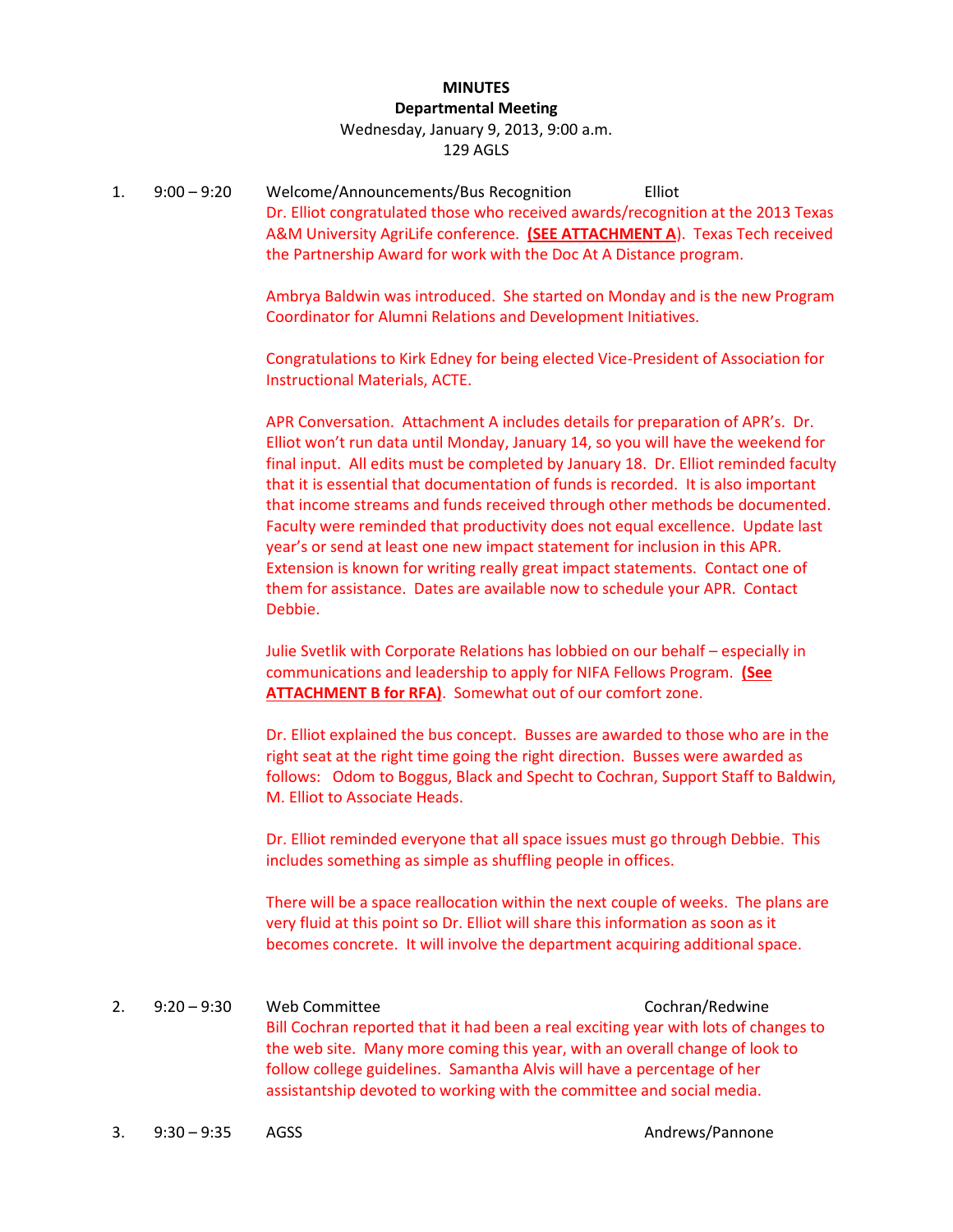**MINUTES**
**Departmental Meeting**
Wednesday, January 9, 2013, 9:00 a.m.
129 AGLS

1. 9:00 – 9:20 Welcome/Announcements/Bus Recognition — Elliot

   Dr. Elliot congratulated those who received awards/recognition at the 2013 Texas A&M University AgriLife conference. **(SEE ATTACHMENT A**). Texas Tech received the Partnership Award for work with the Doc At A Distance program.

   Ambrya Baldwin was introduced. She started on Monday and is the new Program Coordinator for Alumni Relations and Development Initiatives.

   Congratulations to Kirk Edney for being elected Vice-President of Association for Instructional Materials, ACTE.

   APR Conversation. Attachment A includes details for preparation of APR's. Dr. Elliot won't run data until Monday, January 14, so you will have the weekend for final input. All edits must be completed by January 18. Dr. Elliot reminded faculty that it is essential that documentation of funds is recorded. It is also important that income streams and funds received through other methods be documented. Faculty were reminded that productivity does not equal excellence. Update last year's or send at least one new impact statement for inclusion in this APR. Extension is known for writing really great impact statements. Contact one of them for assistance. Dates are available now to schedule your APR. Contact Debbie.

   Julie Svetlik with Corporate Relations has lobbied on our behalf – especially in communications and leadership to apply for NIFA Fellows Program. **(See ATTACHMENT B for RFA)**. Somewhat out of our comfort zone.

   Dr. Elliot explained the bus concept. Busses are awarded to those who are in the right seat at the right time going the right direction. Busses were awarded as follows: Odom to Boggus, Black and Specht to Cochran, Support Staff to Baldwin, M. Elliot to Associate Heads.

   Dr. Elliot reminded everyone that all space issues must go through Debbie. This includes something as simple as shuffling people in offices.

   There will be a space reallocation within the next couple of weeks. The plans are very fluid at this point so Dr. Elliot will share this information as soon as it becomes concrete. It will involve the department acquiring additional space.

2. 9:20 – 9:30 Web Committee — Cochran/Redwine

   Bill Cochran reported that it had been a real exciting year with lots of changes to the web site. Many more coming this year, with an overall change of look to follow college guidelines. Samantha Alvis will have a percentage of her assistantship devoted to working with the committee and social media.

3. 9:30 – 9:35 AGSS — Andrews/Pannone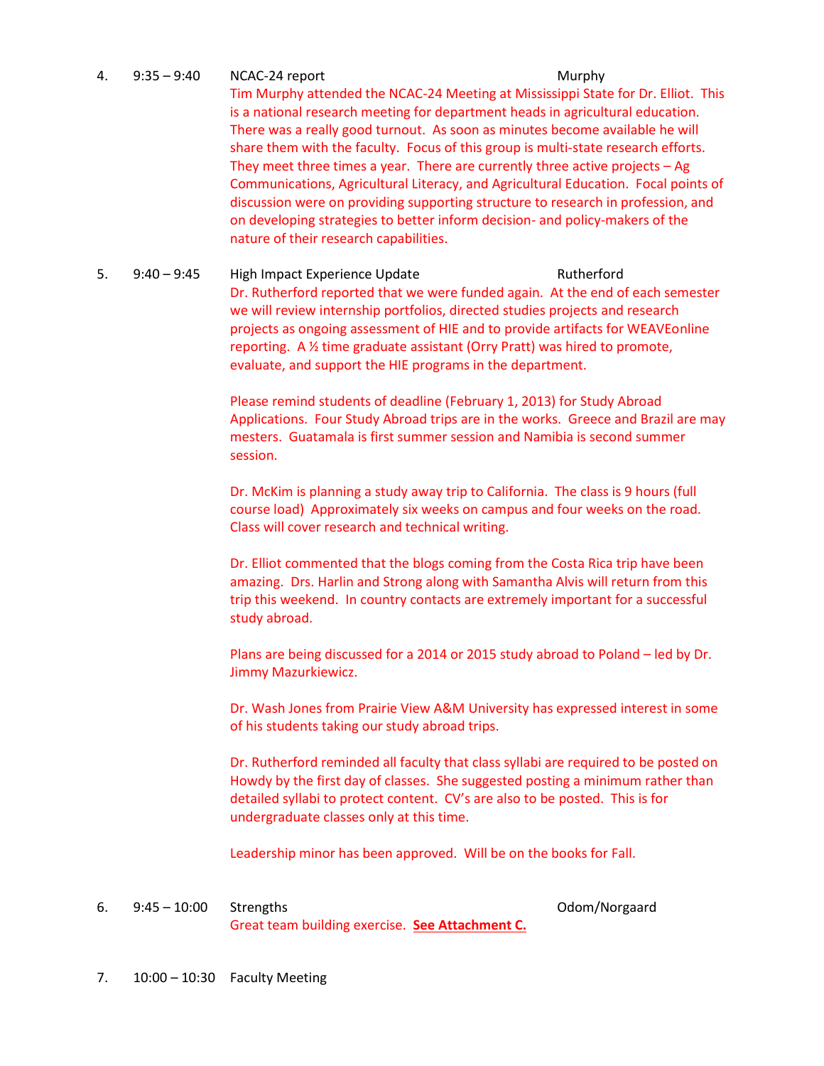4. 9:35 – 9:40 NCAC-24 report — Murphy

Tim Murphy attended the NCAC-24 Meeting at Mississippi State for Dr. Elliot. This is a national research meeting for department heads in agricultural education. There was a really good turnout. As soon as minutes become available he will share them with the faculty. Focus of this group is multi-state research efforts. They meet three times a year. There are currently three active projects – Ag Communications, Agricultural Literacy, and Agricultural Education. Focal points of discussion were on providing supporting structure to research in profession, and on developing strategies to better inform decision- and policy-makers of the nature of their research capabilities.

5. 9:40 – 9:45 High Impact Experience Update — Rutherford

Dr. Rutherford reported that we were funded again. At the end of each semester we will review internship portfolios, directed studies projects and research projects as ongoing assessment of HIE and to provide artifacts for WEAVEonline reporting. A ½ time graduate assistant (Orry Pratt) was hired to promote, evaluate, and support the HIE programs in the department.

Please remind students of deadline (February 1, 2013) for Study Abroad Applications. Four Study Abroad trips are in the works. Greece and Brazil are may mesters. Guatamala is first summer session and Namibia is second summer session.

Dr. McKim is planning a study away trip to California. The class is 9 hours (full course load) Approximately six weeks on campus and four weeks on the road. Class will cover research and technical writing.

Dr. Elliot commented that the blogs coming from the Costa Rica trip have been amazing. Drs. Harlin and Strong along with Samantha Alvis will return from this trip this weekend. In country contacts are extremely important for a successful study abroad.

Plans are being discussed for a 2014 or 2015 study abroad to Poland – led by Dr. Jimmy Mazurkiewicz.

Dr. Wash Jones from Prairie View A&M University has expressed interest in some of his students taking our study abroad trips.

Dr. Rutherford reminded all faculty that class syllabi are required to be posted on Howdy by the first day of classes. She suggested posting a minimum rather than detailed syllabi to protect content. CV's are also to be posted. This is for undergraduate classes only at this time.

Leadership minor has been approved. Will be on the books for Fall.

6. 9:45 – 10:00 Strengths — Odom/Norgaard

Great team building exercise. **See Attachment C.**

7. 10:00 – 10:30 Faculty Meeting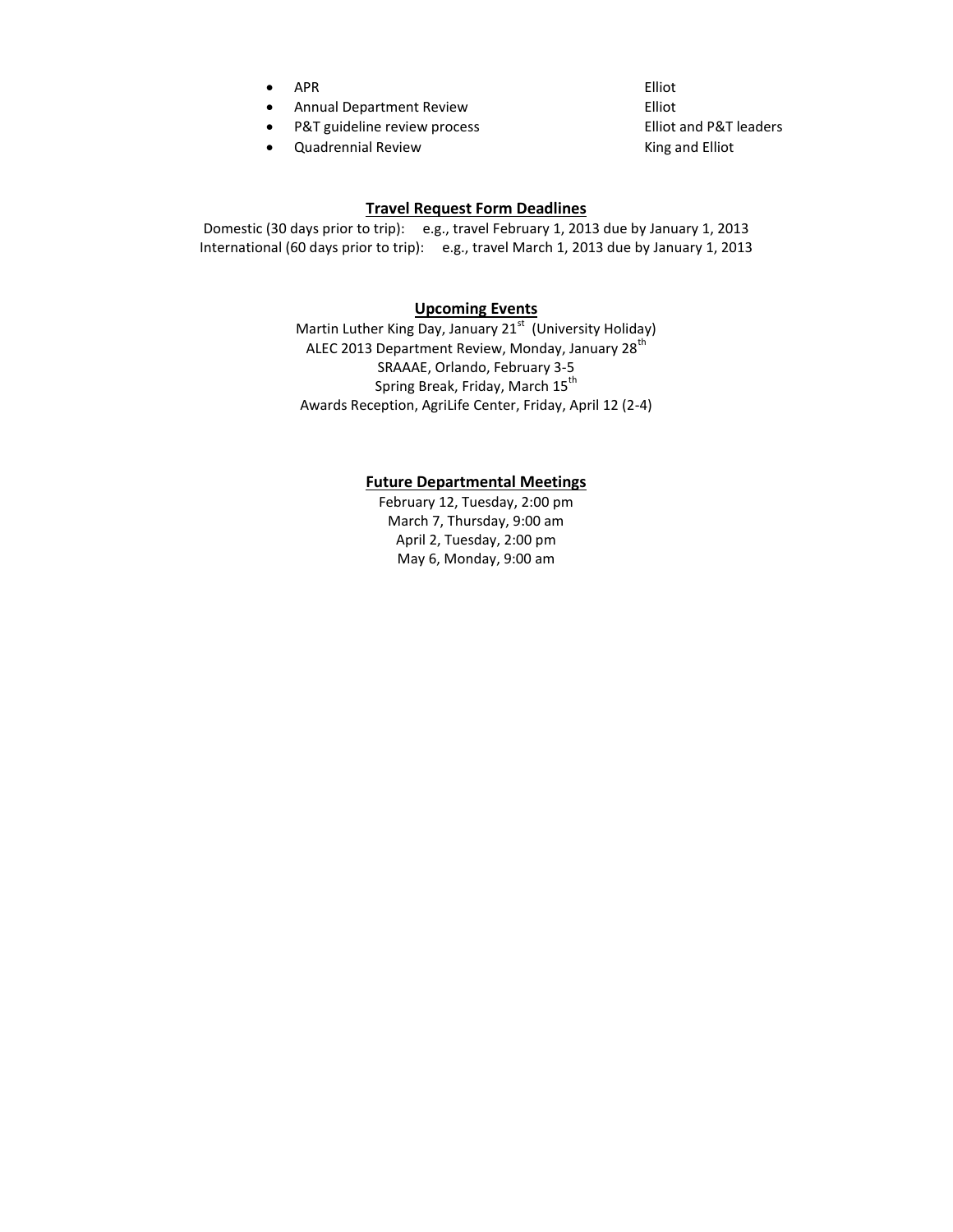- APR — Elliot
- Annual Department Review — Elliot
- P&T guideline review process — Elliot and P&T leaders
- Quadrennial Review — King and Elliot

## Travel Request Form Deadlines

Domestic (30 days prior to trip): e.g., travel February 1, 2013 due by January 1, 2013
International (60 days prior to trip): e.g., travel March 1, 2013 due by January 1, 2013

## Upcoming Events

Martin Luther King Day, January 21st (University Holiday)
ALEC 2013 Department Review, Monday, January 28th
SRAAAE, Orlando, February 3-5
Spring Break, Friday, March 15th
Awards Reception, AgriLife Center, Friday, April 12 (2-4)

## Future Departmental Meetings

February 12, Tuesday, 2:00 pm
March 7, Thursday, 9:00 am
April 2, Tuesday, 2:00 pm
May 6, Monday, 9:00 am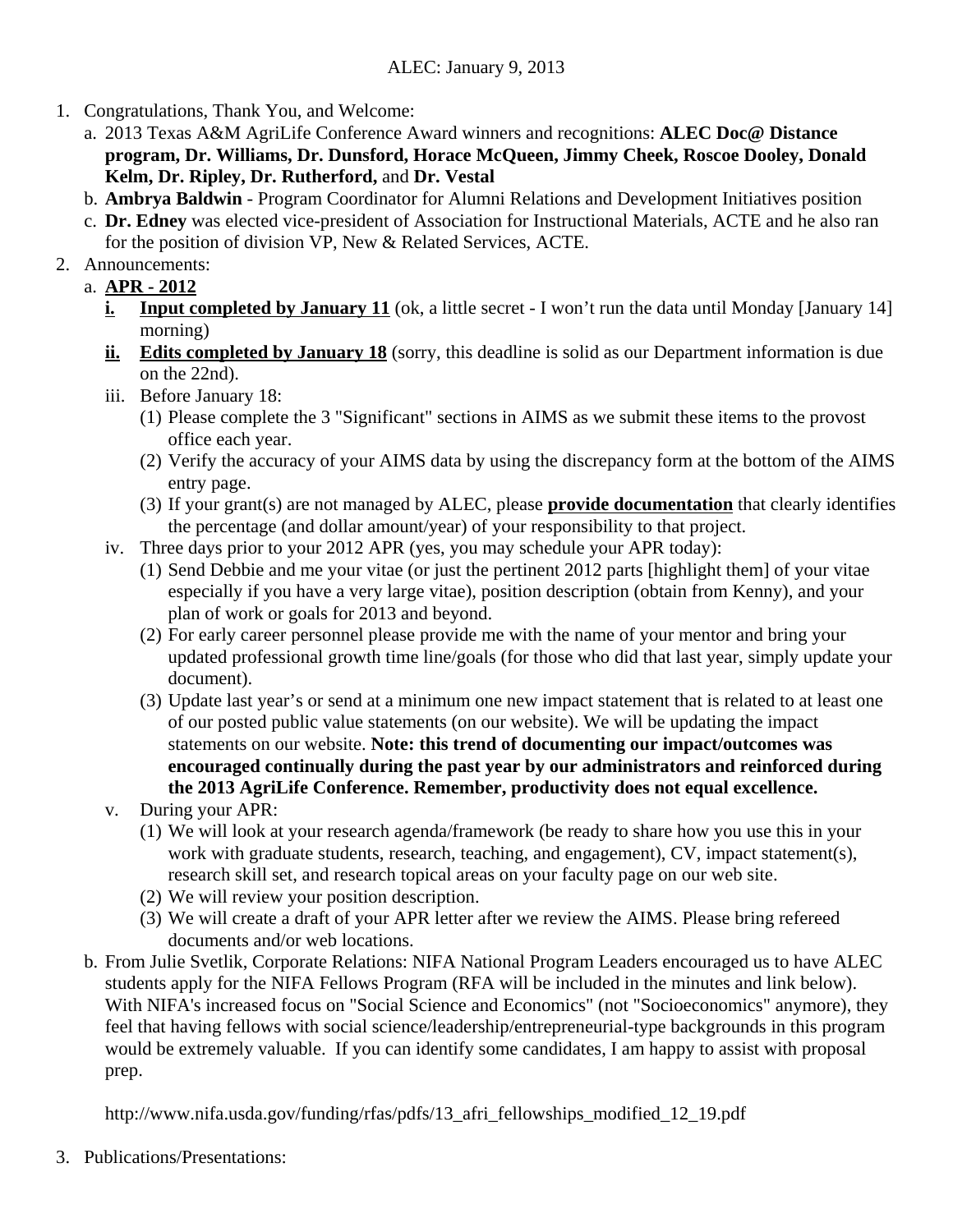ALEC: January 9, 2013

1. Congratulations, Thank You, and Welcome:
   a. 2013 Texas A&M AgriLife Conference Award winners and recognitions: **ALEC Doc@ Distance program, Dr. Williams, Dr. Dunsford, Horace McQueen, Jimmy Cheek, Roscoe Dooley, Donald Kelm, Dr. Ripley, Dr. Rutherford,** and **Dr. Vestal**
   b. **Ambrya Baldwin** - Program Coordinator for Alumni Relations and Development Initiatives position
   c. **Dr. Edney** was elected vice-president of Association for Instructional Materials, ACTE and he also ran for the position of division VP, New & Related Services, ACTE.
2. Announcements:
   a. <u>**APR - 2012**</u>
      i. <u>**Input completed by January 11**</u> (ok, a little secret - I won't run the data until Monday [January 14] morning)
      ii. <u>**Edits completed by January 18**</u> (sorry, this deadline is solid as our Department information is due on the 22nd).
      iii. Before January 18:
         (1) Please complete the 3 "Significant" sections in AIMS as we submit these items to the provost office each year.
         (2) Verify the accuracy of your AIMS data by using the discrepancy form at the bottom of the AIMS entry page.
         (3) If your grant(s) are not managed by ALEC, please <u>**provide documentation**</u> that clearly identifies the percentage (and dollar amount/year) of your responsibility to that project.
      iv. Three days prior to your 2012 APR (yes, you may schedule your APR today):
         (1) Send Debbie and me your vitae (or just the pertinent 2012 parts [highlight them] of your vitae especially if you have a very large vitae), position description (obtain from Kenny), and your plan of work or goals for 2013 and beyond.
         (2) For early career personnel please provide me with the name of your mentor and bring your updated professional growth time line/goals (for those who did that last year, simply update your document).
         (3) Update last year's or send at a minimum one new impact statement that is related to at least one of our posted public value statements (on our website). We will be updating the impact statements on our website. **Note: this trend of documenting our impact/outcomes was encouraged continually during the past year by our administrators and reinforced during the 2013 AgriLife Conference. Remember, productivity does not equal excellence.**
      v. During your APR:
         (1) We will look at your research agenda/framework (be ready to share how you use this in your work with graduate students, research, teaching, and engagement), CV, impact statement(s), research skill set, and research topical areas on your faculty page on our web site.
         (2) We will review your position description.
         (3) We will create a draft of your APR letter after we review the AIMS. Please bring refereed documents and/or web locations.
   b. From Julie Svetlik, Corporate Relations: NIFA National Program Leaders encouraged us to have ALEC students apply for the NIFA Fellows Program (RFA will be included in the minutes and link below). With NIFA's increased focus on "Social Science and Economics" (not "Socioeconomics" anymore), they feel that having fellows with social science/leadership/entrepreneurial-type backgrounds in this program would be extremely valuable. If you can identify some candidates, I am happy to assist with proposal prep.

      http://www.nifa.usda.gov/funding/rfas/pdfs/13_afri_fellowships_modified_12_19.pdf

3. Publications/Presentations: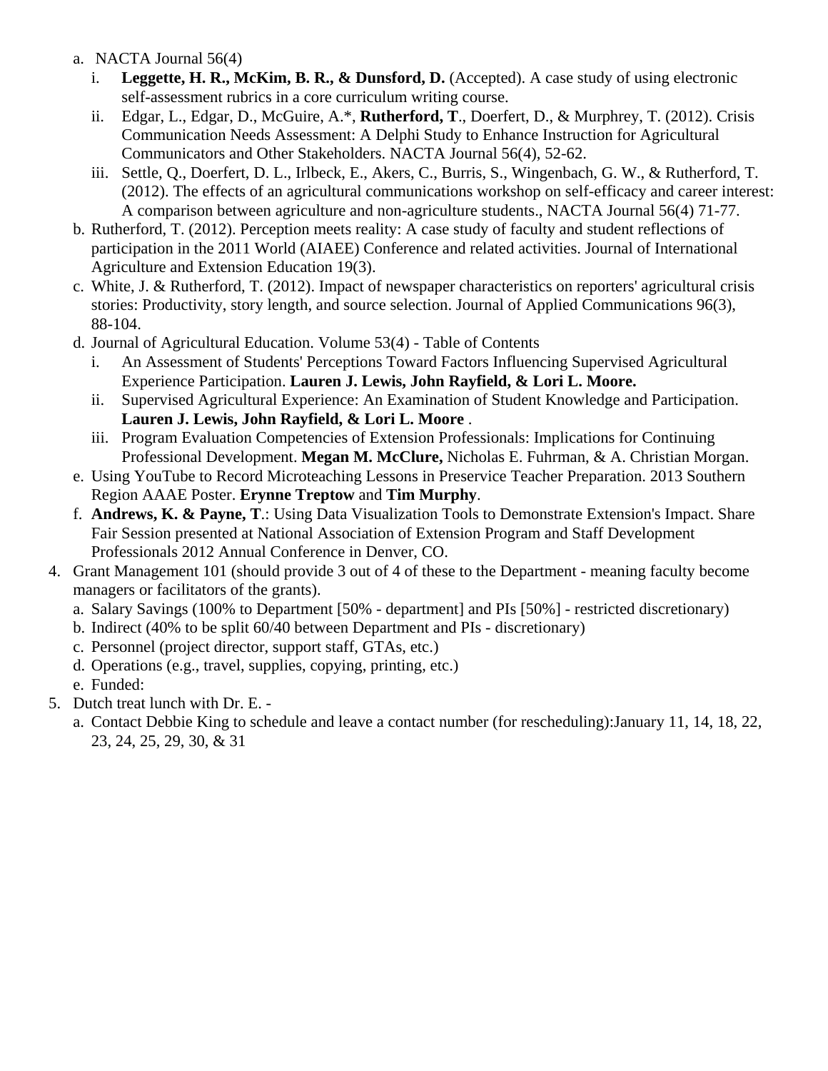a. NACTA Journal 56(4)
   i. **Leggette, H. R., McKim, B. R., & Dunsford, D.** (Accepted). A case study of using electronic self-assessment rubrics in a core curriculum writing course.
   ii. Edgar, L., Edgar, D., McGuire, A.*, **Rutherford, T**., Doerfert, D., & Murphrey, T. (2012). Crisis Communication Needs Assessment: A Delphi Study to Enhance Instruction for Agricultural Communicators and Other Stakeholders. NACTA Journal 56(4), 52-62.
   iii. Settle, Q., Doerfert, D. L., Irlbeck, E., Akers, C., Burris, S., Wingenbach, G. W., & Rutherford, T. (2012). The effects of an agricultural communications workshop on self-efficacy and career interest: A comparison between agriculture and non-agriculture students., NACTA Journal 56(4) 71-77.

b. Rutherford, T. (2012). Perception meets reality: A case study of faculty and student reflections of participation in the 2011 World (AIAEE) Conference and related activities. Journal of International Agriculture and Extension Education 19(3).

c. White, J. & Rutherford, T. (2012). Impact of newspaper characteristics on reporters' agricultural crisis stories: Productivity, story length, and source selection. Journal of Applied Communications 96(3), 88-104.

d. Journal of Agricultural Education. Volume 53(4) - Table of Contents
   i. An Assessment of Students' Perceptions Toward Factors Influencing Supervised Agricultural Experience Participation. **Lauren J. Lewis, John Rayfield, & Lori L. Moore.**
   ii. Supervised Agricultural Experience: An Examination of Student Knowledge and Participation. **Lauren J. Lewis, John Rayfield, & Lori L. Moore** .
   iii. Program Evaluation Competencies of Extension Professionals: Implications for Continuing Professional Development. **Megan M. McClure,** Nicholas E. Fuhrman, & A. Christian Morgan.

e. Using YouTube to Record Microteaching Lessons in Preservice Teacher Preparation. 2013 Southern Region AAAE Poster. **Erynne Treptow** and **Tim Murphy**.

f. **Andrews, K. & Payne, T**.: Using Data Visualization Tools to Demonstrate Extension's Impact. Share Fair Session presented at National Association of Extension Program and Staff Development Professionals 2012 Annual Conference in Denver, CO.

4. Grant Management 101 (should provide 3 out of 4 of these to the Department - meaning faculty become managers or facilitators of the grants).
   a. Salary Savings (100% to Department [50% - department] and PIs [50%] - restricted discretionary)
   b. Indirect (40% to be split 60/40 between Department and PIs - discretionary)
   c. Personnel (project director, support staff, GTAs, etc.)
   d. Operations (e.g., travel, supplies, copying, printing, etc.)
   e. Funded:

5. Dutch treat lunch with Dr. E. -
   a. Contact Debbie King to schedule and leave a contact number (for rescheduling):January 11, 14, 18, 22, 23, 24, 25, 29, 30, & 31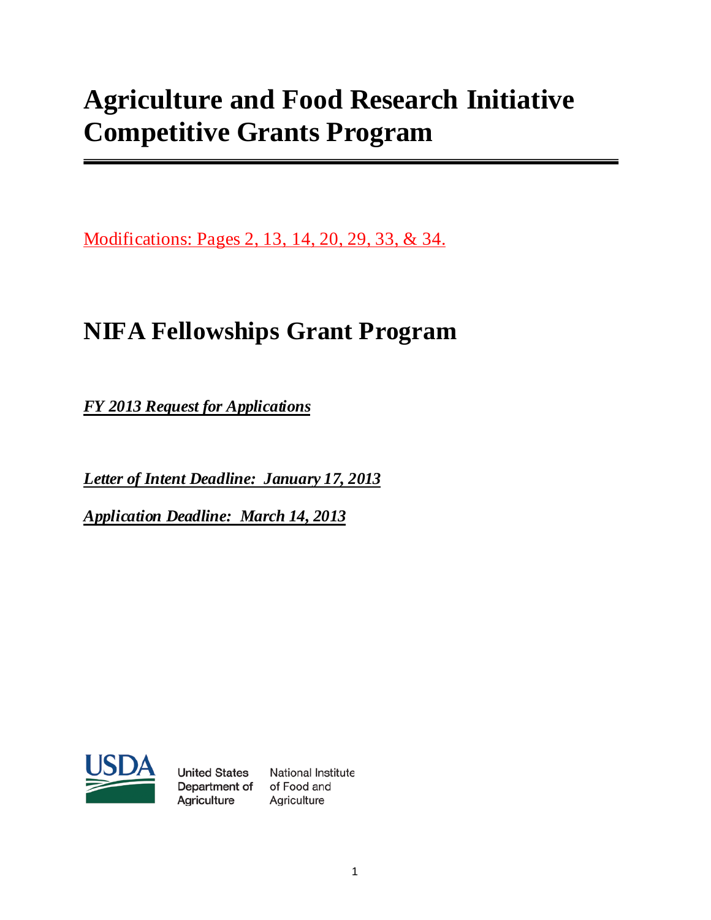# Agriculture and Food Research Initiative Competitive Grants Program

---

Modifications: Pages 2, 13, 14, 20, 29, 33, & 34.

# NIFA Fellowships Grant Program

***FY 2013 Request for Applications***

***Letter of Intent Deadline: January 17, 2013***

***Application Deadline: March 14, 2013***

United States Department of Agriculture

National Institute of Food and Agriculture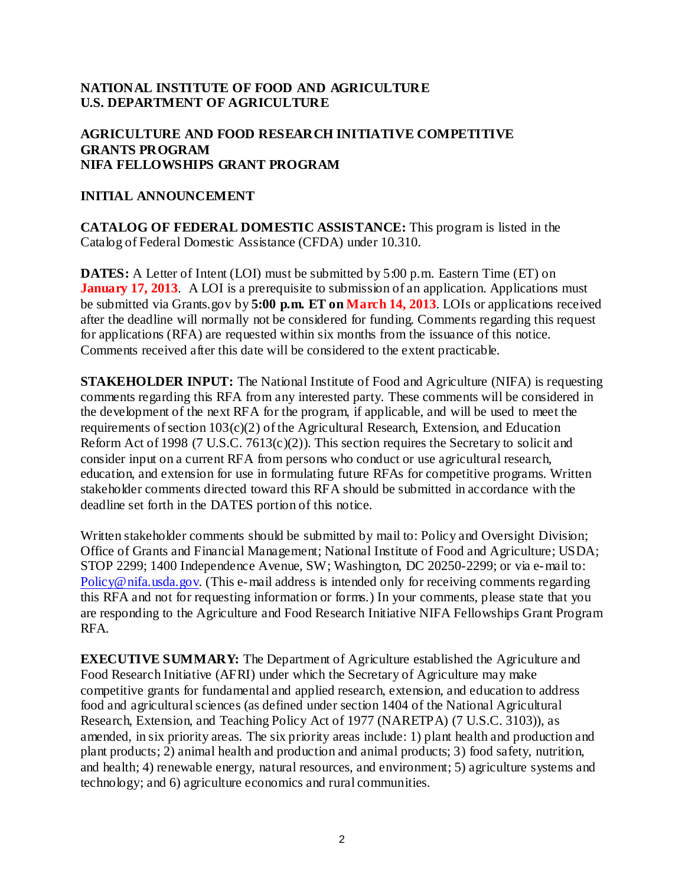**NATIONAL INSTITUTE OF FOOD AND AGRICULTURE**
**U.S. DEPARTMENT OF AGRICULTURE**

**AGRICULTURE AND FOOD RESEARCH INITIATIVE COMPETITIVE GRANTS PROGRAM**
**NIFA FELLOWSHIPS GRANT PROGRAM**

**INITIAL ANNOUNCEMENT**

**CATALOG OF FEDERAL DOMESTIC ASSISTANCE:** This program is listed in the Catalog of Federal Domestic Assistance (CFDA) under 10.310.

**DATES:** A Letter of Intent (LOI) must be submitted by 5:00 p.m. Eastern Time (ET) on **January 17, 2013**. A LOI is a prerequisite to submission of an application. Applications must be submitted via Grants.gov by **5:00 p.m. ET on March 14, 2013**. LOIs or applications received after the deadline will normally not be considered for funding. Comments regarding this request for applications (RFA) are requested within six months from the issuance of this notice. Comments received after this date will be considered to the extent practicable.

**STAKEHOLDER INPUT:** The National Institute of Food and Agriculture (NIFA) is requesting comments regarding this RFA from any interested party. These comments will be considered in the development of the next RFA for the program, if applicable, and will be used to meet the requirements of section 103(c)(2) of the Agricultural Research, Extension, and Education Reform Act of 1998 (7 U.S.C. 7613(c)(2)). This section requires the Secretary to solicit and consider input on a current RFA from persons who conduct or use agricultural research, education, and extension for use in formulating future RFAs for competitive programs. Written stakeholder comments directed toward this RFA should be submitted in accordance with the deadline set forth in the DATES portion of this notice.

Written stakeholder comments should be submitted by mail to: Policy and Oversight Division; Office of Grants and Financial Management; National Institute of Food and Agriculture; USDA; STOP 2299; 1400 Independence Avenue, SW; Washington, DC 20250-2299; or via e-mail to: Policy@nifa.usda.gov. (This e-mail address is intended only for receiving comments regarding this RFA and not for requesting information or forms.) In your comments, please state that you are responding to the Agriculture and Food Research Initiative NIFA Fellowships Grant Program RFA.

**EXECUTIVE SUMMARY:** The Department of Agriculture established the Agriculture and Food Research Initiative (AFRI) under which the Secretary of Agriculture may make competitive grants for fundamental and applied research, extension, and education to address food and agricultural sciences (as defined under section 1404 of the National Agricultural Research, Extension, and Teaching Policy Act of 1977 (NARETPA) (7 U.S.C. 3103)), as amended, in six priority areas. The six priority areas include: 1) plant health and production and plant products; 2) animal health and production and animal products; 3) food safety, nutrition, and health; 4) renewable energy, natural resources, and environment; 5) agriculture systems and technology; and 6) agriculture economics and rural communities.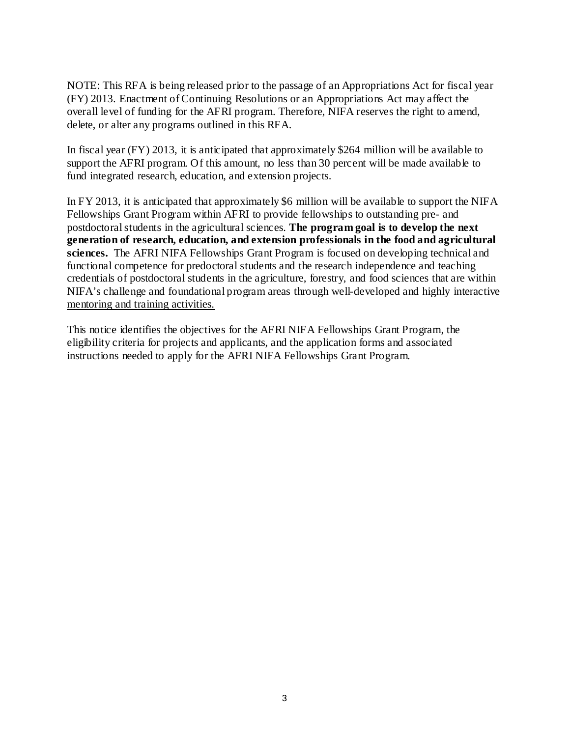NOTE: This RFA is being released prior to the passage of an Appropriations Act for fiscal year (FY) 2013. Enactment of Continuing Resolutions or an Appropriations Act may affect the overall level of funding for the AFRI program. Therefore, NIFA reserves the right to amend, delete, or alter any programs outlined in this RFA.

In fiscal year (FY) 2013, it is anticipated that approximately $264 million will be available to support the AFRI program. Of this amount, no less than 30 percent will be made available to fund integrated research, education, and extension projects.

In FY 2013, it is anticipated that approximately $6 million will be available to support the NIFA Fellowships Grant Program within AFRI to provide fellowships to outstanding pre- and postdoctoral students in the agricultural sciences. **The program goal is to develop the next generation of research, education, and extension professionals in the food and agricultural sciences.** The AFRI NIFA Fellowships Grant Program is focused on developing technical and functional competence for predoctoral students and the research independence and teaching credentials of postdoctoral students in the agriculture, forestry, and food sciences that are within NIFA's challenge and foundational program areas <u>through well-developed and highly interactive mentoring and training activities.</u>

This notice identifies the objectives for the AFRI NIFA Fellowships Grant Program, the eligibility criteria for projects and applicants, and the application forms and associated instructions needed to apply for the AFRI NIFA Fellowships Grant Program.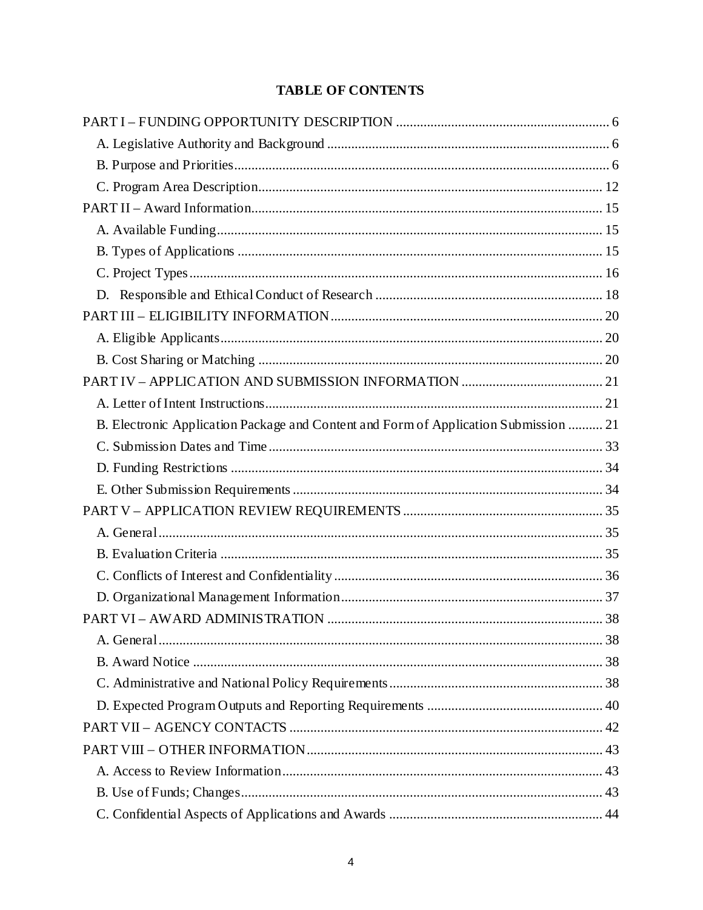**TABLE OF CONTENTS**

PART I – FUNDING OPPORTUNITY DESCRIPTION ............................................................. 6
- A. Legislative Authority and Background ................................................................................. 6
- B. Purpose and Priorities............................................................................................................ 6
- C. Program Area Description.................................................................................................... 12

PART II – Award Information...................................................................................................... 15
- A. Available Funding................................................................................................................ 15
- B. Types of Applications .......................................................................................................... 15
- C. Project Types........................................................................................................................ 16
- D. Responsible and Ethical Conduct of Research ................................................................. 18

PART III – ELIGIBILITY INFORMATION.............................................................................. 20
- A. Eligible Applicants.............................................................................................................. 20
- B. Cost Sharing or Matching .................................................................................................... 20

PART IV – APPLICATION AND SUBMISSION INFORMATION ......................................... 21
- A. Letter of Intent Instructions.................................................................................................. 21
- B. Electronic Application Package and Content and Form of Application Submission .......... 21
- C. Submission Dates and Time................................................................................................. 33
- D. Funding Restrictions ............................................................................................................ 34
- E. Other Submission Requirements .......................................................................................... 34

PART V – APPLICATION REVIEW REQUIREMENTS .......................................................... 35
- A. General................................................................................................................................. 35
- B. Evaluation Criteria ............................................................................................................... 35
- C. Conflicts of Interest and Confidentiality ............................................................................. 36
- D. Organizational Management Information............................................................................ 37

PART VI – AWARD ADMINISTRATION ................................................................................ 38
- A. General................................................................................................................................. 38
- B. Award Notice ....................................................................................................................... 38
- C. Administrative and National Policy Requirements.............................................................. 38
- D. Expected Program Outputs and Reporting Requirements ................................................... 40

PART VII – AGENCY CONTACTS ........................................................................................... 42

PART VIII – OTHER INFORMATION...................................................................................... 43
- A. Access to Review Information............................................................................................. 43
- B. Use of Funds; Changes......................................................................................................... 43
- C. Confidential Aspects of Applications and Awards .............................................................. 44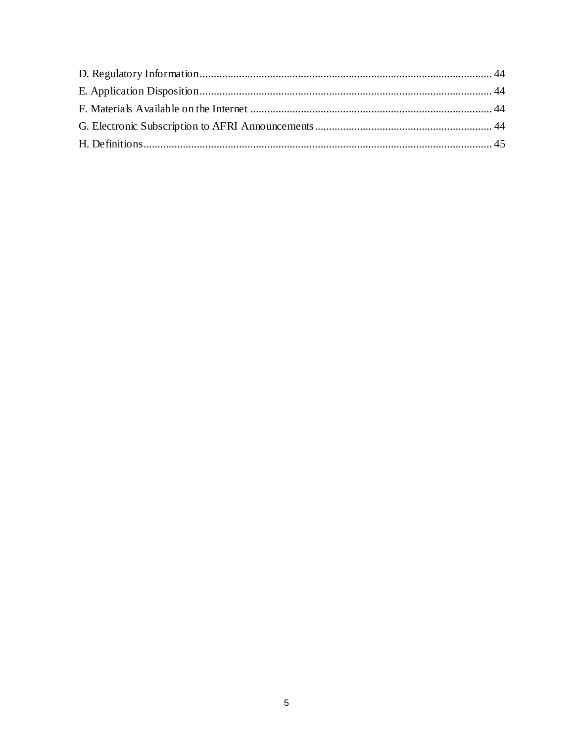D. Regulatory Information ........................................................................................................ 44
E. Application Disposition ........................................................................................................ 44
F. Materials Available on the Internet ...................................................................................... 44
G. Electronic Subscription to AFRI Announcements ............................................................... 44
H. Definitions ............................................................................................................................ 45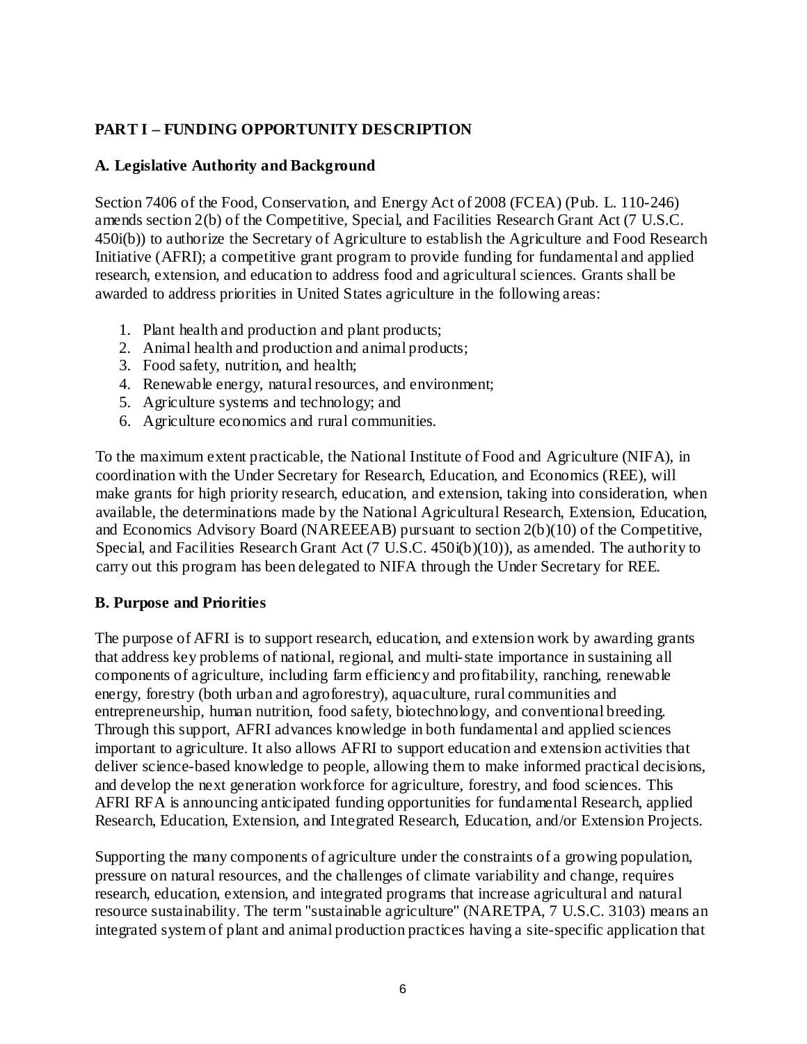## PART I – FUNDING OPPORTUNITY DESCRIPTION

### A. Legislative Authority and Background

Section 7406 of the Food, Conservation, and Energy Act of 2008 (FCEA) (Pub. L. 110-246) amends section 2(b) of the Competitive, Special, and Facilities Research Grant Act (7 U.S.C. 450i(b)) to authorize the Secretary of Agriculture to establish the Agriculture and Food Research Initiative (AFRI); a competitive grant program to provide funding for fundamental and applied research, extension, and education to address food and agricultural sciences. Grants shall be awarded to address priorities in United States agriculture in the following areas:

1. Plant health and production and plant products;
2. Animal health and production and animal products;
3. Food safety, nutrition, and health;
4. Renewable energy, natural resources, and environment;
5. Agriculture systems and technology; and
6. Agriculture economics and rural communities.

To the maximum extent practicable, the National Institute of Food and Agriculture (NIFA), in coordination with the Under Secretary for Research, Education, and Economics (REE), will make grants for high priority research, education, and extension, taking into consideration, when available, the determinations made by the National Agricultural Research, Extension, Education, and Economics Advisory Board (NAREEEAB) pursuant to section 2(b)(10) of the Competitive, Special, and Facilities Research Grant Act (7 U.S.C. 450i(b)(10)), as amended. The authority to carry out this program has been delegated to NIFA through the Under Secretary for REE.

### B. Purpose and Priorities

The purpose of AFRI is to support research, education, and extension work by awarding grants that address key problems of national, regional, and multi-state importance in sustaining all components of agriculture, including farm efficiency and profitability, ranching, renewable energy, forestry (both urban and agroforestry), aquaculture, rural communities and entrepreneurship, human nutrition, food safety, biotechnology, and conventional breeding. Through this support, AFRI advances knowledge in both fundamental and applied sciences important to agriculture. It also allows AFRI to support education and extension activities that deliver science-based knowledge to people, allowing them to make informed practical decisions, and develop the next generation workforce for agriculture, forestry, and food sciences. This AFRI RFA is announcing anticipated funding opportunities for fundamental Research, applied Research, Education, Extension, and Integrated Research, Education, and/or Extension Projects.

Supporting the many components of agriculture under the constraints of a growing population, pressure on natural resources, and the challenges of climate variability and change, requires research, education, extension, and integrated programs that increase agricultural and natural resource sustainability. The term "sustainable agriculture" (NARETPA, 7 U.S.C. 3103) means an integrated system of plant and animal production practices having a site-specific application that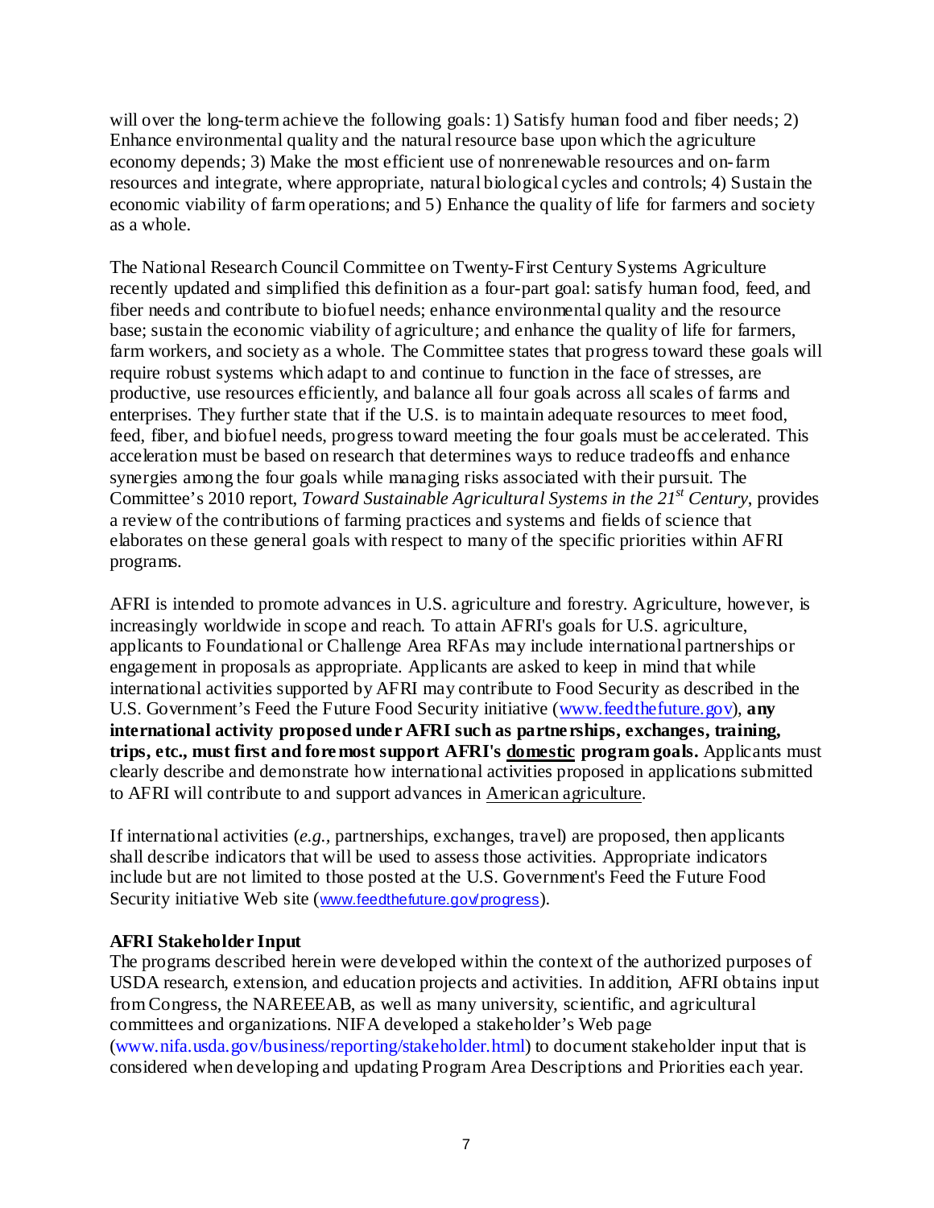will over the long-term achieve the following goals: 1) Satisfy human food and fiber needs; 2) Enhance environmental quality and the natural resource base upon which the agriculture economy depends; 3) Make the most efficient use of nonrenewable resources and on-farm resources and integrate, where appropriate, natural biological cycles and controls; 4) Sustain the economic viability of farm operations; and 5) Enhance the quality of life for farmers and society as a whole.

The National Research Council Committee on Twenty-First Century Systems Agriculture recently updated and simplified this definition as a four-part goal: satisfy human food, feed, and fiber needs and contribute to biofuel needs; enhance environmental quality and the resource base; sustain the economic viability of agriculture; and enhance the quality of life for farmers, farm workers, and society as a whole. The Committee states that progress toward these goals will require robust systems which adapt to and continue to function in the face of stresses, are productive, use resources efficiently, and balance all four goals across all scales of farms and enterprises. They further state that if the U.S. is to maintain adequate resources to meet food, feed, fiber, and biofuel needs, progress toward meeting the four goals must be accelerated. This acceleration must be based on research that determines ways to reduce tradeoffs and enhance synergies among the four goals while managing risks associated with their pursuit. The Committee's 2010 report, *Toward Sustainable Agricultural Systems in the 21st Century*, provides a review of the contributions of farming practices and systems and fields of science that elaborates on these general goals with respect to many of the specific priorities within AFRI programs.

AFRI is intended to promote advances in U.S. agriculture and forestry. Agriculture, however, is increasingly worldwide in scope and reach. To attain AFRI's goals for U.S. agriculture, applicants to Foundational or Challenge Area RFAs may include international partnerships or engagement in proposals as appropriate. Applicants are asked to keep in mind that while international activities supported by AFRI may contribute to Food Security as described in the U.S. Government's Feed the Future Food Security initiative (www.feedthefuture.gov), **any international activity proposed under AFRI such as partnerships, exchanges, training, trips, etc., must first and foremost support AFRI's domestic program goals.** Applicants must clearly describe and demonstrate how international activities proposed in applications submitted to AFRI will contribute to and support advances in American agriculture.

If international activities (*e.g.*, partnerships, exchanges, travel) are proposed, then applicants shall describe indicators that will be used to assess those activities. Appropriate indicators include but are not limited to those posted at the U.S. Government's Feed the Future Food Security initiative Web site (www.feedthefuture.gov/progress).

**AFRI Stakeholder Input**

The programs described herein were developed within the context of the authorized purposes of USDA research, extension, and education projects and activities. In addition, AFRI obtains input from Congress, the NAREEEAB, as well as many university, scientific, and agricultural committees and organizations. NIFA developed a stakeholder's Web page (www.nifa.usda.gov/business/reporting/stakeholder.html) to document stakeholder input that is considered when developing and updating Program Area Descriptions and Priorities each year.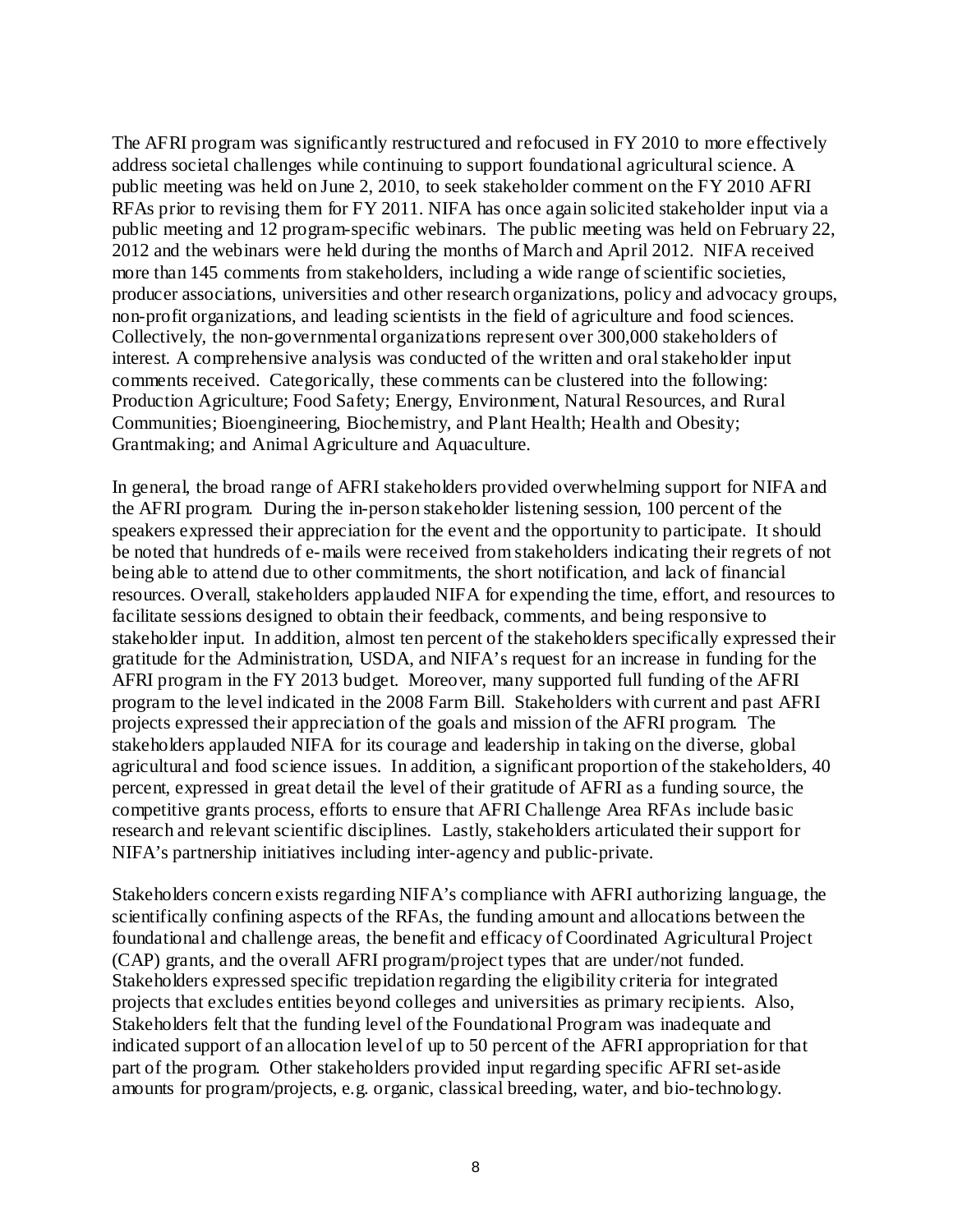The AFRI program was significantly restructured and refocused in FY 2010 to more effectively address societal challenges while continuing to support foundational agricultural science. A public meeting was held on June 2, 2010, to seek stakeholder comment on the FY 2010 AFRI RFAs prior to revising them for FY 2011. NIFA has once again solicited stakeholder input via a public meeting and 12 program-specific webinars. The public meeting was held on February 22, 2012 and the webinars were held during the months of March and April 2012. NIFA received more than 145 comments from stakeholders, including a wide range of scientific societies, producer associations, universities and other research organizations, policy and advocacy groups, non-profit organizations, and leading scientists in the field of agriculture and food sciences. Collectively, the non-governmental organizations represent over 300,000 stakeholders of interest. A comprehensive analysis was conducted of the written and oral stakeholder input comments received. Categorically, these comments can be clustered into the following: Production Agriculture; Food Safety; Energy, Environment, Natural Resources, and Rural Communities; Bioengineering, Biochemistry, and Plant Health; Health and Obesity; Grantmaking; and Animal Agriculture and Aquaculture.

In general, the broad range of AFRI stakeholders provided overwhelming support for NIFA and the AFRI program. During the in-person stakeholder listening session, 100 percent of the speakers expressed their appreciation for the event and the opportunity to participate. It should be noted that hundreds of e-mails were received from stakeholders indicating their regrets of not being able to attend due to other commitments, the short notification, and lack of financial resources. Overall, stakeholders applauded NIFA for expending the time, effort, and resources to facilitate sessions designed to obtain their feedback, comments, and being responsive to stakeholder input. In addition, almost ten percent of the stakeholders specifically expressed their gratitude for the Administration, USDA, and NIFA's request for an increase in funding for the AFRI program in the FY 2013 budget. Moreover, many supported full funding of the AFRI program to the level indicated in the 2008 Farm Bill. Stakeholders with current and past AFRI projects expressed their appreciation of the goals and mission of the AFRI program. The stakeholders applauded NIFA for its courage and leadership in taking on the diverse, global agricultural and food science issues. In addition, a significant proportion of the stakeholders, 40 percent, expressed in great detail the level of their gratitude of AFRI as a funding source, the competitive grants process, efforts to ensure that AFRI Challenge Area RFAs include basic research and relevant scientific disciplines. Lastly, stakeholders articulated their support for NIFA's partnership initiatives including inter-agency and public-private.

Stakeholders concern exists regarding NIFA's compliance with AFRI authorizing language, the scientifically confining aspects of the RFAs, the funding amount and allocations between the foundational and challenge areas, the benefit and efficacy of Coordinated Agricultural Project (CAP) grants, and the overall AFRI program/project types that are under/not funded. Stakeholders expressed specific trepidation regarding the eligibility criteria for integrated projects that excludes entities beyond colleges and universities as primary recipients. Also, Stakeholders felt that the funding level of the Foundational Program was inadequate and indicated support of an allocation level of up to 50 percent of the AFRI appropriation for that part of the program. Other stakeholders provided input regarding specific AFRI set-aside amounts for program/projects, e.g. organic, classical breeding, water, and bio-technology.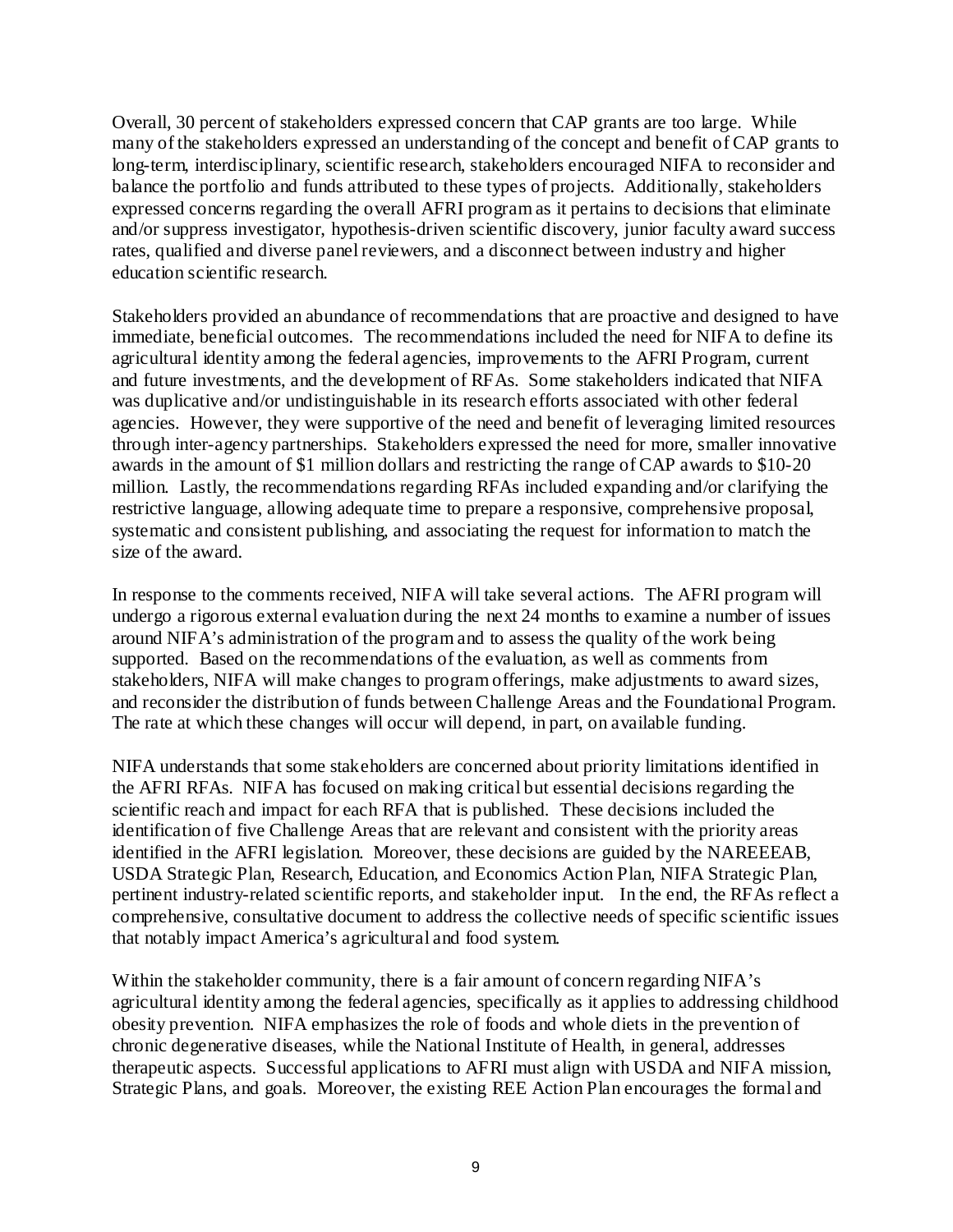Overall, 30 percent of stakeholders expressed concern that CAP grants are too large. While many of the stakeholders expressed an understanding of the concept and benefit of CAP grants to long-term, interdisciplinary, scientific research, stakeholders encouraged NIFA to reconsider and balance the portfolio and funds attributed to these types of projects. Additionally, stakeholders expressed concerns regarding the overall AFRI program as it pertains to decisions that eliminate and/or suppress investigator, hypothesis-driven scientific discovery, junior faculty award success rates, qualified and diverse panel reviewers, and a disconnect between industry and higher education scientific research.

Stakeholders provided an abundance of recommendations that are proactive and designed to have immediate, beneficial outcomes. The recommendations included the need for NIFA to define its agricultural identity among the federal agencies, improvements to the AFRI Program, current and future investments, and the development of RFAs. Some stakeholders indicated that NIFA was duplicative and/or undistinguishable in its research efforts associated with other federal agencies. However, they were supportive of the need and benefit of leveraging limited resources through inter-agency partnerships. Stakeholders expressed the need for more, smaller innovative awards in the amount of $1 million dollars and restricting the range of CAP awards to $10-20 million. Lastly, the recommendations regarding RFAs included expanding and/or clarifying the restrictive language, allowing adequate time to prepare a responsive, comprehensive proposal, systematic and consistent publishing, and associating the request for information to match the size of the award.

In response to the comments received, NIFA will take several actions. The AFRI program will undergo a rigorous external evaluation during the next 24 months to examine a number of issues around NIFA's administration of the program and to assess the quality of the work being supported. Based on the recommendations of the evaluation, as well as comments from stakeholders, NIFA will make changes to program offerings, make adjustments to award sizes, and reconsider the distribution of funds between Challenge Areas and the Foundational Program. The rate at which these changes will occur will depend, in part, on available funding.

NIFA understands that some stakeholders are concerned about priority limitations identified in the AFRI RFAs. NIFA has focused on making critical but essential decisions regarding the scientific reach and impact for each RFA that is published. These decisions included the identification of five Challenge Areas that are relevant and consistent with the priority areas identified in the AFRI legislation. Moreover, these decisions are guided by the NAREEEAB, USDA Strategic Plan, Research, Education, and Economics Action Plan, NIFA Strategic Plan, pertinent industry-related scientific reports, and stakeholder input. In the end, the RFAs reflect a comprehensive, consultative document to address the collective needs of specific scientific issues that notably impact America's agricultural and food system.

Within the stakeholder community, there is a fair amount of concern regarding NIFA's agricultural identity among the federal agencies, specifically as it applies to addressing childhood obesity prevention. NIFA emphasizes the role of foods and whole diets in the prevention of chronic degenerative diseases, while the National Institute of Health, in general, addresses therapeutic aspects. Successful applications to AFRI must align with USDA and NIFA mission, Strategic Plans, and goals. Moreover, the existing REE Action Plan encourages the formal and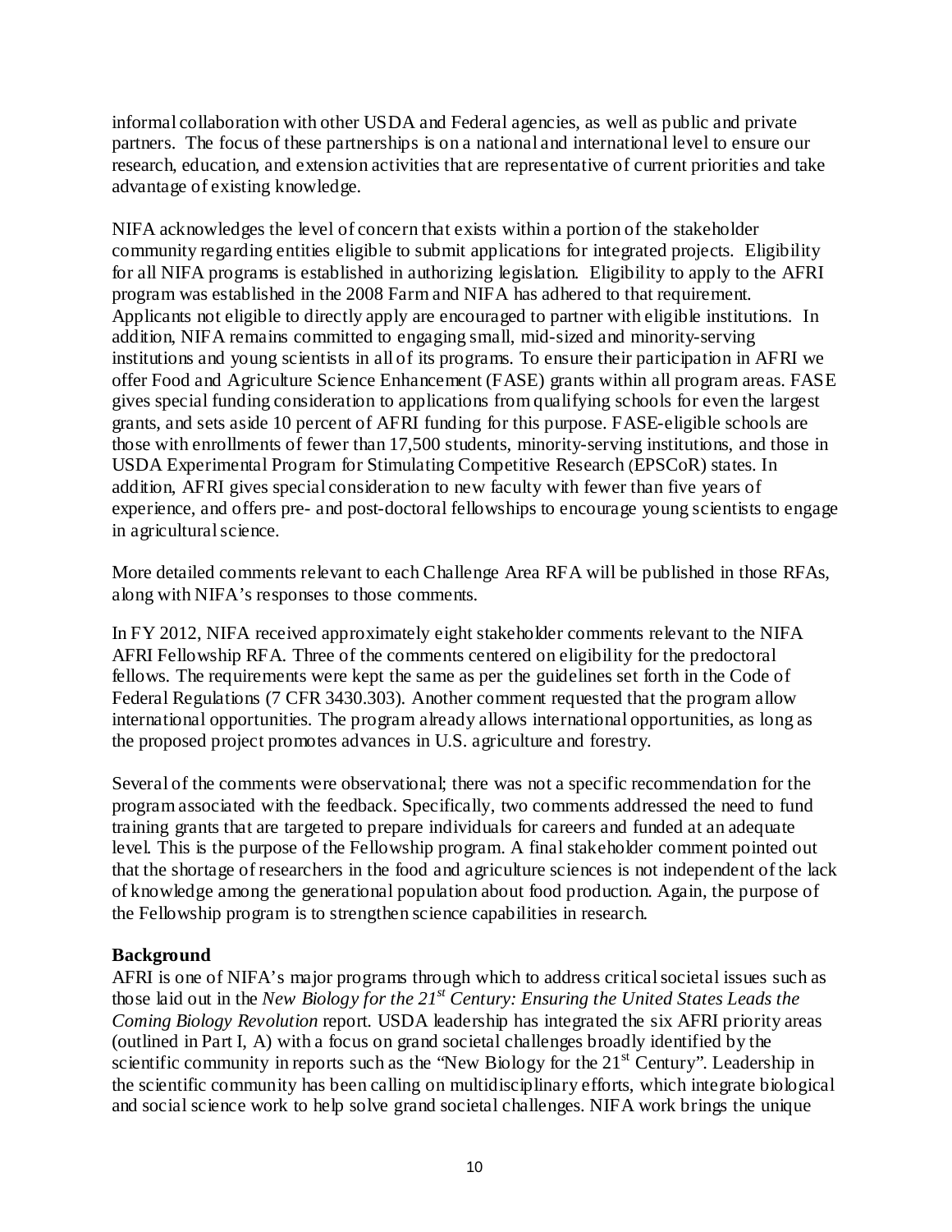informal collaboration with other USDA and Federal agencies, as well as public and private partners. The focus of these partnerships is on a national and international level to ensure our research, education, and extension activities that are representative of current priorities and take advantage of existing knowledge.

NIFA acknowledges the level of concern that exists within a portion of the stakeholder community regarding entities eligible to submit applications for integrated projects. Eligibility for all NIFA programs is established in authorizing legislation. Eligibility to apply to the AFRI program was established in the 2008 Farm and NIFA has adhered to that requirement. Applicants not eligible to directly apply are encouraged to partner with eligible institutions. In addition, NIFA remains committed to engaging small, mid-sized and minority-serving institutions and young scientists in all of its programs. To ensure their participation in AFRI we offer Food and Agriculture Science Enhancement (FASE) grants within all program areas. FASE gives special funding consideration to applications from qualifying schools for even the largest grants, and sets aside 10 percent of AFRI funding for this purpose. FASE-eligible schools are those with enrollments of fewer than 17,500 students, minority-serving institutions, and those in USDA Experimental Program for Stimulating Competitive Research (EPSCoR) states. In addition, AFRI gives special consideration to new faculty with fewer than five years of experience, and offers pre- and post-doctoral fellowships to encourage young scientists to engage in agricultural science.

More detailed comments relevant to each Challenge Area RFA will be published in those RFAs, along with NIFA's responses to those comments.

In FY 2012, NIFA received approximately eight stakeholder comments relevant to the NIFA AFRI Fellowship RFA. Three of the comments centered on eligibility for the predoctoral fellows. The requirements were kept the same as per the guidelines set forth in the Code of Federal Regulations (7 CFR 3430.303). Another comment requested that the program allow international opportunities. The program already allows international opportunities, as long as the proposed project promotes advances in U.S. agriculture and forestry.

Several of the comments were observational; there was not a specific recommendation for the program associated with the feedback. Specifically, two comments addressed the need to fund training grants that are targeted to prepare individuals for careers and funded at an adequate level. This is the purpose of the Fellowship program. A final stakeholder comment pointed out that the shortage of researchers in the food and agriculture sciences is not independent of the lack of knowledge among the generational population about food production. Again, the purpose of the Fellowship program is to strengthen science capabilities in research.

**Background**

AFRI is one of NIFA's major programs through which to address critical societal issues such as those laid out in the *New Biology for the 21st Century: Ensuring the United States Leads the Coming Biology Revolution* report. USDA leadership has integrated the six AFRI priority areas (outlined in Part I, A) with a focus on grand societal challenges broadly identified by the scientific community in reports such as the "New Biology for the 21st Century". Leadership in the scientific community has been calling on multidisciplinary efforts, which integrate biological and social science work to help solve grand societal challenges. NIFA work brings the unique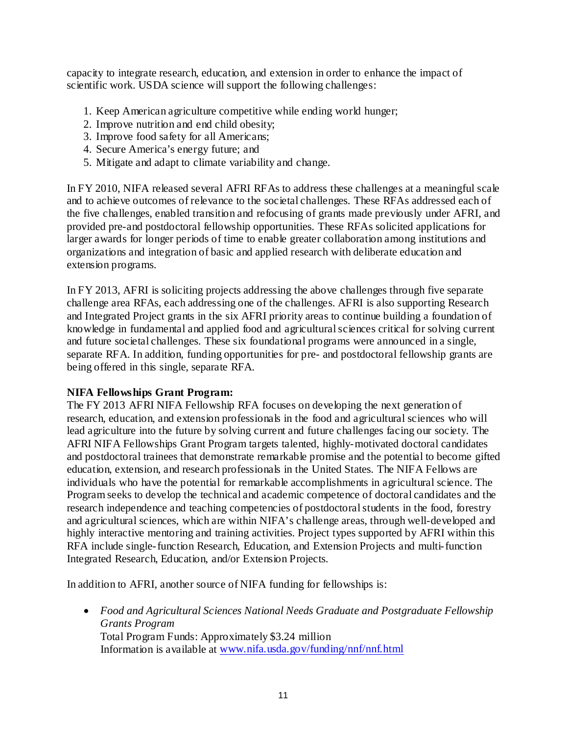capacity to integrate research, education, and extension in order to enhance the impact of scientific work. USDA science will support the following challenges:

1. Keep American agriculture competitive while ending world hunger;
2. Improve nutrition and end child obesity;
3. Improve food safety for all Americans;
4. Secure America's energy future; and
5. Mitigate and adapt to climate variability and change.

In FY 2010, NIFA released several AFRI RFAs to address these challenges at a meaningful scale and to achieve outcomes of relevance to the societal challenges. These RFAs addressed each of the five challenges, enabled transition and refocusing of grants made previously under AFRI, and provided pre-and postdoctoral fellowship opportunities. These RFAs solicited applications for larger awards for longer periods of time to enable greater collaboration among institutions and organizations and integration of basic and applied research with deliberate education and extension programs.

In FY 2013, AFRI is soliciting projects addressing the above challenges through five separate challenge area RFAs, each addressing one of the challenges. AFRI is also supporting Research and Integrated Project grants in the six AFRI priority areas to continue building a foundation of knowledge in fundamental and applied food and agricultural sciences critical for solving current and future societal challenges. These six foundational programs were announced in a single, separate RFA. In addition, funding opportunities for pre- and postdoctoral fellowship grants are being offered in this single, separate RFA.

**NIFA Fellowships Grant Program:**
The FY 2013 AFRI NIFA Fellowship RFA focuses on developing the next generation of research, education, and extension professionals in the food and agricultural sciences who will lead agriculture into the future by solving current and future challenges facing our society. The AFRI NIFA Fellowships Grant Program targets talented, highly-motivated doctoral candidates and postdoctoral trainees that demonstrate remarkable promise and the potential to become gifted education, extension, and research professionals in the United States. The NIFA Fellows are individuals who have the potential for remarkable accomplishments in agricultural science. The Program seeks to develop the technical and academic competence of doctoral candidates and the research independence and teaching competencies of postdoctoral students in the food, forestry and agricultural sciences, which are within NIFA's challenge areas, through well-developed and highly interactive mentoring and training activities. Project types supported by AFRI within this RFA include single-function Research, Education, and Extension Projects and multi-function Integrated Research, Education, and/or Extension Projects.

In addition to AFRI, another source of NIFA funding for fellowships is:

- *Food and Agricultural Sciences National Needs Graduate and Postgraduate Fellowship Grants Program*
  Total Program Funds: Approximately $3.24 million
  Information is available at [www.nifa.usda.gov/funding/nnf/nnf.html](www.nifa.usda.gov/funding/nnf/nnf.html)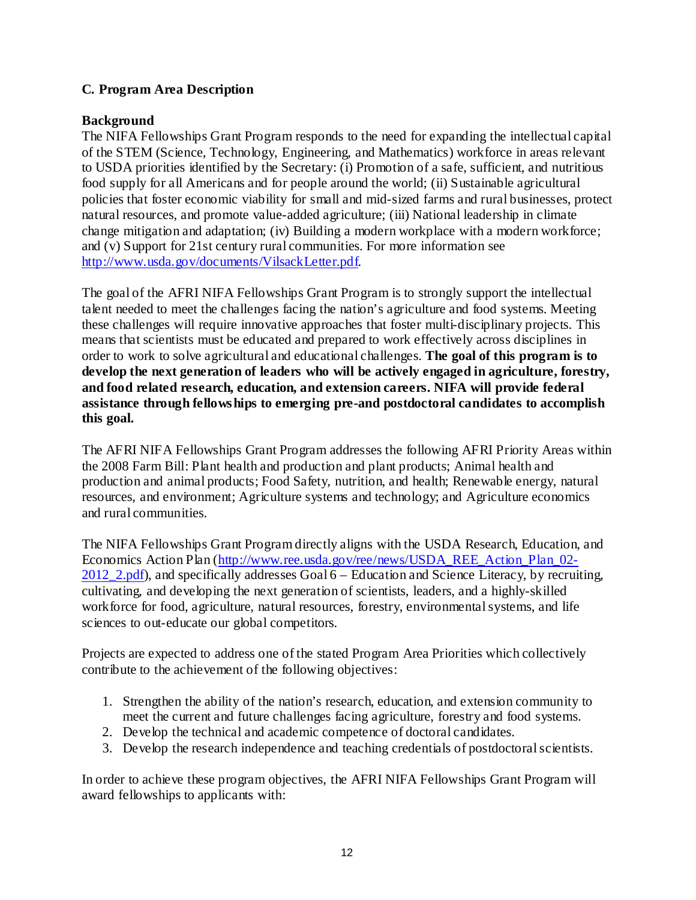### C. Program Area Description

**Background**

The NIFA Fellowships Grant Program responds to the need for expanding the intellectual capital of the STEM (Science, Technology, Engineering, and Mathematics) workforce in areas relevant to USDA priorities identified by the Secretary: (i) Promotion of a safe, sufficient, and nutritious food supply for all Americans and for people around the world; (ii) Sustainable agricultural policies that foster economic viability for small and mid-sized farms and rural businesses, protect natural resources, and promote value-added agriculture; (iii) National leadership in climate change mitigation and adaptation; (iv) Building a modern workplace with a modern workforce; and (v) Support for 21st century rural communities. For more information see [http://www.usda.gov/documents/VilsackLetter.pdf](http://www.usda.gov/documents/VilsackLetter.pdf).

The goal of the AFRI NIFA Fellowships Grant Program is to strongly support the intellectual talent needed to meet the challenges facing the nation's agriculture and food systems. Meeting these challenges will require innovative approaches that foster multi-disciplinary projects. This means that scientists must be educated and prepared to work effectively across disciplines in order to work to solve agricultural and educational challenges. **The goal of this program is to develop the next generation of leaders who will be actively engaged in agriculture, forestry, and food related research, education, and extension careers. NIFA will provide federal assistance through fellowships to emerging pre-and postdoctoral candidates to accomplish this goal.**

The AFRI NIFA Fellowships Grant Program addresses the following AFRI Priority Areas within the 2008 Farm Bill: Plant health and production and plant products; Animal health and production and animal products; Food Safety, nutrition, and health; Renewable energy, natural resources, and environment; Agriculture systems and technology; and Agriculture economics and rural communities.

The NIFA Fellowships Grant Program directly aligns with the USDA Research, Education, and Economics Action Plan ([http://www.ree.usda.gov/ree/news/USDA_REE_Action_Plan_02-2012_2.pdf](http://www.ree.usda.gov/ree/news/USDA_REE_Action_Plan_02-2012_2.pdf)), and specifically addresses Goal 6 – Education and Science Literacy, by recruiting, cultivating, and developing the next generation of scientists, leaders, and a highly-skilled workforce for food, agriculture, natural resources, forestry, environmental systems, and life sciences to out-educate our global competitors.

Projects are expected to address one of the stated Program Area Priorities which collectively contribute to the achievement of the following objectives:

1. Strengthen the ability of the nation's research, education, and extension community to meet the current and future challenges facing agriculture, forestry and food systems.
2. Develop the technical and academic competence of doctoral candidates.
3. Develop the research independence and teaching credentials of postdoctoral scientists.

In order to achieve these program objectives, the AFRI NIFA Fellowships Grant Program will award fellowships to applicants with: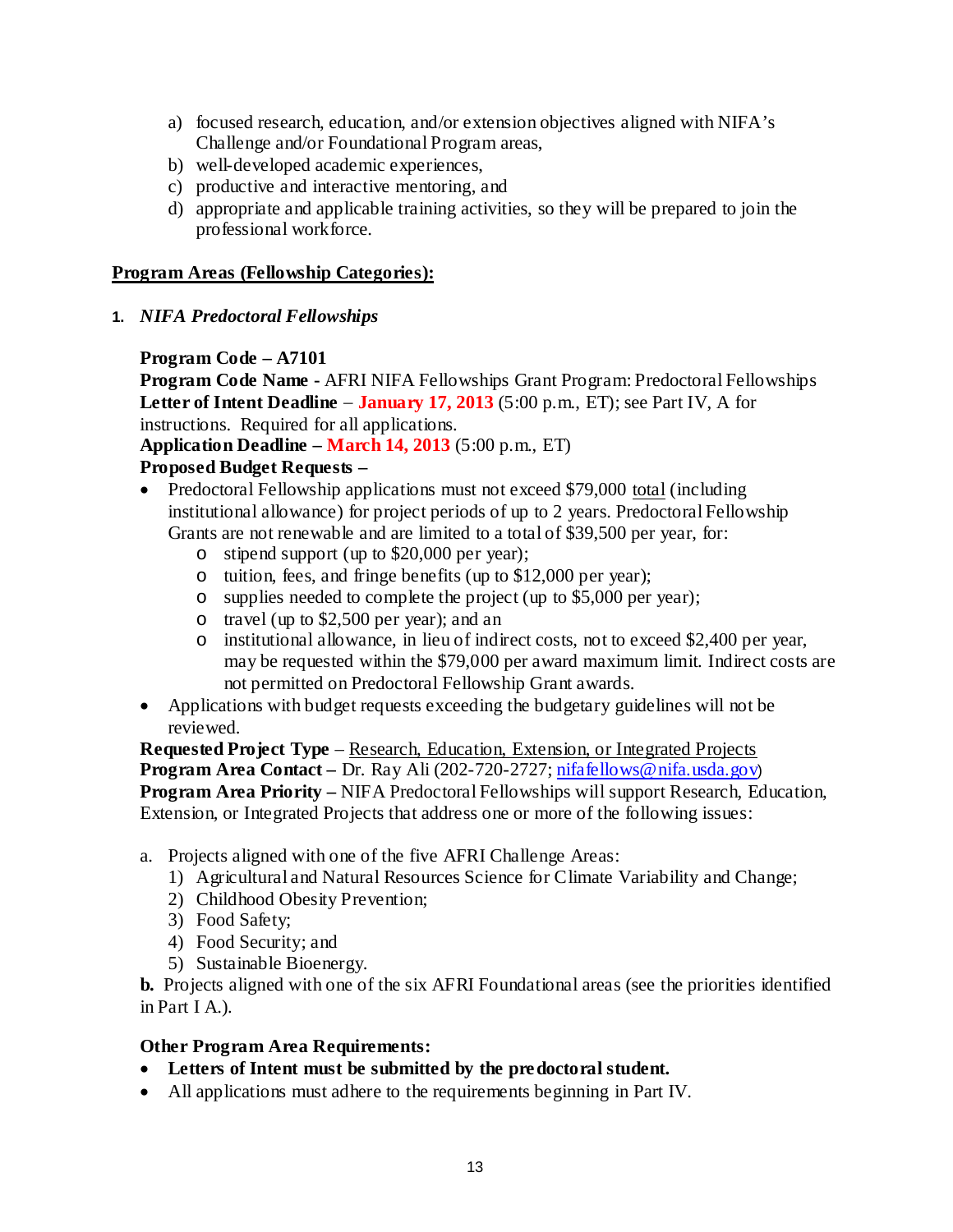a) focused research, education, and/or extension objectives aligned with NIFA's Challenge and/or Foundational Program areas,
b) well-developed academic experiences,
c) productive and interactive mentoring, and
d) appropriate and applicable training activities, so they will be prepared to join the professional workforce.

## Program Areas (Fellowship Categories):

### 1. *NIFA Predoctoral Fellowships*

**Program Code – A7101**
**Program Code Name -** AFRI NIFA Fellowships Grant Program: Predoctoral Fellowships
**Letter of Intent Deadline** – **January 17, 2013** (5:00 p.m., ET); see Part IV, A for instructions. Required for all applications.
**Application Deadline – March 14, 2013** (5:00 p.m., ET)
**Proposed Budget Requests –**

- Predoctoral Fellowship applications must not exceed $79,000 total (including institutional allowance) for project periods of up to 2 years. Predoctoral Fellowship Grants are not renewable and are limited to a total of $39,500 per year, for:
  - stipend support (up to $20,000 per year);
  - tuition, fees, and fringe benefits (up to $12,000 per year);
  - supplies needed to complete the project (up to $5,000 per year);
  - travel (up to $2,500 per year); and an
  - institutional allowance, in lieu of indirect costs, not to exceed $2,400 per year, may be requested within the $79,000 per award maximum limit. Indirect costs are not permitted on Predoctoral Fellowship Grant awards.
- Applications with budget requests exceeding the budgetary guidelines will not be reviewed.

**Requested Project Type** – Research, Education, Extension, or Integrated Projects
**Program Area Contact –** Dr. Ray Ali (202-720-2727; nifafellows@nifa.usda.gov)
**Program Area Priority –** NIFA Predoctoral Fellowships will support Research, Education, Extension, or Integrated Projects that address one or more of the following issues:

a. Projects aligned with one of the five AFRI Challenge Areas:
   1) Agricultural and Natural Resources Science for Climate Variability and Change;
   2) Childhood Obesity Prevention;
   3) Food Safety;
   4) Food Security; and
   5) Sustainable Bioenergy.

**b.** Projects aligned with one of the six AFRI Foundational areas (see the priorities identified in Part I A.).

**Other Program Area Requirements:**

- **Letters of Intent must be submitted by the predoctoral student.**
- All applications must adhere to the requirements beginning in Part IV.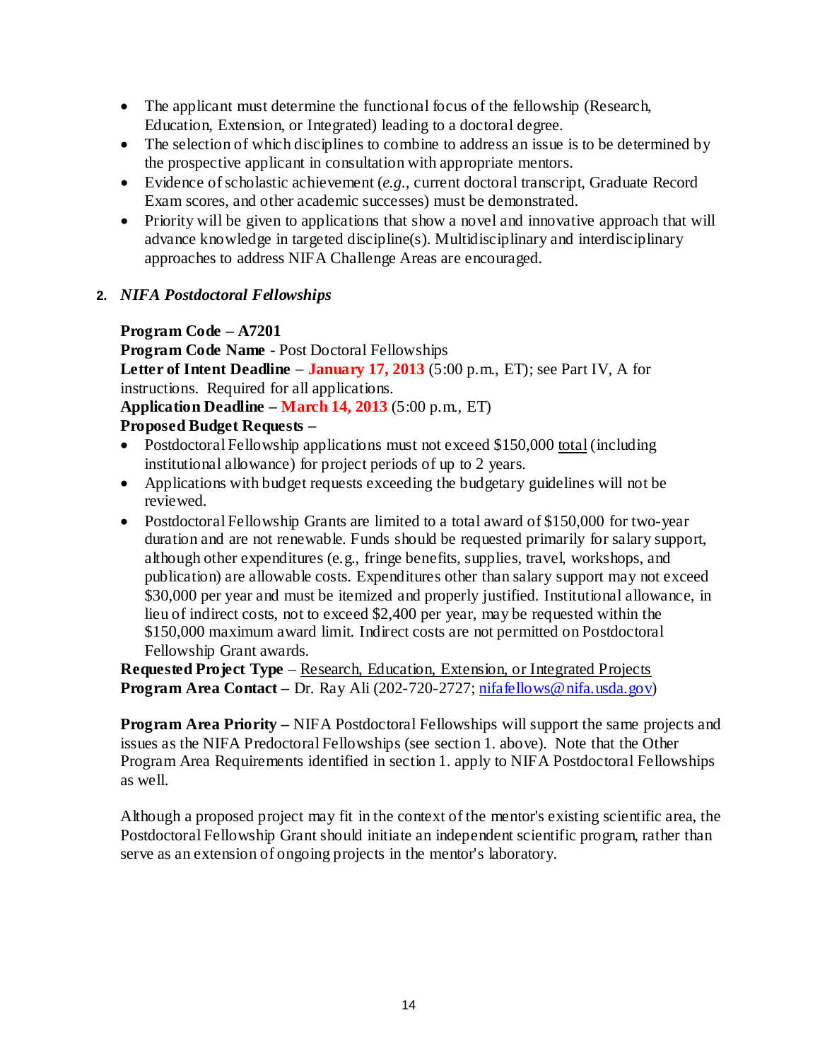- The applicant must determine the functional focus of the fellowship (Research, Education, Extension, or Integrated) leading to a doctoral degree.
- The selection of which disciplines to combine to address an issue is to be determined by the prospective applicant in consultation with appropriate mentors.
- Evidence of scholastic achievement (*e.g.,* current doctoral transcript, Graduate Record Exam scores, and other academic successes) must be demonstrated.
- Priority will be given to applications that show a novel and innovative approach that will advance knowledge in targeted discipline(s). Multidisciplinary and interdisciplinary approaches to address NIFA Challenge Areas are encouraged.

### 2. *NIFA Postdoctoral Fellowships*

**Program Code – A7201**
**Program Code Name -** Post Doctoral Fellowships
**Letter of Intent Deadline** – **January 17, 2013** (5:00 p.m., ET); see Part IV, A for instructions. Required for all applications.
**Application Deadline – March 14, 2013** (5:00 p.m., ET)
**Proposed Budget Requests –**

- Postdoctoral Fellowship applications must not exceed $150,000 total (including institutional allowance) for project periods of up to 2 years.
- Applications with budget requests exceeding the budgetary guidelines will not be reviewed.
- Postdoctoral Fellowship Grants are limited to a total award of $150,000 for two-year duration and are not renewable. Funds should be requested primarily for salary support, although other expenditures (e.g., fringe benefits, supplies, travel, workshops, and publication) are allowable costs. Expenditures other than salary support may not exceed $30,000 per year and must be itemized and properly justified. Institutional allowance, in lieu of indirect costs, not to exceed $2,400 per year, may be requested within the $150,000 maximum award limit. Indirect costs are not permitted on Postdoctoral Fellowship Grant awards.

**Requested Project Type** – Research, Education, Extension, or Integrated Projects
**Program Area Contact –** Dr. Ray Ali (202-720-2727; nifafellows@nifa.usda.gov)

**Program Area Priority –** NIFA Postdoctoral Fellowships will support the same projects and issues as the NIFA Predoctoral Fellowships (see section 1. above). Note that the Other Program Area Requirements identified in section 1. apply to NIFA Postdoctoral Fellowships as well.

Although a proposed project may fit in the context of the mentor's existing scientific area, the Postdoctoral Fellowship Grant should initiate an independent scientific program, rather than serve as an extension of ongoing projects in the mentor's laboratory.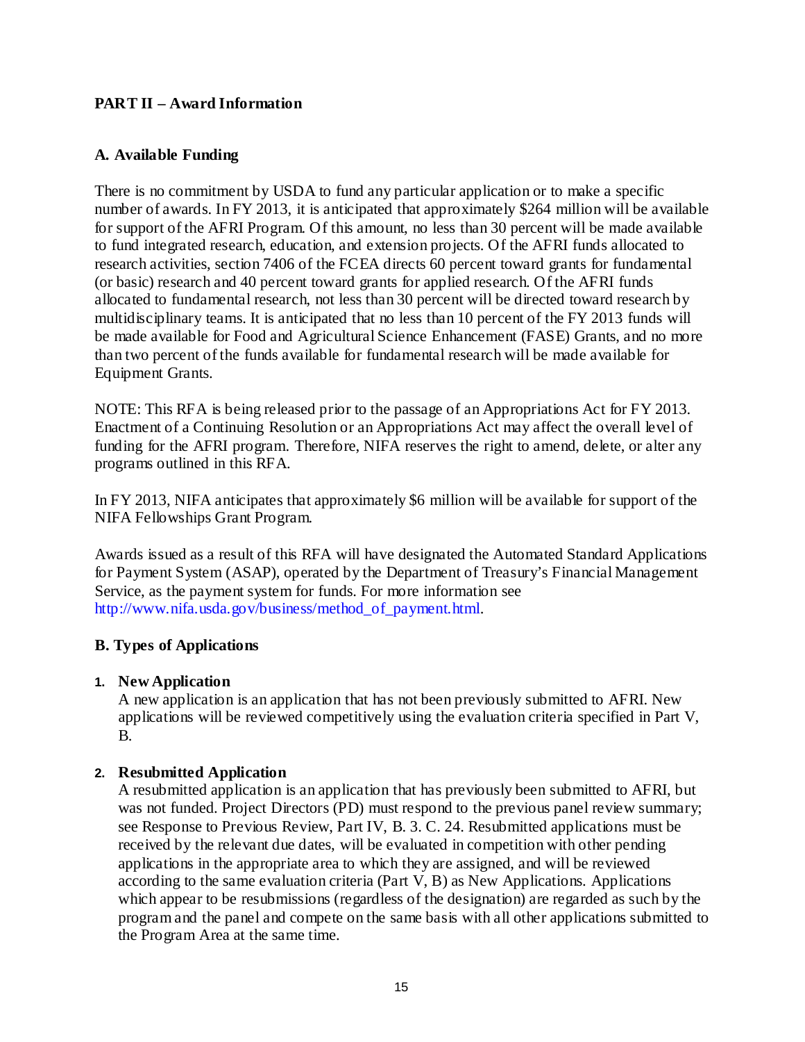## PART II – Award Information

### A. Available Funding

There is no commitment by USDA to fund any particular application or to make a specific number of awards. In FY 2013, it is anticipated that approximately $264 million will be available for support of the AFRI Program. Of this amount, no less than 30 percent will be made available to fund integrated research, education, and extension projects. Of the AFRI funds allocated to research activities, section 7406 of the FCEA directs 60 percent toward grants for fundamental (or basic) research and 40 percent toward grants for applied research. Of the AFRI funds allocated to fundamental research, not less than 30 percent will be directed toward research by multidisciplinary teams. It is anticipated that no less than 10 percent of the FY 2013 funds will be made available for Food and Agricultural Science Enhancement (FASE) Grants, and no more than two percent of the funds available for fundamental research will be made available for Equipment Grants.

NOTE: This RFA is being released prior to the passage of an Appropriations Act for FY 2013. Enactment of a Continuing Resolution or an Appropriations Act may affect the overall level of funding for the AFRI program. Therefore, NIFA reserves the right to amend, delete, or alter any programs outlined in this RFA.

In FY 2013, NIFA anticipates that approximately $6 million will be available for support of the NIFA Fellowships Grant Program.

Awards issued as a result of this RFA will have designated the Automated Standard Applications for Payment System (ASAP), operated by the Department of Treasury's Financial Management Service, as the payment system for funds. For more information see http://www.nifa.usda.gov/business/method_of_payment.html.

### B. Types of Applications

1. **New Application**
   A new application is an application that has not been previously submitted to AFRI. New applications will be reviewed competitively using the evaluation criteria specified in Part V, B.

2. **Resubmitted Application**
   A resubmitted application is an application that has previously been submitted to AFRI, but was not funded. Project Directors (PD) must respond to the previous panel review summary; see Response to Previous Review, Part IV, B. 3. C. 24. Resubmitted applications must be received by the relevant due dates, will be evaluated in competition with other pending applications in the appropriate area to which they are assigned, and will be reviewed according to the same evaluation criteria (Part V, B) as New Applications. Applications which appear to be resubmissions (regardless of the designation) are regarded as such by the program and the panel and compete on the same basis with all other applications submitted to the Program Area at the same time.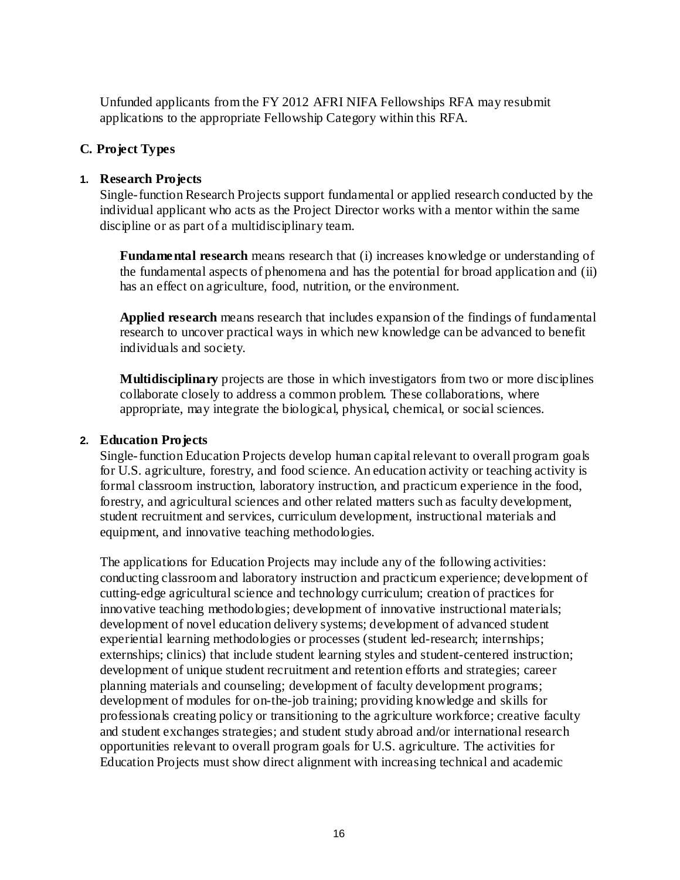Unfunded applicants from the FY 2012 AFRI NIFA Fellowships RFA may resubmit applications to the appropriate Fellowship Category within this RFA.

## C. Project Types

### 1. Research Projects

Single-function Research Projects support fundamental or applied research conducted by the individual applicant who acts as the Project Director works with a mentor within the same discipline or as part of a multidisciplinary team.

**Fundamental research** means research that (i) increases knowledge or understanding of the fundamental aspects of phenomena and has the potential for broad application and (ii) has an effect on agriculture, food, nutrition, or the environment.

**Applied research** means research that includes expansion of the findings of fundamental research to uncover practical ways in which new knowledge can be advanced to benefit individuals and society.

**Multidisciplinary** projects are those in which investigators from two or more disciplines collaborate closely to address a common problem. These collaborations, where appropriate, may integrate the biological, physical, chemical, or social sciences.

### 2. Education Projects

Single-function Education Projects develop human capital relevant to overall program goals for U.S. agriculture, forestry, and food science. An education activity or teaching activity is formal classroom instruction, laboratory instruction, and practicum experience in the food, forestry, and agricultural sciences and other related matters such as faculty development, student recruitment and services, curriculum development, instructional materials and equipment, and innovative teaching methodologies.

The applications for Education Projects may include any of the following activities: conducting classroom and laboratory instruction and practicum experience; development of cutting-edge agricultural science and technology curriculum; creation of practices for innovative teaching methodologies; development of innovative instructional materials; development of novel education delivery systems; development of advanced student experiential learning methodologies or processes (student led-research; internships; externships; clinics) that include student learning styles and student-centered instruction; development of unique student recruitment and retention efforts and strategies; career planning materials and counseling; development of faculty development programs; development of modules for on-the-job training; providing knowledge and skills for professionals creating policy or transitioning to the agriculture workforce; creative faculty and student exchanges strategies; and student study abroad and/or international research opportunities relevant to overall program goals for U.S. agriculture. The activities for Education Projects must show direct alignment with increasing technical and academic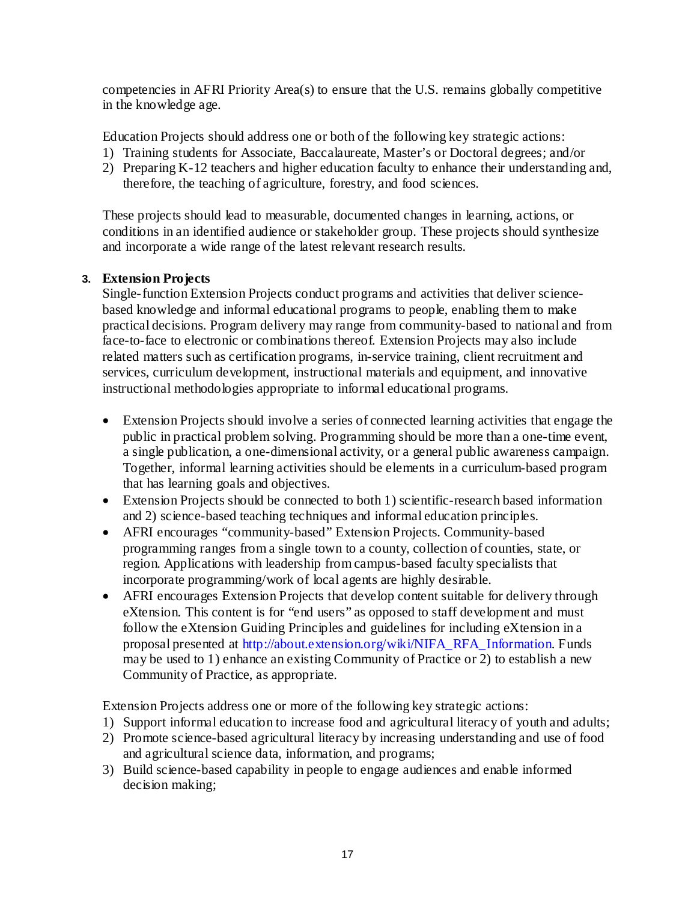competencies in AFRI Priority Area(s) to ensure that the U.S. remains globally competitive in the knowledge age.

Education Projects should address one or both of the following key strategic actions:

1) Training students for Associate, Baccalaureate, Master's or Doctoral degrees; and/or
2) Preparing K-12 teachers and higher education faculty to enhance their understanding and, therefore, the teaching of agriculture, forestry, and food sciences.

These projects should lead to measurable, documented changes in learning, actions, or conditions in an identified audience or stakeholder group. These projects should synthesize and incorporate a wide range of the latest relevant research results.

### 3. Extension Projects

Single-function Extension Projects conduct programs and activities that deliver science-based knowledge and informal educational programs to people, enabling them to make practical decisions. Program delivery may range from community-based to national and from face-to-face to electronic or combinations thereof. Extension Projects may also include related matters such as certification programs, in-service training, client recruitment and services, curriculum development, instructional materials and equipment, and innovative instructional methodologies appropriate to informal educational programs.

- Extension Projects should involve a series of connected learning activities that engage the public in practical problem solving. Programming should be more than a one-time event, a single publication, a one-dimensional activity, or a general public awareness campaign. Together, informal learning activities should be elements in a curriculum-based program that has learning goals and objectives.
- Extension Projects should be connected to both 1) scientific-research based information and 2) science-based teaching techniques and informal education principles.
- AFRI encourages "community-based" Extension Projects. Community-based programming ranges from a single town to a county, collection of counties, state, or region. Applications with leadership from campus-based faculty specialists that incorporate programming/work of local agents are highly desirable.
- AFRI encourages Extension Projects that develop content suitable for delivery through eXtension. This content is for "end users" as opposed to staff development and must follow the eXtension Guiding Principles and guidelines for including eXtension in a proposal presented at http://about.extension.org/wiki/NIFA_RFA_Information. Funds may be used to 1) enhance an existing Community of Practice or 2) to establish a new Community of Practice, as appropriate.

Extension Projects address one or more of the following key strategic actions:

1) Support informal education to increase food and agricultural literacy of youth and adults;
2) Promote science-based agricultural literacy by increasing understanding and use of food and agricultural science data, information, and programs;
3) Build science-based capability in people to engage audiences and enable informed decision making;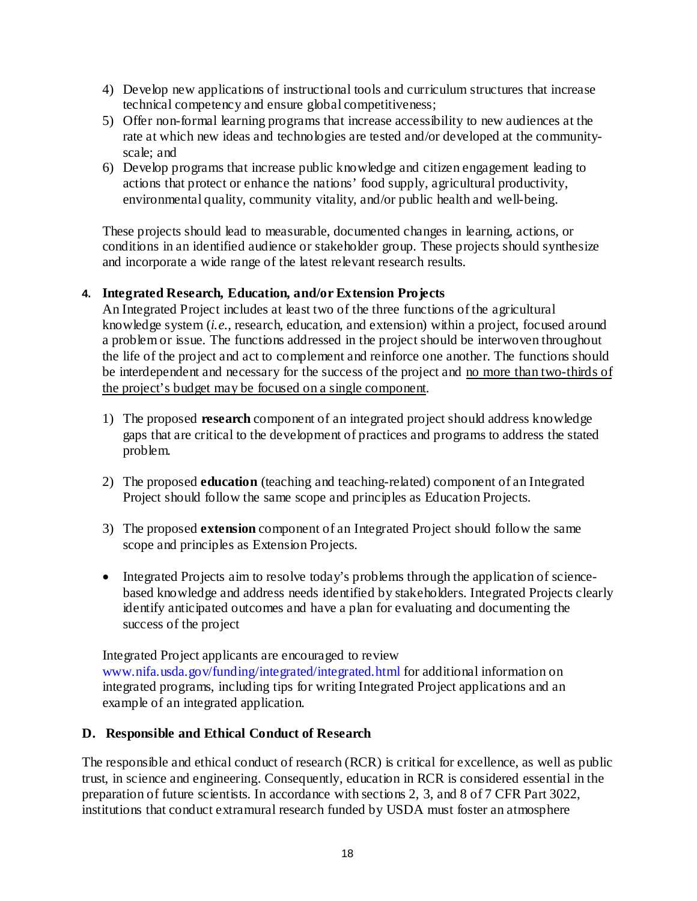4) Develop new applications of instructional tools and curriculum structures that increase technical competency and ensure global competitiveness;
5) Offer non-formal learning programs that increase accessibility to new audiences at the rate at which new ideas and technologies are tested and/or developed at the community-scale; and
6) Develop programs that increase public knowledge and citizen engagement leading to actions that protect or enhance the nations' food supply, agricultural productivity, environmental quality, community vitality, and/or public health and well-being.

These projects should lead to measurable, documented changes in learning, actions, or conditions in an identified audience or stakeholder group. These projects should synthesize and incorporate a wide range of the latest relevant research results.

**4. Integrated Research, Education, and/or Extension Projects**

An Integrated Project includes at least two of the three functions of the agricultural knowledge system (*i.e.*, research, education, and extension) within a project, focused around a problem or issue. The functions addressed in the project should be interwoven throughout the life of the project and act to complement and reinforce one another. The functions should be interdependent and necessary for the success of the project and <u>no more than two-thirds of the project's budget may be focused on a single component</u>.

1) The proposed **research** component of an integrated project should address knowledge gaps that are critical to the development of practices and programs to address the stated problem.

2) The proposed **education** (teaching and teaching-related) component of an Integrated Project should follow the same scope and principles as Education Projects.

3) The proposed **extension** component of an Integrated Project should follow the same scope and principles as Extension Projects.

- Integrated Projects aim to resolve today's problems through the application of science-based knowledge and address needs identified by stakeholders. Integrated Projects clearly identify anticipated outcomes and have a plan for evaluating and documenting the success of the project

Integrated Project applicants are encouraged to review www.nifa.usda.gov/funding/integrated/integrated.html for additional information on integrated programs, including tips for writing Integrated Project applications and an example of an integrated application.

## D. Responsible and Ethical Conduct of Research

The responsible and ethical conduct of research (RCR) is critical for excellence, as well as public trust, in science and engineering. Consequently, education in RCR is considered essential in the preparation of future scientists. In accordance with sections 2, 3, and 8 of 7 CFR Part 3022, institutions that conduct extramural research funded by USDA must foster an atmosphere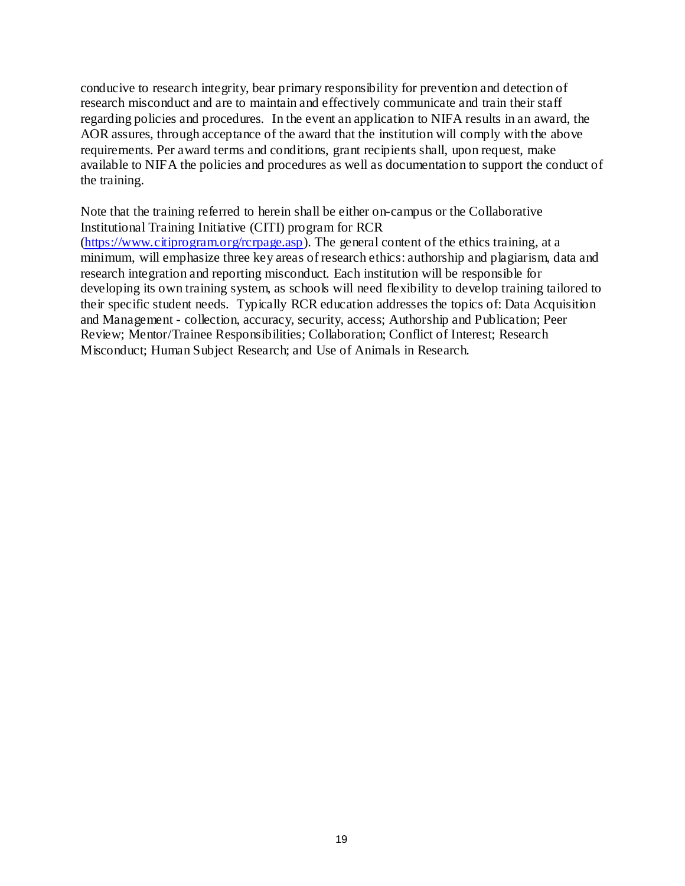conducive to research integrity, bear primary responsibility for prevention and detection of research misconduct and are to maintain and effectively communicate and train their staff regarding policies and procedures. In the event an application to NIFA results in an award, the AOR assures, through acceptance of the award that the institution will comply with the above requirements. Per award terms and conditions, grant recipients shall, upon request, make available to NIFA the policies and procedures as well as documentation to support the conduct of the training.

Note that the training referred to herein shall be either on-campus or the Collaborative Institutional Training Initiative (CITI) program for RCR (https://www.citiprogram.org/rcrpage.asp). The general content of the ethics training, at a minimum, will emphasize three key areas of research ethics: authorship and plagiarism, data and research integration and reporting misconduct. Each institution will be responsible for developing its own training system, as schools will need flexibility to develop training tailored to their specific student needs. Typically RCR education addresses the topics of: Data Acquisition and Management - collection, accuracy, security, access; Authorship and Publication; Peer Review; Mentor/Trainee Responsibilities; Collaboration; Conflict of Interest; Research Misconduct; Human Subject Research; and Use of Animals in Research.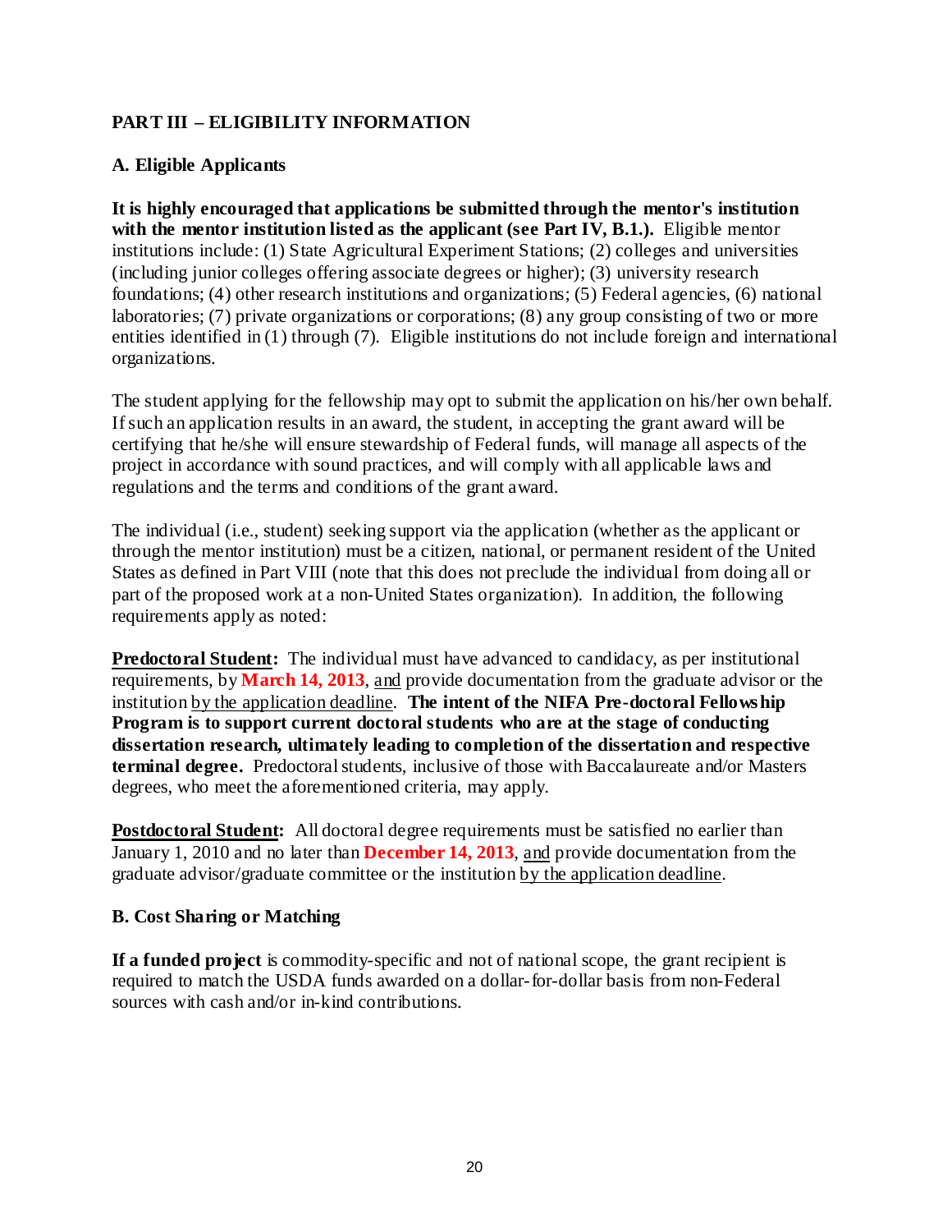## PART III – ELIGIBILITY INFORMATION

### A. Eligible Applicants

**It is highly encouraged that applications be submitted through the mentor's institution with the mentor institution listed as the applicant (see Part IV, B.1.).** Eligible mentor institutions include: (1) State Agricultural Experiment Stations; (2) colleges and universities (including junior colleges offering associate degrees or higher); (3) university research foundations; (4) other research institutions and organizations; (5) Federal agencies, (6) national laboratories; (7) private organizations or corporations; (8) any group consisting of two or more entities identified in (1) through (7). Eligible institutions do not include foreign and international organizations.

The student applying for the fellowship may opt to submit the application on his/her own behalf. If such an application results in an award, the student, in accepting the grant award will be certifying that he/she will ensure stewardship of Federal funds, will manage all aspects of the project in accordance with sound practices, and will comply with all applicable laws and regulations and the terms and conditions of the grant award.

The individual (i.e., student) seeking support via the application (whether as the applicant or through the mentor institution) must be a citizen, national, or permanent resident of the United States as defined in Part VIII (note that this does not preclude the individual from doing all or part of the proposed work at a non-United States organization). In addition, the following requirements apply as noted:

**Predoctoral Student:** The individual must have advanced to candidacy, as per institutional requirements, by **March 14, 2013**, and provide documentation from the graduate advisor or the institution by the application deadline. **The intent of the NIFA Pre-doctoral Fellowship Program is to support current doctoral students who are at the stage of conducting dissertation research, ultimately leading to completion of the dissertation and respective terminal degree.** Predoctoral students, inclusive of those with Baccalaureate and/or Masters degrees, who meet the aforementioned criteria, may apply.

**Postdoctoral Student:** All doctoral degree requirements must be satisfied no earlier than January 1, 2010 and no later than **December 14, 2013**, and provide documentation from the graduate advisor/graduate committee or the institution by the application deadline.

### B. Cost Sharing or Matching

**If a funded project** is commodity-specific and not of national scope, the grant recipient is required to match the USDA funds awarded on a dollar-for-dollar basis from non-Federal sources with cash and/or in-kind contributions.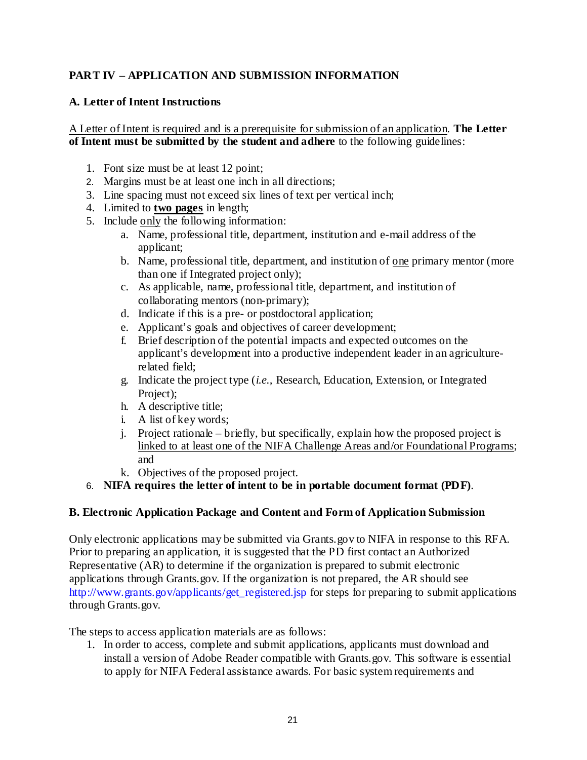## PART IV – APPLICATION AND SUBMISSION INFORMATION

### A. Letter of Intent Instructions

A Letter of Intent is required and is a prerequisite for submission of an application. **The Letter of Intent must be submitted by the student and adhere** to the following guidelines:

1. Font size must be at least 12 point;
2. Margins must be at least one inch in all directions;
3. Line spacing must not exceed six lines of text per vertical inch;
4. Limited to **two pages** in length;
5. Include only the following information:
   a. Name, professional title, department, institution and e-mail address of the applicant;
   b. Name, professional title, department, and institution of one primary mentor (more than one if Integrated project only);
   c. As applicable, name, professional title, department, and institution of collaborating mentors (non-primary);
   d. Indicate if this is a pre- or postdoctoral application;
   e. Applicant's goals and objectives of career development;
   f. Brief description of the potential impacts and expected outcomes on the applicant's development into a productive independent leader in an agriculture-related field;
   g. Indicate the project type (*i.e.,* Research, Education, Extension, or Integrated Project);
   h. A descriptive title;
   i. A list of key words;
   j. Project rationale – briefly, but specifically, explain how the proposed project is linked to at least one of the NIFA Challenge Areas and/or Foundational Programs; and
   k. Objectives of the proposed project.
6. **NIFA requires the letter of intent to be in portable document format (PDF)**.

### B. Electronic Application Package and Content and Form of Application Submission

Only electronic applications may be submitted via Grants.gov to NIFA in response to this RFA. Prior to preparing an application, it is suggested that the PD first contact an Authorized Representative (AR) to determine if the organization is prepared to submit electronic applications through Grants.gov. If the organization is not prepared, the AR should see http://www.grants.gov/applicants/get_registered.jsp for steps for preparing to submit applications through Grants.gov.

The steps to access application materials are as follows:

1. In order to access, complete and submit applications, applicants must download and install a version of Adobe Reader compatible with Grants.gov. This software is essential to apply for NIFA Federal assistance awards. For basic system requirements and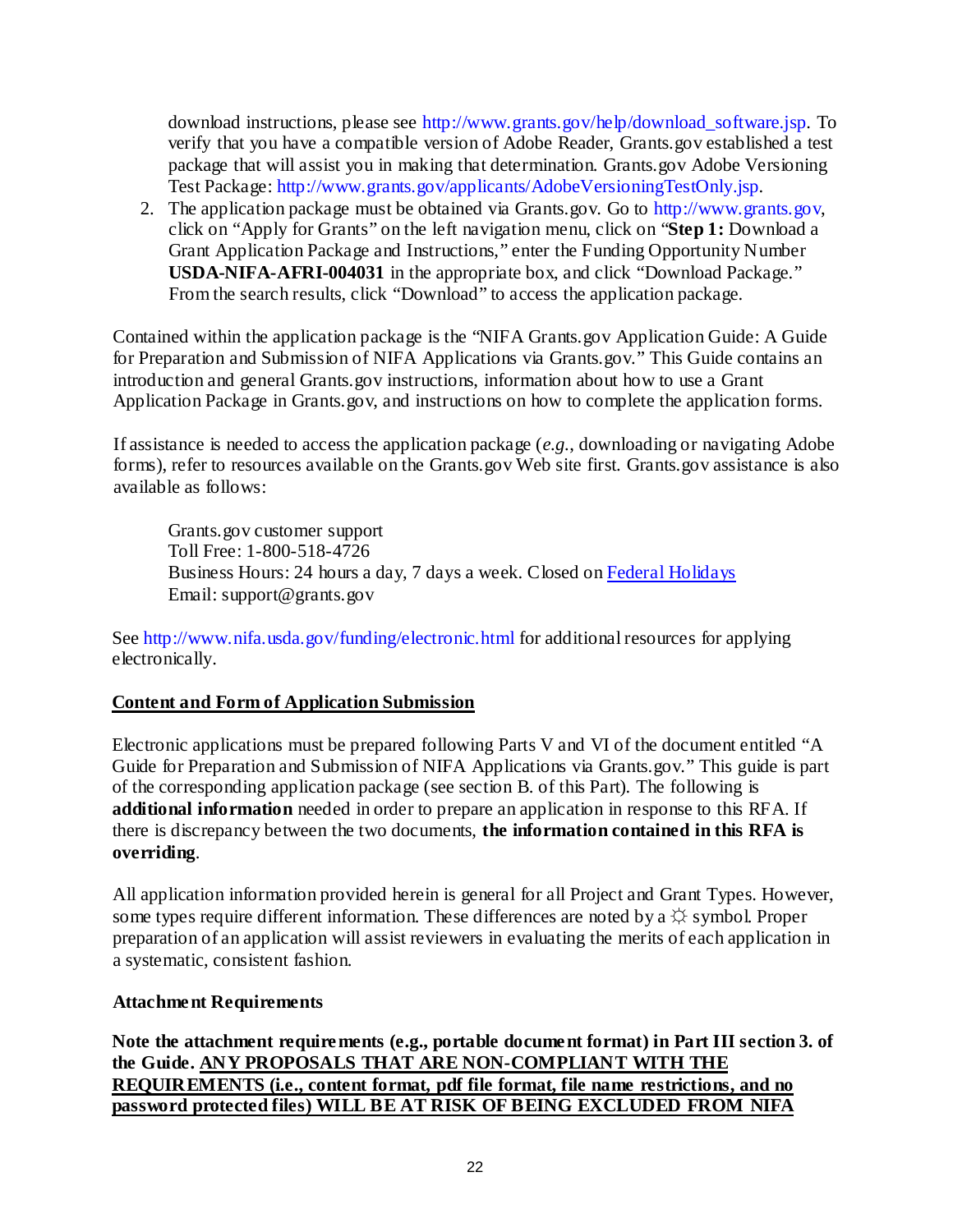download instructions, please see http://www.grants.gov/help/download_software.jsp. To verify that you have a compatible version of Adobe Reader, Grants.gov established a test package that will assist you in making that determination. Grants.gov Adobe Versioning Test Package: http://www.grants.gov/applicants/AdobeVersioningTestOnly.jsp.

2. The application package must be obtained via Grants.gov. Go to http://www.grants.gov, click on "Apply for Grants" on the left navigation menu, click on "**Step 1:** Download a Grant Application Package and Instructions," enter the Funding Opportunity Number **USDA-NIFA-AFRI-004031** in the appropriate box, and click "Download Package." From the search results, click "Download" to access the application package.

Contained within the application package is the "NIFA Grants.gov Application Guide: A Guide for Preparation and Submission of NIFA Applications via Grants.gov." This Guide contains an introduction and general Grants.gov instructions, information about how to use a Grant Application Package in Grants.gov, and instructions on how to complete the application forms.

If assistance is needed to access the application package (*e.g.*, downloading or navigating Adobe forms), refer to resources available on the Grants.gov Web site first. Grants.gov assistance is also available as follows:

> Grants.gov customer support
> Toll Free: 1-800-518-4726
> Business Hours: 24 hours a day, 7 days a week. Closed on Federal Holidays
> Email: support@grants.gov

See http://www.nifa.usda.gov/funding/electronic.html for additional resources for applying electronically.

## Content and Form of Application Submission

Electronic applications must be prepared following Parts V and VI of the document entitled "A Guide for Preparation and Submission of NIFA Applications via Grants.gov." This guide is part of the corresponding application package (see section B. of this Part). The following is **additional information** needed in order to prepare an application in response to this RFA. If there is discrepancy between the two documents, **the information contained in this RFA is overriding**.

All application information provided herein is general for all Project and Grant Types. However, some types require different information. These differences are noted by a ☼ symbol. Proper preparation of an application will assist reviewers in evaluating the merits of each application in a systematic, consistent fashion.

### Attachment Requirements

**Note the attachment requirements (e.g., portable document format) in Part III section 3. of the Guide. ANY PROPOSALS THAT ARE NON-COMPLIANT WITH THE REQUIREMENTS (i.e., content format, pdf file format, file name restrictions, and no password protected files) WILL BE AT RISK OF BEING EXCLUDED FROM NIFA**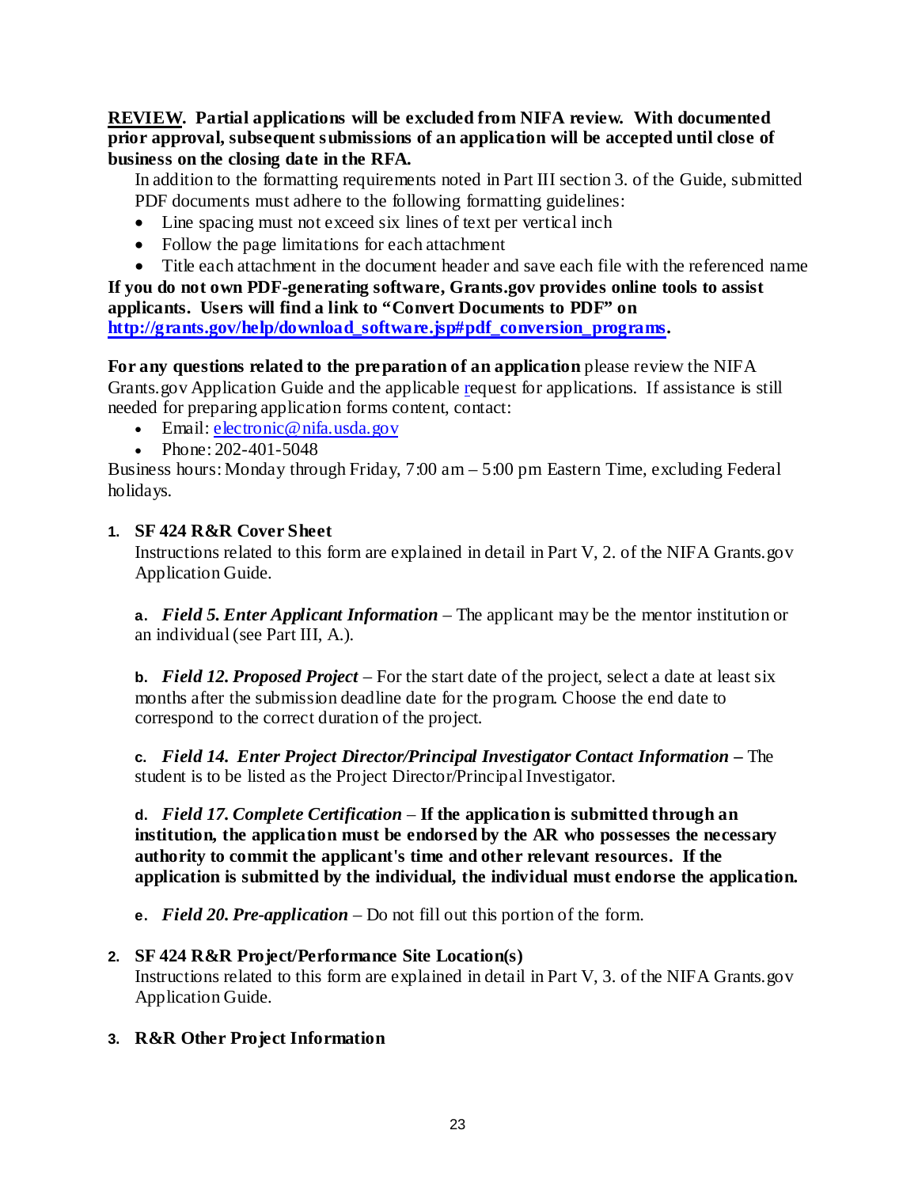**REVIEW. Partial applications will be excluded from NIFA review. With documented prior approval, subsequent submissions of an application will be accepted until close of business on the closing date in the RFA.**

In addition to the formatting requirements noted in Part III section 3. of the Guide, submitted PDF documents must adhere to the following formatting guidelines:

- Line spacing must not exceed six lines of text per vertical inch
- Follow the page limitations for each attachment
- Title each attachment in the document header and save each file with the referenced name

**If you do not own PDF-generating software, Grants.gov provides online tools to assist applicants. Users will find a link to "Convert Documents to PDF" on [http://grants.gov/help/download_software.jsp#pdf_conversion_programs](http://grants.gov/help/download_software.jsp#pdf_conversion_programs).**

**For any questions related to the preparation of an application** please review the NIFA Grants.gov Application Guide and the applicable request for applications. If assistance is still needed for preparing application forms content, contact:

- Email: [electronic@nifa.usda.gov](mailto:electronic@nifa.usda.gov)
- Phone: 202-401-5048

Business hours: Monday through Friday, 7:00 am – 5:00 pm Eastern Time, excluding Federal holidays.

1. **SF 424 R&R Cover Sheet**

   Instructions related to this form are explained in detail in Part V, 2. of the NIFA Grants.gov Application Guide.

   a. ***Field 5. Enter Applicant Information*** – The applicant may be the mentor institution or an individual (see Part III, A.).

   b. ***Field 12. Proposed Project*** – For the start date of the project, select a date at least six months after the submission deadline date for the program. Choose the end date to correspond to the correct duration of the project.

   c. ***Field 14. Enter Project Director/Principal Investigator Contact Information*** **–** The student is to be listed as the Project Director/Principal Investigator.

   d. ***Field 17. Complete Certification*** – **If the application is submitted through an institution, the application must be endorsed by the AR who possesses the necessary authority to commit the applicant's time and other relevant resources. If the application is submitted by the individual, the individual must endorse the application.**

   e. ***Field 20. Pre-application*** – Do not fill out this portion of the form.

2. **SF 424 R&R Project/Performance Site Location(s)**

   Instructions related to this form are explained in detail in Part V, 3. of the NIFA Grants.gov Application Guide.

3. **R&R Other Project Information**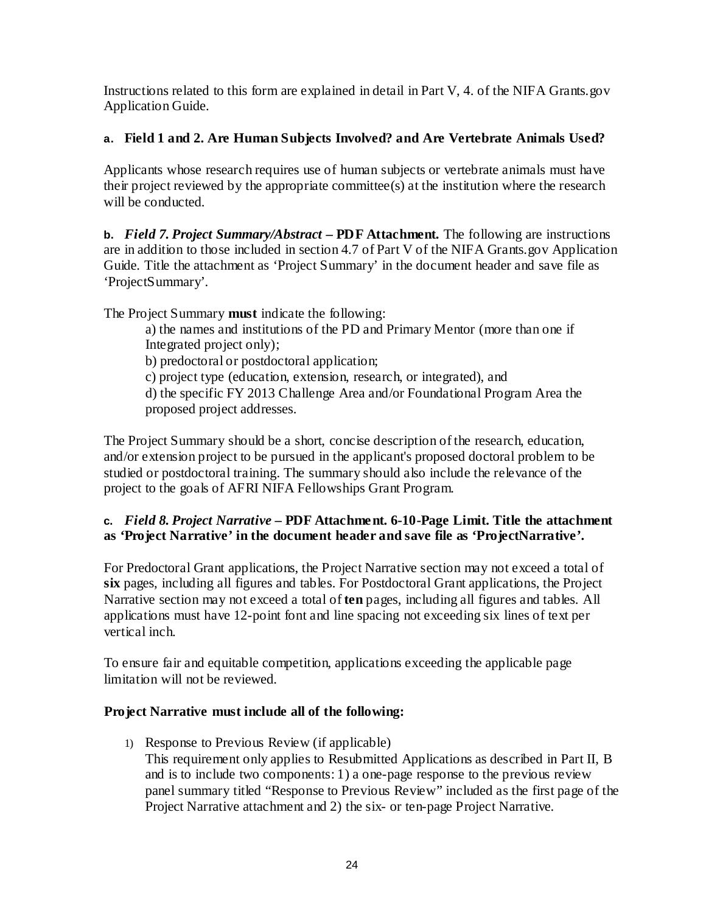Instructions related to this form are explained in detail in Part V, 4. of the NIFA Grants.gov Application Guide.

**a. Field 1 and 2. Are Human Subjects Involved? and Are Vertebrate Animals Used?**

Applicants whose research requires use of human subjects or vertebrate animals must have their project reviewed by the appropriate committee(s) at the institution where the research will be conducted.

**b.** ***Field 7. Project Summary/Abstract*** **– PDF Attachment.** The following are instructions are in addition to those included in section 4.7 of Part V of the NIFA Grants.gov Application Guide. Title the attachment as 'Project Summary' in the document header and save file as 'ProjectSummary'.

The Project Summary **must** indicate the following:

a) the names and institutions of the PD and Primary Mentor (more than one if Integrated project only);
b) predoctoral or postdoctoral application;
c) project type (education, extension, research, or integrated), and
d) the specific FY 2013 Challenge Area and/or Foundational Program Area the proposed project addresses.

The Project Summary should be a short, concise description of the research, education, and/or extension project to be pursued in the applicant's proposed doctoral problem to be studied or postdoctoral training. The summary should also include the relevance of the project to the goals of AFRI NIFA Fellowships Grant Program.

**c.** ***Field 8. Project Narrative*** **– PDF Attachment. 6-10-Page Limit. Title the attachment as 'Project Narrative' in the document header and save file as 'ProjectNarrative'.**

For Predoctoral Grant applications, the Project Narrative section may not exceed a total of **six** pages, including all figures and tables. For Postdoctoral Grant applications, the Project Narrative section may not exceed a total of **ten** pages, including all figures and tables. All applications must have 12-point font and line spacing not exceeding six lines of text per vertical inch.

To ensure fair and equitable competition, applications exceeding the applicable page limitation will not be reviewed.

**Project Narrative must include all of the following:**

1) Response to Previous Review (if applicable)
   This requirement only applies to Resubmitted Applications as described in Part II, B and is to include two components: 1) a one-page response to the previous review panel summary titled "Response to Previous Review" included as the first page of the Project Narrative attachment and 2) the six- or ten-page Project Narrative.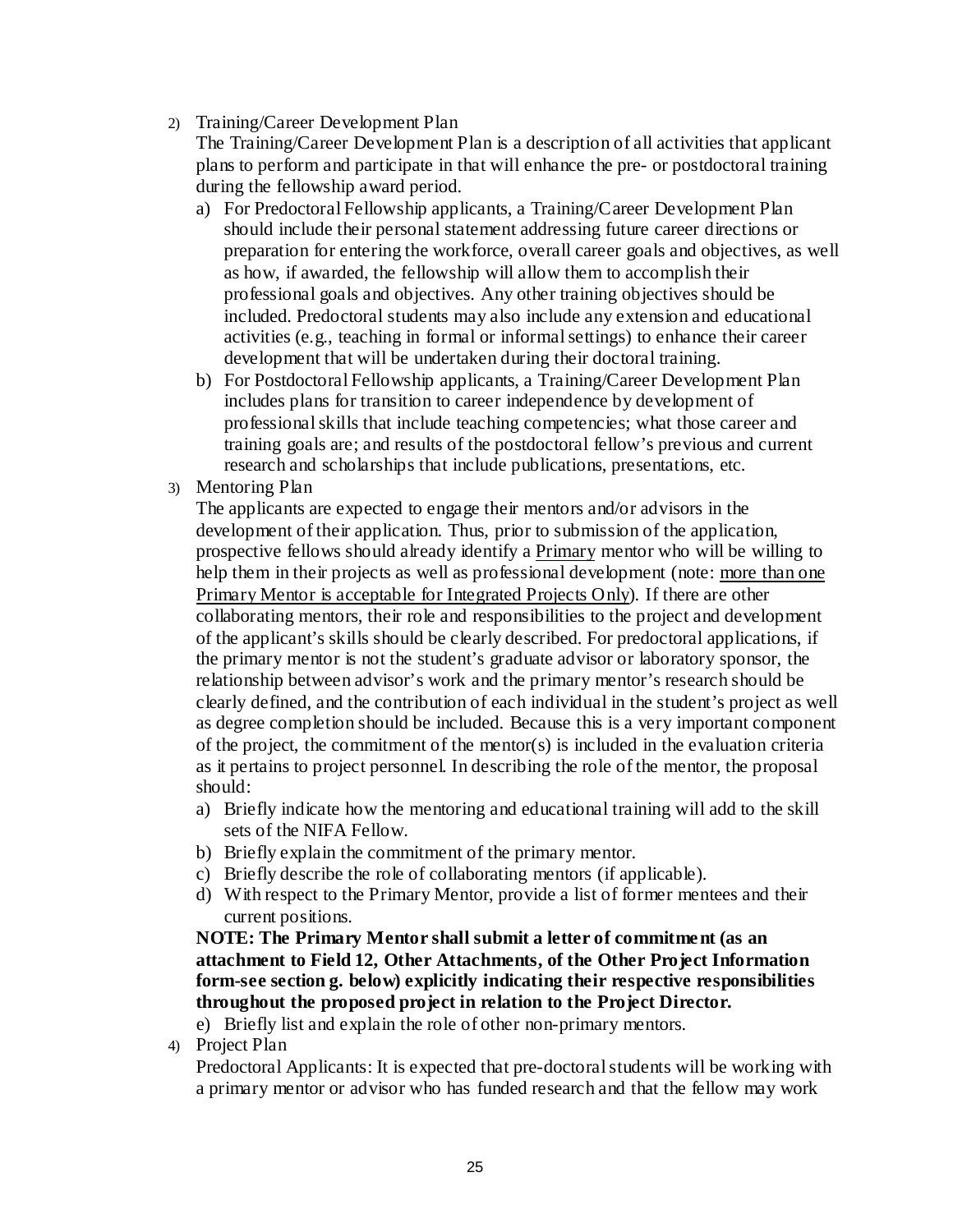2) Training/Career Development Plan

   The Training/Career Development Plan is a description of all activities that applicant plans to perform and participate in that will enhance the pre- or postdoctoral training during the fellowship award period.

   a) For Predoctoral Fellowship applicants, a Training/Career Development Plan should include their personal statement addressing future career directions or preparation for entering the workforce, overall career goals and objectives, as well as how, if awarded, the fellowship will allow them to accomplish their professional goals and objectives. Any other training objectives should be included. Predoctoral students may also include any extension and educational activities (e.g., teaching in formal or informal settings) to enhance their career development that will be undertaken during their doctoral training.
   b) For Postdoctoral Fellowship applicants, a Training/Career Development Plan includes plans for transition to career independence by development of professional skills that include teaching competencies; what those career and training goals are; and results of the postdoctoral fellow's previous and current research and scholarships that include publications, presentations, etc.

3) Mentoring Plan

   The applicants are expected to engage their mentors and/or advisors in the development of their application. Thus, prior to submission of the application, prospective fellows should already identify a <u>Primary</u> mentor who will be willing to help them in their projects as well as professional development (note: <u>more than one Primary Mentor is acceptable for Integrated Projects Only</u>). If there are other collaborating mentors, their role and responsibilities to the project and development of the applicant's skills should be clearly described. For predoctoral applications, if the primary mentor is not the student's graduate advisor or laboratory sponsor, the relationship between advisor's work and the primary mentor's research should be clearly defined, and the contribution of each individual in the student's project as well as degree completion should be included. Because this is a very important component of the project, the commitment of the mentor(s) is included in the evaluation criteria as it pertains to project personnel. In describing the role of the mentor, the proposal should:

   a) Briefly indicate how the mentoring and educational training will add to the skill sets of the NIFA Fellow.
   b) Briefly explain the commitment of the primary mentor.
   c) Briefly describe the role of collaborating mentors (if applicable).
   d) With respect to the Primary Mentor, provide a list of former mentees and their current positions.

   **NOTE: The Primary Mentor shall submit a letter of commitment (as an attachment to Field 12, Other Attachments, of the Other Project Information form-see section g. below) explicitly indicating their respective responsibilities throughout the proposed project in relation to the Project Director.**

   e) Briefly list and explain the role of other non-primary mentors.

4) Project Plan

   Predoctoral Applicants: It is expected that pre-doctoral students will be working with a primary mentor or advisor who has funded research and that the fellow may work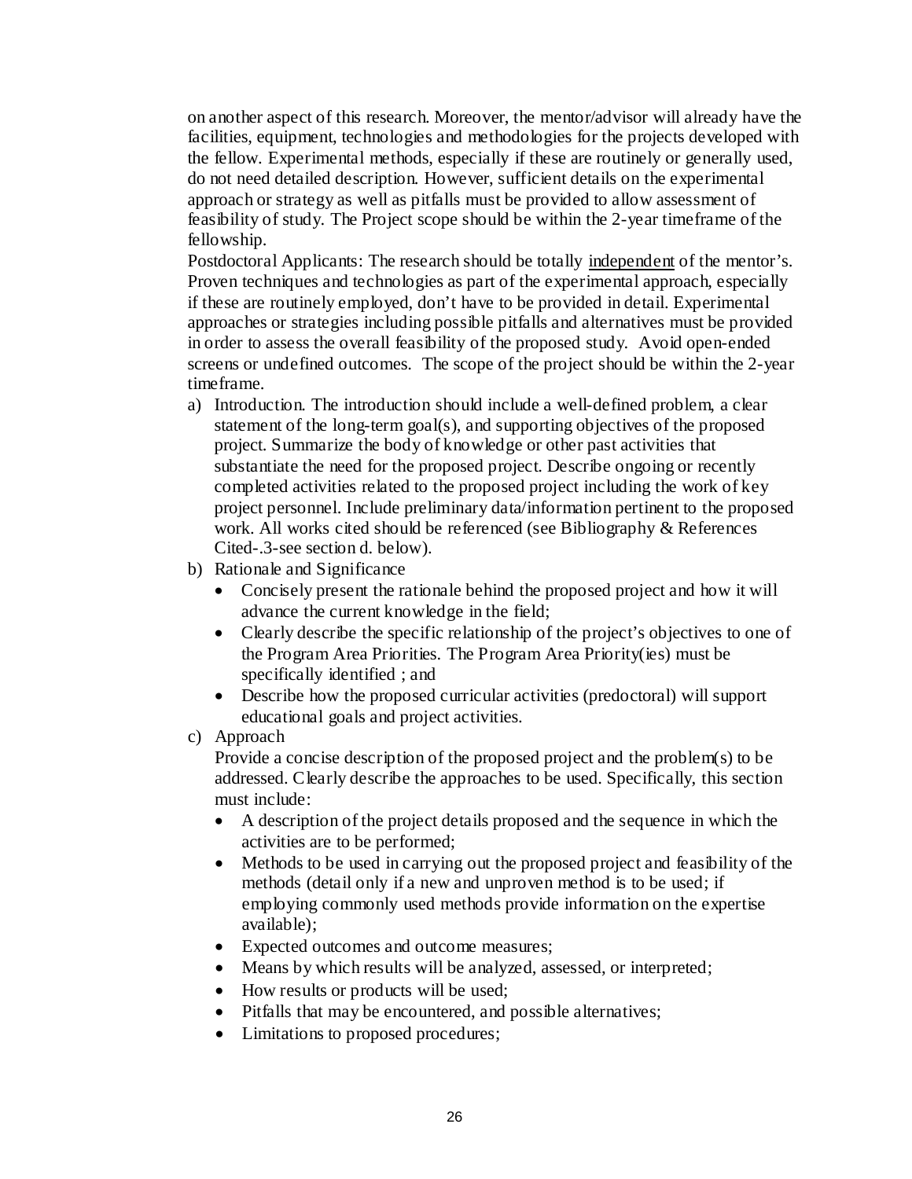on another aspect of this research. Moreover, the mentor/advisor will already have the facilities, equipment, technologies and methodologies for the projects developed with the fellow. Experimental methods, especially if these are routinely or generally used, do not need detailed description. However, sufficient details on the experimental approach or strategy as well as pitfalls must be provided to allow assessment of feasibility of study. The Project scope should be within the 2-year timeframe of the fellowship.

Postdoctoral Applicants: The research should be totally <u>independent</u> of the mentor's. Proven techniques and technologies as part of the experimental approach, especially if these are routinely employed, don't have to be provided in detail. Experimental approaches or strategies including possible pitfalls and alternatives must be provided in order to assess the overall feasibility of the proposed study. Avoid open-ended screens or undefined outcomes. The scope of the project should be within the 2-year timeframe.

a) Introduction. The introduction should include a well-defined problem, a clear statement of the long-term goal(s), and supporting objectives of the proposed project. Summarize the body of knowledge or other past activities that substantiate the need for the proposed project. Describe ongoing or recently completed activities related to the proposed project including the work of key project personnel. Include preliminary data/information pertinent to the proposed work. All works cited should be referenced (see Bibliography & References Cited-.3-see section d. below).

b) Rationale and Significance
   - Concisely present the rationale behind the proposed project and how it will advance the current knowledge in the field;
   - Clearly describe the specific relationship of the project's objectives to one of the Program Area Priorities. The Program Area Priority(ies) must be specifically identified ; and
   - Describe how the proposed curricular activities (predoctoral) will support educational goals and project activities.

c) Approach

   Provide a concise description of the proposed project and the problem(s) to be addressed. Clearly describe the approaches to be used. Specifically, this section must include:
   - A description of the project details proposed and the sequence in which the activities are to be performed;
   - Methods to be used in carrying out the proposed project and feasibility of the methods (detail only if a new and unproven method is to be used; if employing commonly used methods provide information on the expertise available);
   - Expected outcomes and outcome measures;
   - Means by which results will be analyzed, assessed, or interpreted;
   - How results or products will be used;
   - Pitfalls that may be encountered, and possible alternatives;
   - Limitations to proposed procedures;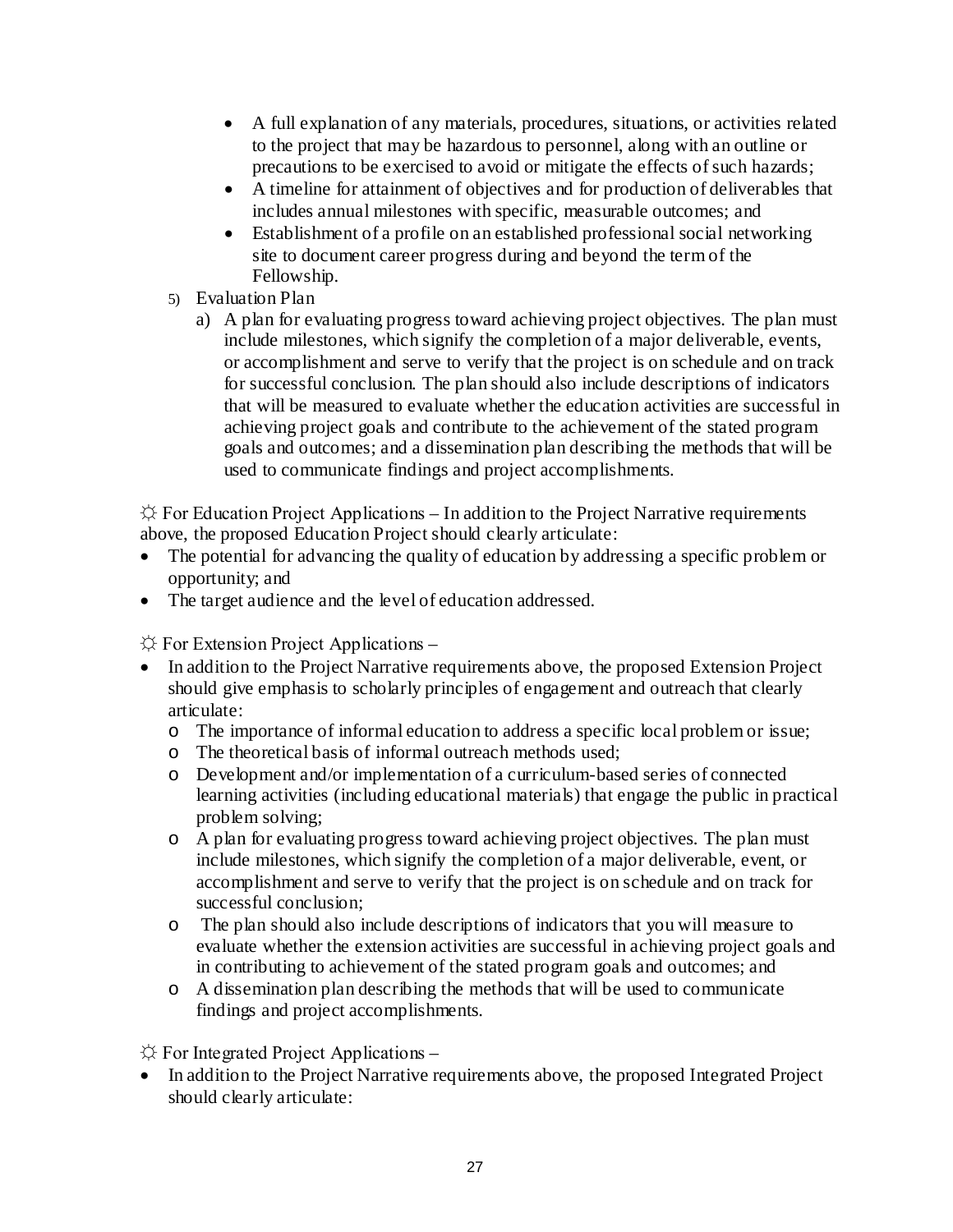- A full explanation of any materials, procedures, situations, or activities related to the project that may be hazardous to personnel, along with an outline or precautions to be exercised to avoid or mitigate the effects of such hazards;
- A timeline for attainment of objectives and for production of deliverables that includes annual milestones with specific, measurable outcomes; and
- Establishment of a profile on an established professional social networking site to document career progress during and beyond the term of the Fellowship.

5) Evaluation Plan
   a) A plan for evaluating progress toward achieving project objectives. The plan must include milestones, which signify the completion of a major deliverable, events, or accomplishment and serve to verify that the project is on schedule and on track for successful conclusion. The plan should also include descriptions of indicators that will be measured to evaluate whether the education activities are successful in achieving project goals and contribute to the achievement of the stated program goals and outcomes; and a dissemination plan describing the methods that will be used to communicate findings and project accomplishments.

☼ For Education Project Applications – In addition to the Project Narrative requirements above, the proposed Education Project should clearly articulate:

- The potential for advancing the quality of education by addressing a specific problem or opportunity; and
- The target audience and the level of education addressed.

☼ For Extension Project Applications –

- In addition to the Project Narrative requirements above, the proposed Extension Project should give emphasis to scholarly principles of engagement and outreach that clearly articulate:
  - The importance of informal education to address a specific local problem or issue;
  - The theoretical basis of informal outreach methods used;
  - Development and/or implementation of a curriculum-based series of connected learning activities (including educational materials) that engage the public in practical problem solving;
  - A plan for evaluating progress toward achieving project objectives. The plan must include milestones, which signify the completion of a major deliverable, event, or accomplishment and serve to verify that the project is on schedule and on track for successful conclusion;
  - The plan should also include descriptions of indicators that you will measure to evaluate whether the extension activities are successful in achieving project goals and in contributing to achievement of the stated program goals and outcomes; and
  - A dissemination plan describing the methods that will be used to communicate findings and project accomplishments.

☼ For Integrated Project Applications –

- In addition to the Project Narrative requirements above, the proposed Integrated Project should clearly articulate: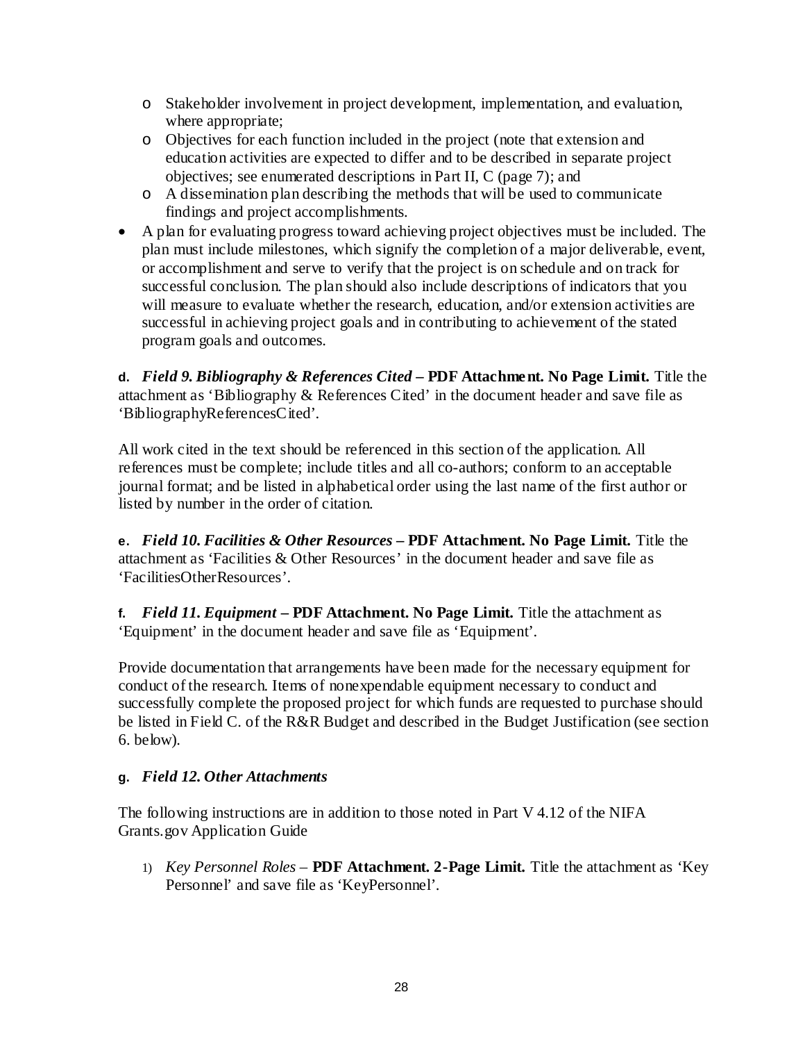- Stakeholder involvement in project development, implementation, and evaluation, where appropriate;
  - Objectives for each function included in the project (note that extension and education activities are expected to differ and to be described in separate project objectives; see enumerated descriptions in Part II, C (page 7); and
  - A dissemination plan describing the methods that will be used to communicate findings and project accomplishments.
- A plan for evaluating progress toward achieving project objectives must be included. The plan must include milestones, which signify the completion of a major deliverable, event, or accomplishment and serve to verify that the project is on schedule and on track for successful conclusion. The plan should also include descriptions of indicators that you will measure to evaluate whether the research, education, and/or extension activities are successful in achieving project goals and in contributing to achievement of the stated program goals and outcomes.

**d.** ***Field 9. Bibliography & References Cited* – PDF Attachment. No Page Limit.** Title the attachment as 'Bibliography & References Cited' in the document header and save file as 'BibliographyReferencesCited'.

All work cited in the text should be referenced in this section of the application. All references must be complete; include titles and all co-authors; conform to an acceptable journal format; and be listed in alphabetical order using the last name of the first author or listed by number in the order of citation.

**e.** ***Field 10. Facilities & Other Resources* – PDF Attachment. No Page Limit.** Title the attachment as 'Facilities & Other Resources' in the document header and save file as 'FacilitiesOtherResources'.

**f.** ***Field 11. Equipment* – PDF Attachment. No Page Limit.** Title the attachment as 'Equipment' in the document header and save file as 'Equipment'.

Provide documentation that arrangements have been made for the necessary equipment for conduct of the research. Items of nonexpendable equipment necessary to conduct and successfully complete the proposed project for which funds are requested to purchase should be listed in Field C. of the R&R Budget and described in the Budget Justification (see section 6. below).

**g.** ***Field 12. Other Attachments***

The following instructions are in addition to those noted in Part V 4.12 of the NIFA Grants.gov Application Guide

1) *Key Personnel Roles* – **PDF Attachment. 2-Page Limit.** Title the attachment as 'Key Personnel' and save file as 'KeyPersonnel'.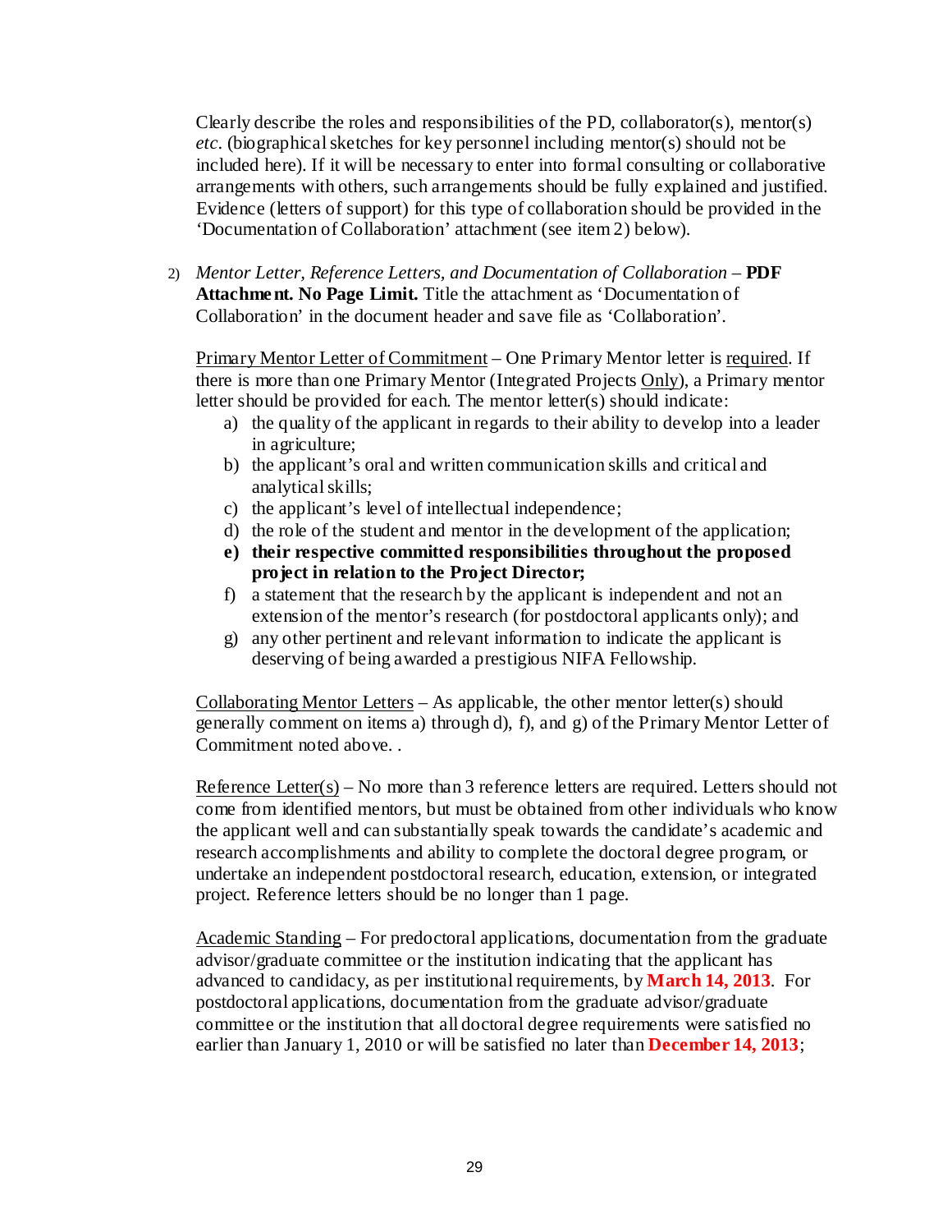Clearly describe the roles and responsibilities of the PD, collaborator(s), mentor(s) *etc*. (biographical sketches for key personnel including mentor(s) should not be included here). If it will be necessary to enter into formal consulting or collaborative arrangements with others, such arrangements should be fully explained and justified. Evidence (letters of support) for this type of collaboration should be provided in the 'Documentation of Collaboration' attachment (see item 2) below).

2) *Mentor Letter, Reference Letters, and Documentation of Collaboration* – **PDF Attachment. No Page Limit.** Title the attachment as 'Documentation of Collaboration' in the document header and save file as 'Collaboration'.

<u>Primary Mentor Letter of Commitment</u> – One Primary Mentor letter is <u>required</u>. If there is more than one Primary Mentor (Integrated Projects <u>Only</u>), a Primary mentor letter should be provided for each. The mentor letter(s) should indicate:

a) the quality of the applicant in regards to their ability to develop into a leader in agriculture;
b) the applicant's oral and written communication skills and critical and analytical skills;
c) the applicant's level of intellectual independence;
d) the role of the student and mentor in the development of the application;
e) **their respective committed responsibilities throughout the proposed project in relation to the Project Director;**
f) a statement that the research by the applicant is independent and not an extension of the mentor's research (for postdoctoral applicants only); and
g) any other pertinent and relevant information to indicate the applicant is deserving of being awarded a prestigious NIFA Fellowship.

<u>Collaborating Mentor Letters</u> – As applicable, the other mentor letter(s) should generally comment on items a) through d), f), and g) of the Primary Mentor Letter of Commitment noted above. .

<u>Reference Letter(s)</u> – No more than 3 reference letters are required. Letters should not come from identified mentors, but must be obtained from other individuals who know the applicant well and can substantially speak towards the candidate's academic and research accomplishments and ability to complete the doctoral degree program, or undertake an independent postdoctoral research, education, extension, or integrated project. Reference letters should be no longer than 1 page.

<u>Academic Standing</u> – For predoctoral applications, documentation from the graduate advisor/graduate committee or the institution indicating that the applicant has advanced to candidacy, as per institutional requirements, by **March 14, 2013**. For postdoctoral applications, documentation from the graduate advisor/graduate committee or the institution that all doctoral degree requirements were satisfied no earlier than January 1, 2010 or will be satisfied no later than **December 14, 2013**;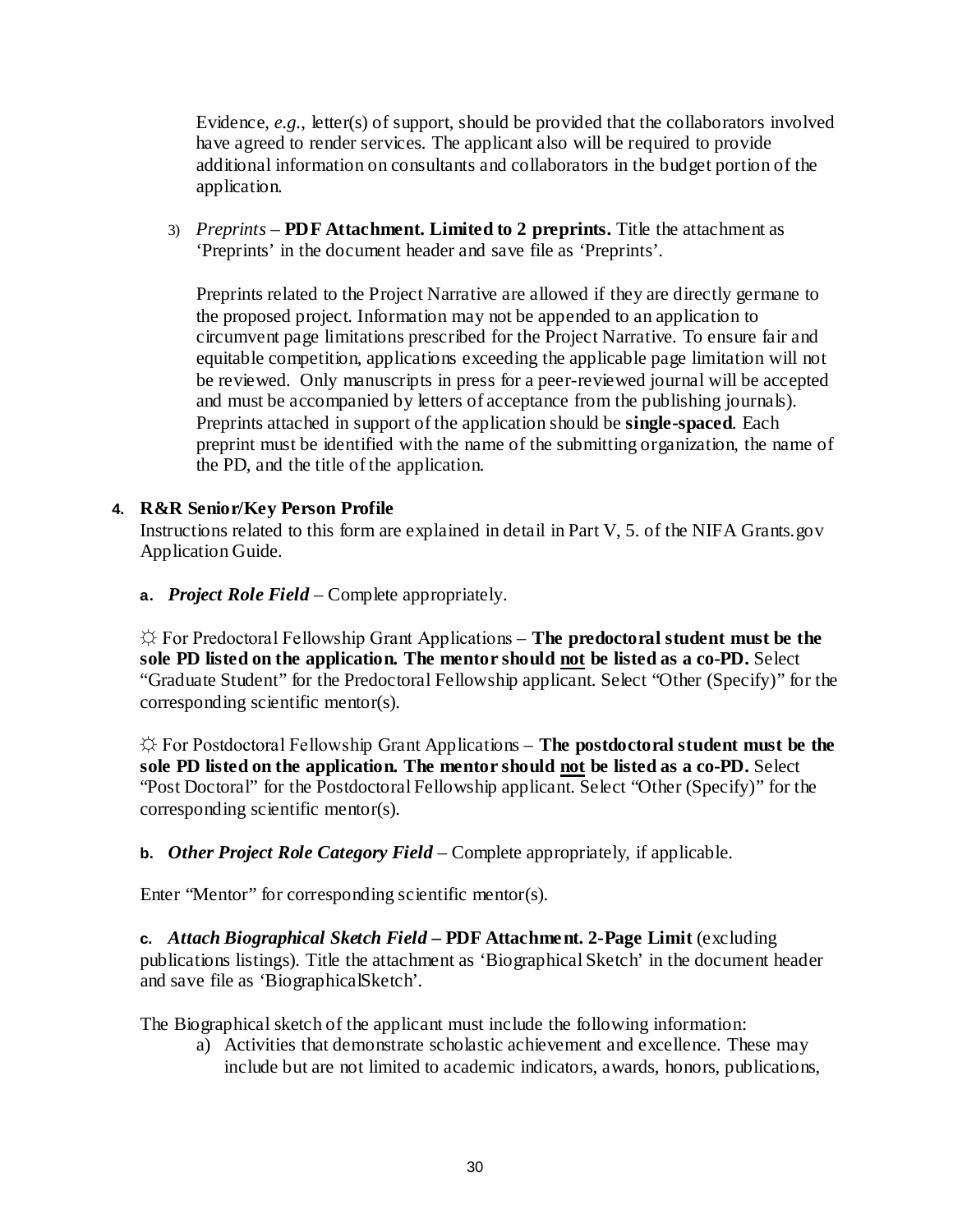Evidence, *e.g.*, letter(s) of support, should be provided that the collaborators involved have agreed to render services. The applicant also will be required to provide additional information on consultants and collaborators in the budget portion of the application.

3) *Preprints* – **PDF Attachment. Limited to 2 preprints.** Title the attachment as 'Preprints' in the document header and save file as 'Preprints'.

Preprints related to the Project Narrative are allowed if they are directly germane to the proposed project. Information may not be appended to an application to circumvent page limitations prescribed for the Project Narrative. To ensure fair and equitable competition, applications exceeding the applicable page limitation will not be reviewed. Only manuscripts in press for a peer-reviewed journal will be accepted and must be accompanied by letters of acceptance from the publishing journals). Preprints attached in support of the application should be **single-spaced**. Each preprint must be identified with the name of the submitting organization, the name of the PD, and the title of the application.

**4. R&R Senior/Key Person Profile**

Instructions related to this form are explained in detail in Part V, 5. of the NIFA Grants.gov Application Guide.

**a.** ***Project Role Field*** – Complete appropriately.

☼ For Predoctoral Fellowship Grant Applications – **The predoctoral student must be the sole PD listed on the application. The mentor should <u>not</u> be listed as a co-PD.** Select "Graduate Student" for the Predoctoral Fellowship applicant. Select "Other (Specify)" for the corresponding scientific mentor(s).

☼ For Postdoctoral Fellowship Grant Applications – **The postdoctoral student must be the sole PD listed on the application. The mentor should <u>not</u> be listed as a co-PD.** Select "Post Doctoral" for the Postdoctoral Fellowship applicant. Select "Other (Specify)" for the corresponding scientific mentor(s).

**b.** ***Other Project Role Category Field*** – Complete appropriately, if applicable.

Enter "Mentor" for corresponding scientific mentor(s).

**c.** ***Attach Biographical Sketch Field*** **– PDF Attachment. 2-Page Limit** (excluding publications listings). Title the attachment as 'Biographical Sketch' in the document header and save file as 'BiographicalSketch'.

The Biographical sketch of the applicant must include the following information:

a) Activities that demonstrate scholastic achievement and excellence. These may include but are not limited to academic indicators, awards, honors, publications,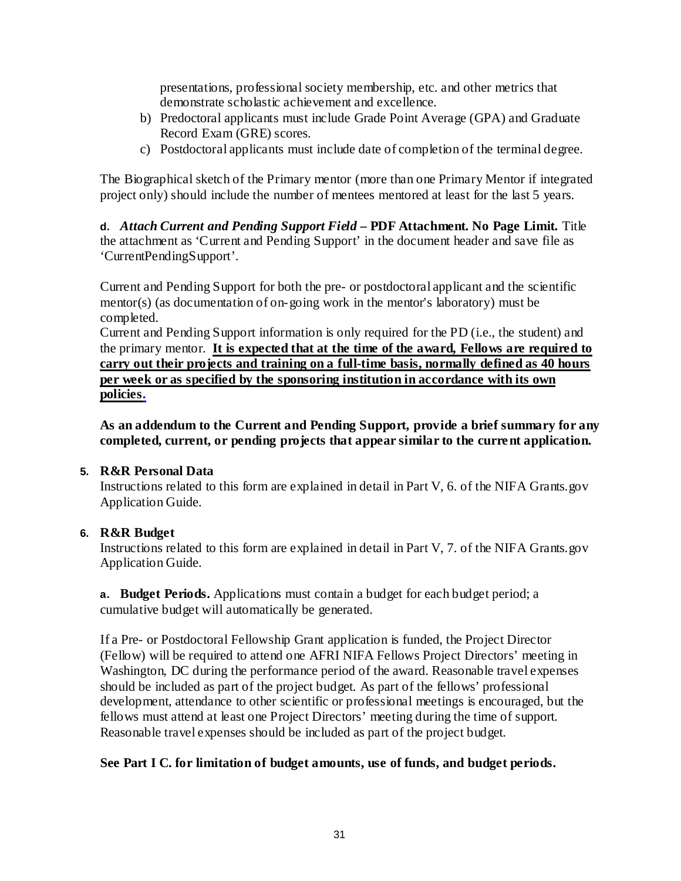presentations, professional society membership, etc. and other metrics that demonstrate scholastic achievement and excellence.

b) Predoctoral applicants must include Grade Point Average (GPA) and Graduate Record Exam (GRE) scores.

c) Postdoctoral applicants must include date of completion of the terminal degree.

The Biographical sketch of the Primary mentor (more than one Primary Mentor if integrated project only) should include the number of mentees mentored at least for the last 5 years.

**d.** ***Attach Current and Pending Support Field* – PDF Attachment. No Page Limit.** Title the attachment as 'Current and Pending Support' in the document header and save file as 'CurrentPendingSupport'.

Current and Pending Support for both the pre- or postdoctoral applicant and the scientific mentor(s) (as documentation of on-going work in the mentor's laboratory) must be completed.

Current and Pending Support information is only required for the PD (i.e., the student) and the primary mentor. **It is expected that at the time of the award, Fellows are required to carry out their projects and training on a full-time basis, normally defined as 40 hours per week or as specified by the sponsoring institution in accordance with its own policies.**

**As an addendum to the Current and Pending Support, provide a brief summary for any completed, current, or pending projects that appear similar to the current application.**

**5. R&R Personal Data**

Instructions related to this form are explained in detail in Part V, 6. of the NIFA Grants.gov Application Guide.

**6. R&R Budget**

Instructions related to this form are explained in detail in Part V, 7. of the NIFA Grants.gov Application Guide.

**a. Budget Periods.** Applications must contain a budget for each budget period; a cumulative budget will automatically be generated.

If a Pre- or Postdoctoral Fellowship Grant application is funded, the Project Director (Fellow) will be required to attend one AFRI NIFA Fellows Project Directors' meeting in Washington, DC during the performance period of the award. Reasonable travel expenses should be included as part of the project budget. As part of the fellows' professional development, attendance to other scientific or professional meetings is encouraged, but the fellows must attend at least one Project Directors' meeting during the time of support. Reasonable travel expenses should be included as part of the project budget.

**See Part I C. for limitation of budget amounts, use of funds, and budget periods.**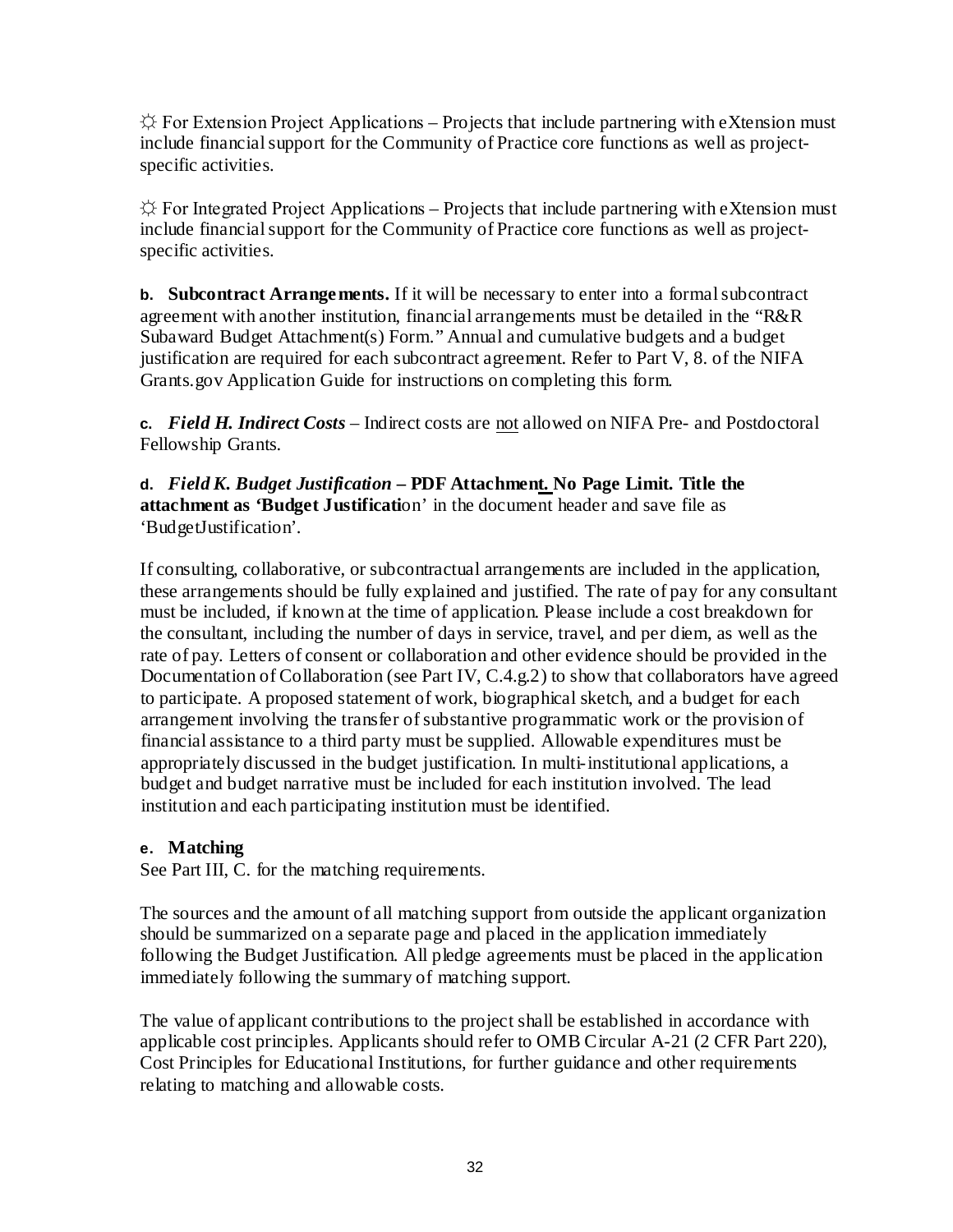☼ For Extension Project Applications – Projects that include partnering with eXtension must include financial support for the Community of Practice core functions as well as project-specific activities.

☼ For Integrated Project Applications – Projects that include partnering with eXtension must include financial support for the Community of Practice core functions as well as project-specific activities.

**b. Subcontract Arrangements.** If it will be necessary to enter into a formal subcontract agreement with another institution, financial arrangements must be detailed in the "R&R Subaward Budget Attachment(s) Form." Annual and cumulative budgets and a budget justification are required for each subcontract agreement. Refer to Part V, 8. of the NIFA Grants.gov Application Guide for instructions on completing this form.

**c.** ***Field H. Indirect Costs*** – Indirect costs are not allowed on NIFA Pre- and Postdoctoral Fellowship Grants.

**d.** ***Field K. Budget Justification*** **– PDF Attachment. No Page Limit. Title the attachment as 'Budget Justificati**on' in the document header and save file as 'BudgetJustification'.

If consulting, collaborative, or subcontractual arrangements are included in the application, these arrangements should be fully explained and justified. The rate of pay for any consultant must be included, if known at the time of application. Please include a cost breakdown for the consultant, including the number of days in service, travel, and per diem, as well as the rate of pay. Letters of consent or collaboration and other evidence should be provided in the Documentation of Collaboration (see Part IV, C.4.g.2) to show that collaborators have agreed to participate. A proposed statement of work, biographical sketch, and a budget for each arrangement involving the transfer of substantive programmatic work or the provision of financial assistance to a third party must be supplied. Allowable expenditures must be appropriately discussed in the budget justification. In multi-institutional applications, a budget and budget narrative must be included for each institution involved. The lead institution and each participating institution must be identified.

**e. Matching**

See Part III, C. for the matching requirements.

The sources and the amount of all matching support from outside the applicant organization should be summarized on a separate page and placed in the application immediately following the Budget Justification. All pledge agreements must be placed in the application immediately following the summary of matching support.

The value of applicant contributions to the project shall be established in accordance with applicable cost principles. Applicants should refer to OMB Circular A-21 (2 CFR Part 220), Cost Principles for Educational Institutions, for further guidance and other requirements relating to matching and allowable costs.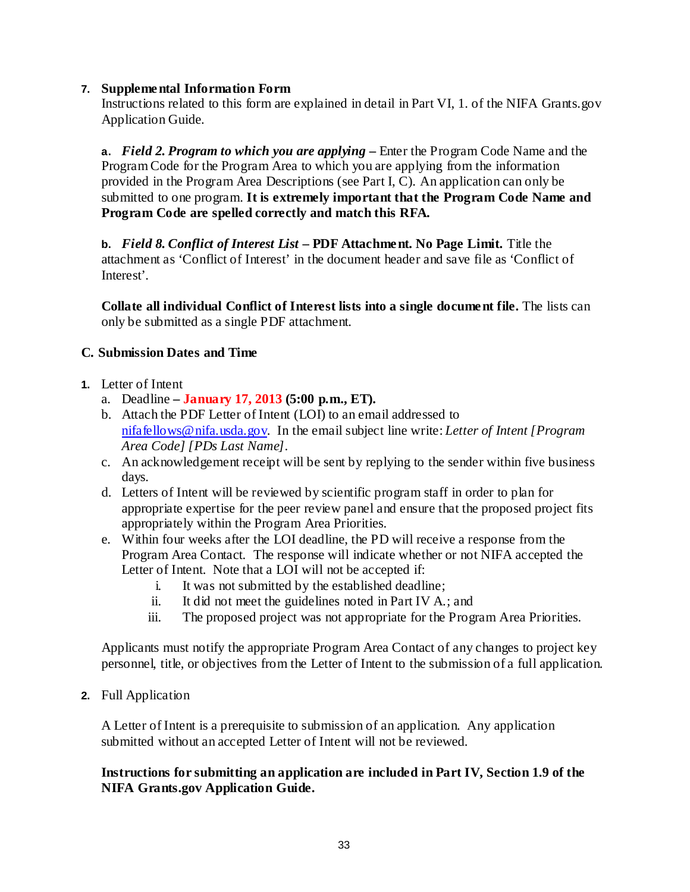**7. Supplemental Information Form**

Instructions related to this form are explained in detail in Part VI, 1. of the NIFA Grants.gov Application Guide.

**a.** ***Field 2. Program to which you are applying*** **–** Enter the Program Code Name and the Program Code for the Program Area to which you are applying from the information provided in the Program Area Descriptions (see Part I, C). An application can only be submitted to one program. **It is extremely important that the Program Code Name and Program Code are spelled correctly and match this RFA.**

**b.** ***Field 8. Conflict of Interest List*** **– PDF Attachment. No Page Limit.** Title the attachment as 'Conflict of Interest' in the document header and save file as 'Conflict of Interest'.

**Collate all individual Conflict of Interest lists into a single document file.** The lists can only be submitted as a single PDF attachment.

### C. Submission Dates and Time

1. Letter of Intent
   a. Deadline **– January 17, 2013 (5:00 p.m., ET).**
   b. Attach the PDF Letter of Intent (LOI) to an email addressed to nifafellows@nifa.usda.gov. In the email subject line write: *Letter of Intent [Program Area Code] [PDs Last Name]*.
   c. An acknowledgement receipt will be sent by replying to the sender within five business days.
   d. Letters of Intent will be reviewed by scientific program staff in order to plan for appropriate expertise for the peer review panel and ensure that the proposed project fits appropriately within the Program Area Priorities.
   e. Within four weeks after the LOI deadline, the PD will receive a response from the Program Area Contact. The response will indicate whether or not NIFA accepted the Letter of Intent. Note that a LOI will not be accepted if:
      i. It was not submitted by the established deadline;
      ii. It did not meet the guidelines noted in Part IV A.; and
      iii. The proposed project was not appropriate for the Program Area Priorities.

   Applicants must notify the appropriate Program Area Contact of any changes to project key personnel, title, or objectives from the Letter of Intent to the submission of a full application.

2. Full Application

   A Letter of Intent is a prerequisite to submission of an application. Any application submitted without an accepted Letter of Intent will not be reviewed.

   **Instructions for submitting an application are included in Part IV, Section 1.9 of the NIFA Grants.gov Application Guide.**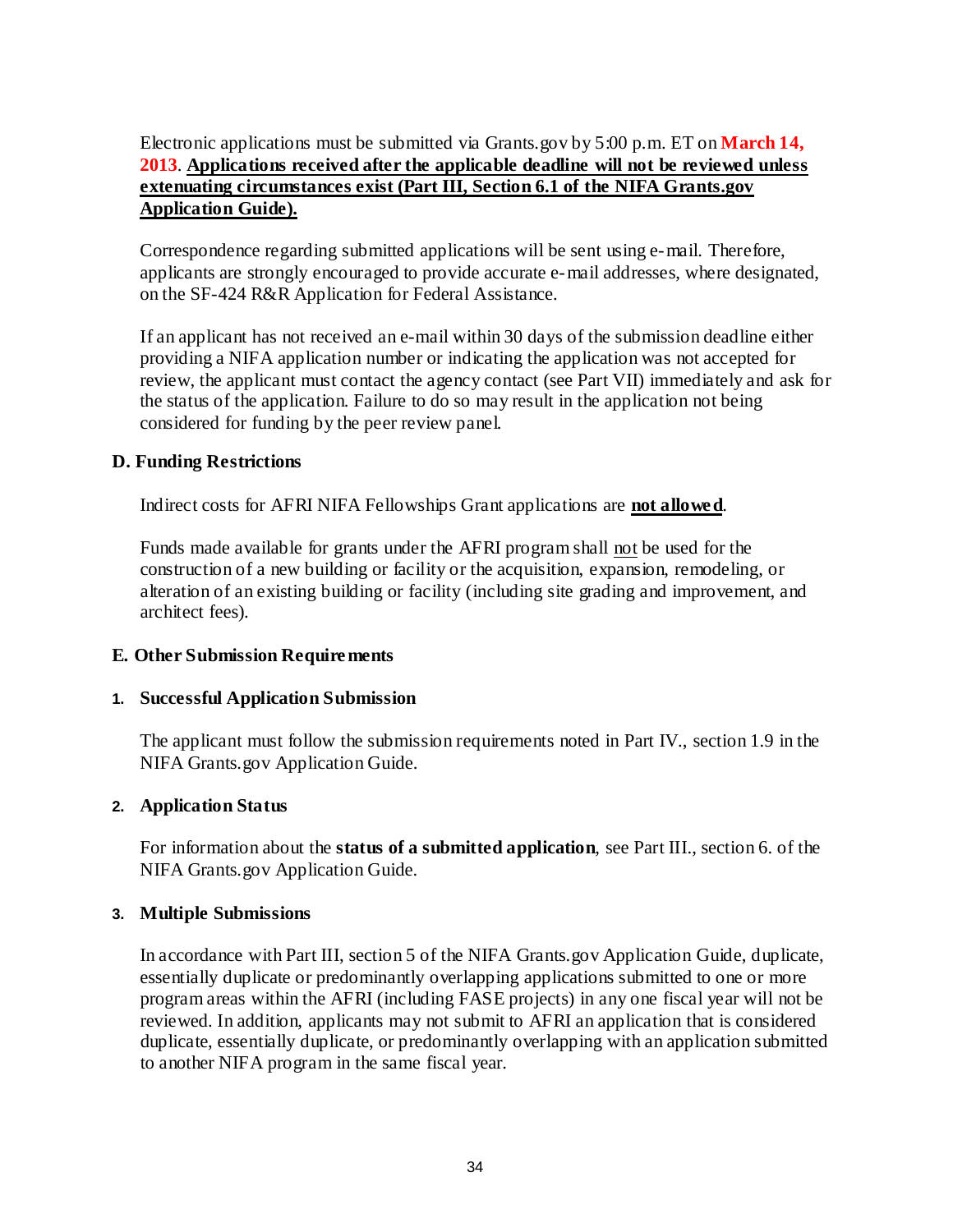Electronic applications must be submitted via Grants.gov by 5:00 p.m. ET on **March 14, 2013**. **Applications received after the applicable deadline will not be reviewed unless extenuating circumstances exist (Part III, Section 6.1 of the NIFA Grants.gov Application Guide).**

Correspondence regarding submitted applications will be sent using e-mail. Therefore, applicants are strongly encouraged to provide accurate e-mail addresses, where designated, on the SF-424 R&R Application for Federal Assistance.

If an applicant has not received an e-mail within 30 days of the submission deadline either providing a NIFA application number or indicating the application was not accepted for review, the applicant must contact the agency contact (see Part VII) immediately and ask for the status of the application. Failure to do so may result in the application not being considered for funding by the peer review panel.

## D. Funding Restrictions

Indirect costs for AFRI NIFA Fellowships Grant applications are **not allowed**.

Funds made available for grants under the AFRI program shall not be used for the construction of a new building or facility or the acquisition, expansion, remodeling, or alteration of an existing building or facility (including site grading and improvement, and architect fees).

## E. Other Submission Requirements

### 1. Successful Application Submission

The applicant must follow the submission requirements noted in Part IV., section 1.9 in the NIFA Grants.gov Application Guide.

### 2. Application Status

For information about the **status of a submitted application**, see Part III., section 6. of the NIFA Grants.gov Application Guide.

### 3. Multiple Submissions

In accordance with Part III, section 5 of the NIFA Grants.gov Application Guide, duplicate, essentially duplicate or predominantly overlapping applications submitted to one or more program areas within the AFRI (including FASE projects) in any one fiscal year will not be reviewed. In addition, applicants may not submit to AFRI an application that is considered duplicate, essentially duplicate, or predominantly overlapping with an application submitted to another NIFA program in the same fiscal year.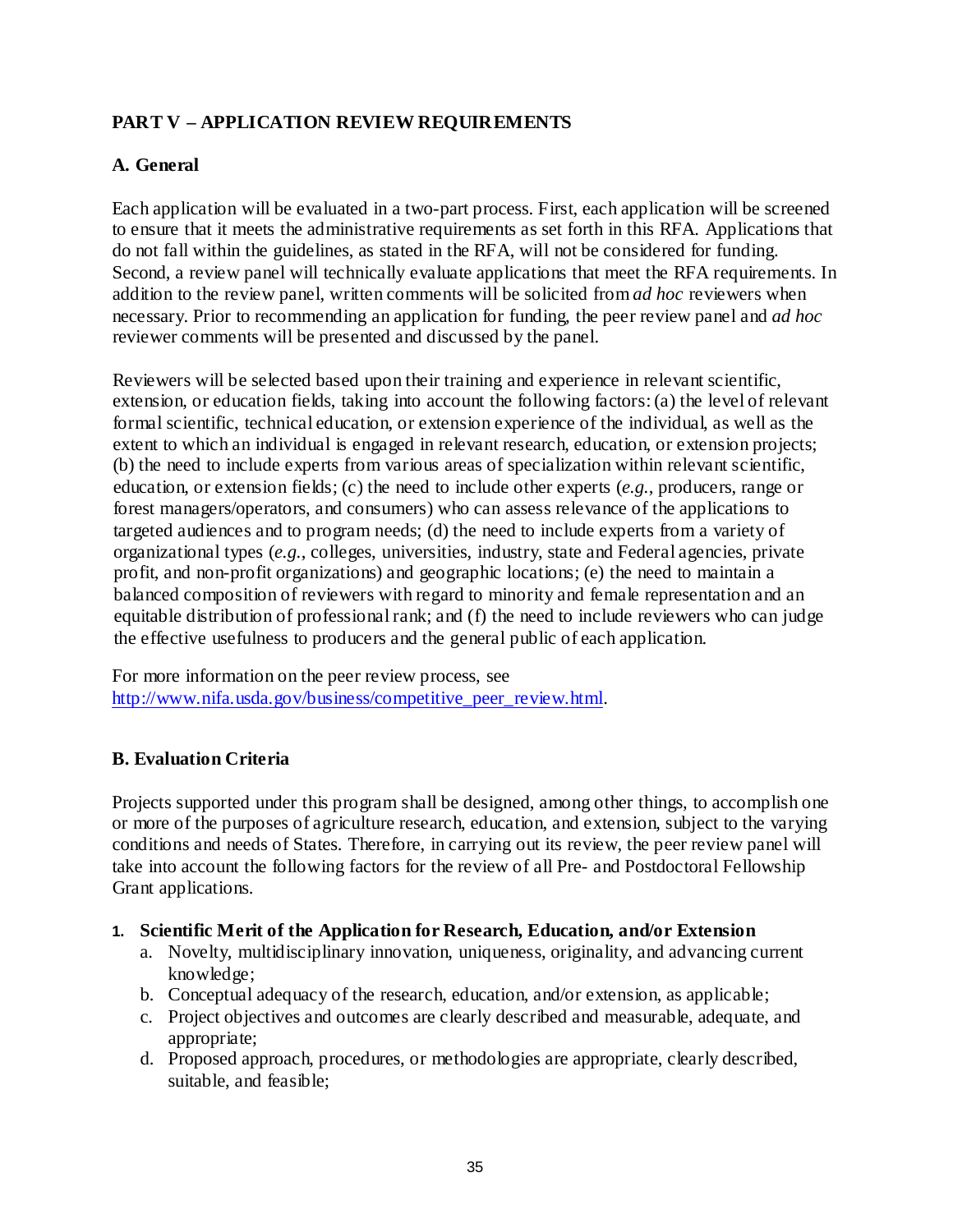## PART V – APPLICATION REVIEW REQUIREMENTS

### A. General

Each application will be evaluated in a two-part process. First, each application will be screened to ensure that it meets the administrative requirements as set forth in this RFA. Applications that do not fall within the guidelines, as stated in the RFA, will not be considered for funding. Second, a review panel will technically evaluate applications that meet the RFA requirements. In addition to the review panel, written comments will be solicited from *ad hoc* reviewers when necessary. Prior to recommending an application for funding, the peer review panel and *ad hoc* reviewer comments will be presented and discussed by the panel.

Reviewers will be selected based upon their training and experience in relevant scientific, extension, or education fields, taking into account the following factors: (a) the level of relevant formal scientific, technical education, or extension experience of the individual, as well as the extent to which an individual is engaged in relevant research, education, or extension projects; (b) the need to include experts from various areas of specialization within relevant scientific, education, or extension fields; (c) the need to include other experts (*e.g.*, producers, range or forest managers/operators, and consumers) who can assess relevance of the applications to targeted audiences and to program needs; (d) the need to include experts from a variety of organizational types (*e.g.*, colleges, universities, industry, state and Federal agencies, private profit, and non-profit organizations) and geographic locations; (e) the need to maintain a balanced composition of reviewers with regard to minority and female representation and an equitable distribution of professional rank; and (f) the need to include reviewers who can judge the effective usefulness to producers and the general public of each application.

For more information on the peer review process, see [http://www.nifa.usda.gov/business/competitive_peer_review.html](http://www.nifa.usda.gov/business/competitive_peer_review.html).

### B. Evaluation Criteria

Projects supported under this program shall be designed, among other things, to accomplish one or more of the purposes of agriculture research, education, and extension, subject to the varying conditions and needs of States. Therefore, in carrying out its review, the peer review panel will take into account the following factors for the review of all Pre- and Postdoctoral Fellowship Grant applications.

1. **Scientific Merit of the Application for Research, Education, and/or Extension**
   a. Novelty, multidisciplinary innovation, uniqueness, originality, and advancing current knowledge;
   b. Conceptual adequacy of the research, education, and/or extension, as applicable;
   c. Project objectives and outcomes are clearly described and measurable, adequate, and appropriate;
   d. Proposed approach, procedures, or methodologies are appropriate, clearly described, suitable, and feasible;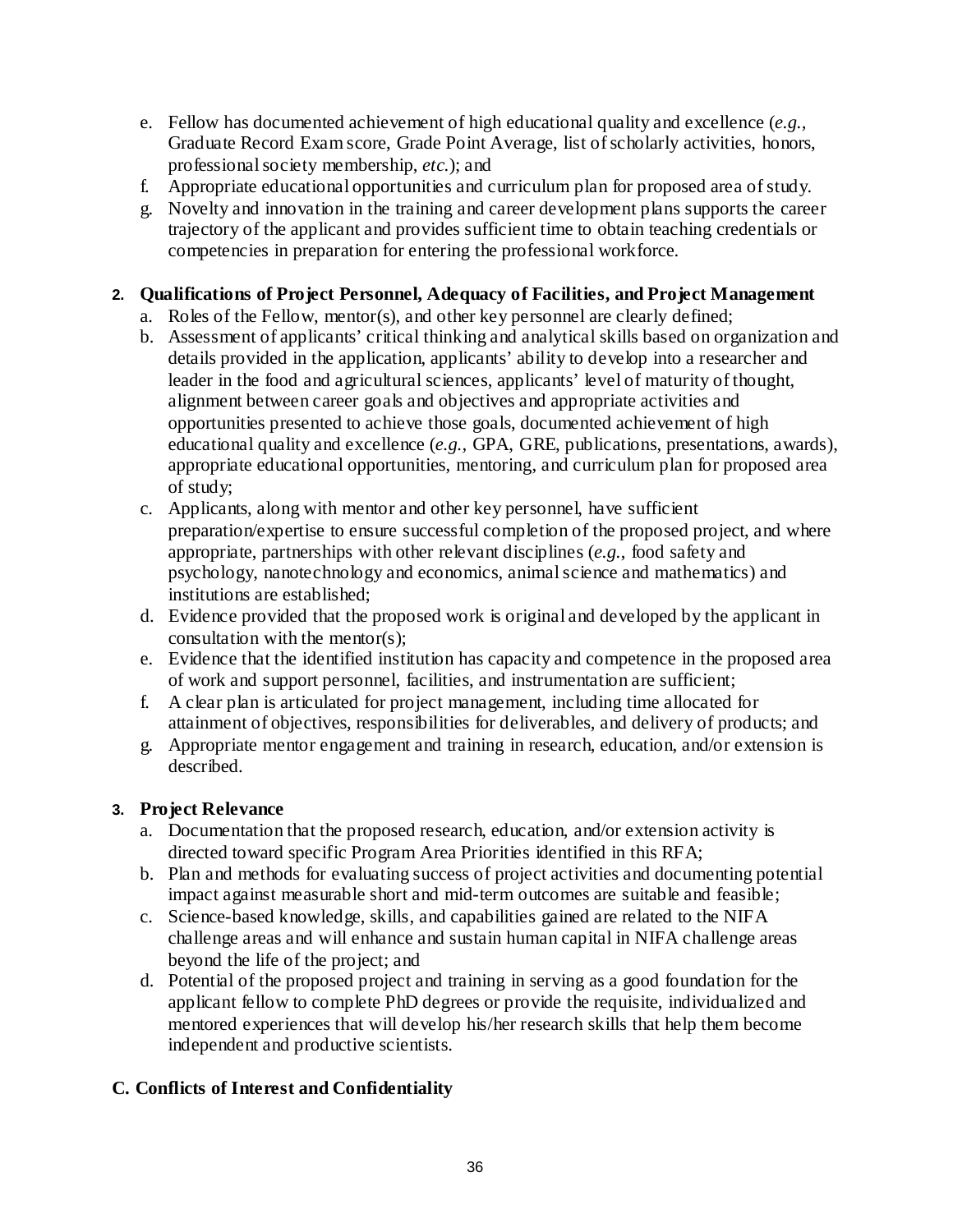e. Fellow has documented achievement of high educational quality and excellence (*e.g.*, Graduate Record Exam score, Grade Point Average, list of scholarly activities, honors, professional society membership, *etc.*); and
f. Appropriate educational opportunities and curriculum plan for proposed area of study.
g. Novelty and innovation in the training and career development plans supports the career trajectory of the applicant and provides sufficient time to obtain teaching credentials or competencies in preparation for entering the professional workforce.

**2. Qualifications of Project Personnel, Adequacy of Facilities, and Project Management**

a. Roles of the Fellow, mentor(s), and other key personnel are clearly defined;
b. Assessment of applicants' critical thinking and analytical skills based on organization and details provided in the application, applicants' ability to develop into a researcher and leader in the food and agricultural sciences, applicants' level of maturity of thought, alignment between career goals and objectives and appropriate activities and opportunities presented to achieve those goals, documented achievement of high educational quality and excellence (*e.g.,* GPA, GRE, publications, presentations, awards), appropriate educational opportunities, mentoring, and curriculum plan for proposed area of study;
c. Applicants, along with mentor and other key personnel, have sufficient preparation/expertise to ensure successful completion of the proposed project, and where appropriate, partnerships with other relevant disciplines (*e.g.*, food safety and psychology, nanotechnology and economics, animal science and mathematics) and institutions are established;
d. Evidence provided that the proposed work is original and developed by the applicant in consultation with the mentor(s);
e. Evidence that the identified institution has capacity and competence in the proposed area of work and support personnel, facilities, and instrumentation are sufficient;
f. A clear plan is articulated for project management, including time allocated for attainment of objectives, responsibilities for deliverables, and delivery of products; and
g. Appropriate mentor engagement and training in research, education, and/or extension is described.

**3. Project Relevance**

a. Documentation that the proposed research, education, and/or extension activity is directed toward specific Program Area Priorities identified in this RFA;
b. Plan and methods for evaluating success of project activities and documenting potential impact against measurable short and mid-term outcomes are suitable and feasible;
c. Science-based knowledge, skills, and capabilities gained are related to the NIFA challenge areas and will enhance and sustain human capital in NIFA challenge areas beyond the life of the project; and
d. Potential of the proposed project and training in serving as a good foundation for the applicant fellow to complete PhD degrees or provide the requisite, individualized and mentored experiences that will develop his/her research skills that help them become independent and productive scientists.

### C. Conflicts of Interest and Confidentiality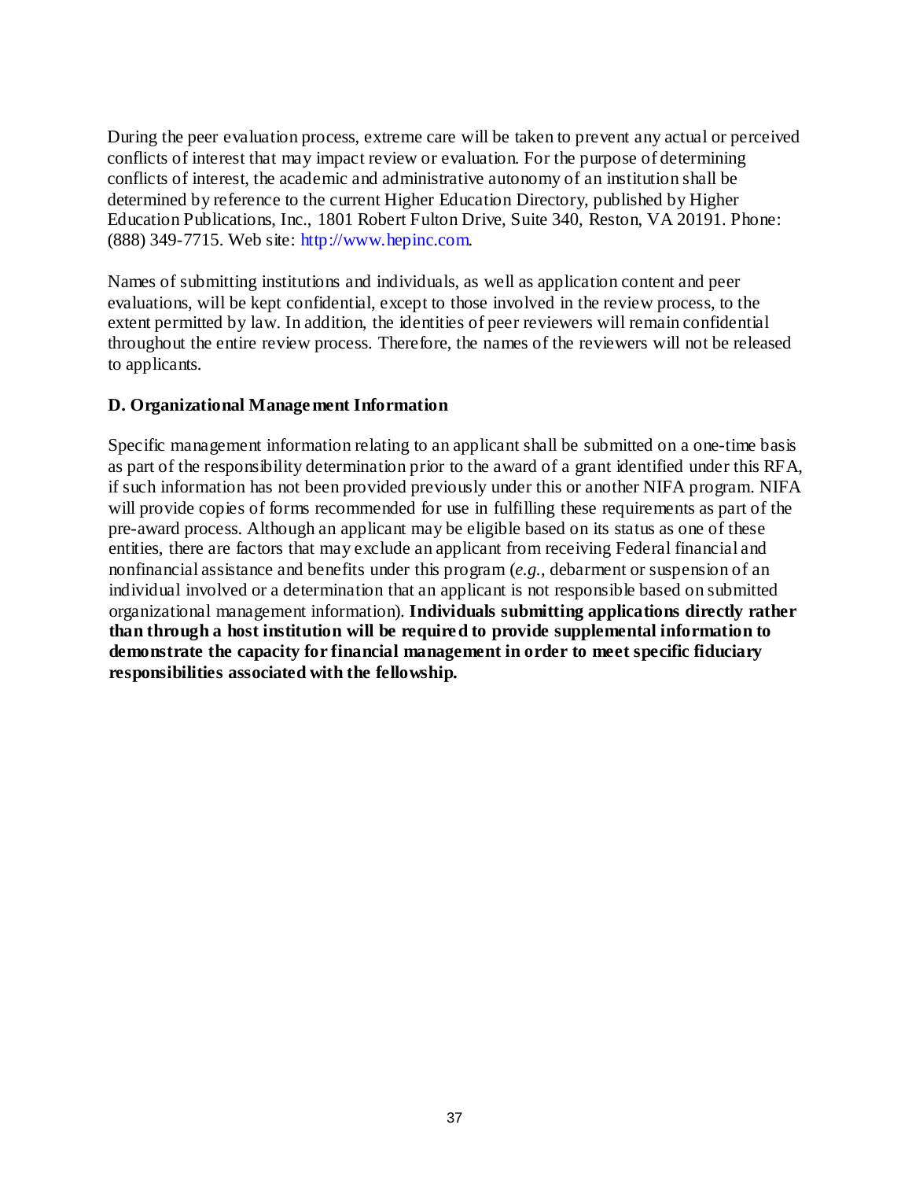During the peer evaluation process, extreme care will be taken to prevent any actual or perceived conflicts of interest that may impact review or evaluation. For the purpose of determining conflicts of interest, the academic and administrative autonomy of an institution shall be determined by reference to the current Higher Education Directory, published by Higher Education Publications, Inc., 1801 Robert Fulton Drive, Suite 340, Reston, VA 20191. Phone: (888) 349-7715. Web site: http://www.hepinc.com.

Names of submitting institutions and individuals, as well as application content and peer evaluations, will be kept confidential, except to those involved in the review process, to the extent permitted by law. In addition, the identities of peer reviewers will remain confidential throughout the entire review process. Therefore, the names of the reviewers will not be released to applicants.

### D. Organizational Management Information

Specific management information relating to an applicant shall be submitted on a one-time basis as part of the responsibility determination prior to the award of a grant identified under this RFA, if such information has not been provided previously under this or another NIFA program. NIFA will provide copies of forms recommended for use in fulfilling these requirements as part of the pre-award process. Although an applicant may be eligible based on its status as one of these entities, there are factors that may exclude an applicant from receiving Federal financial and nonfinancial assistance and benefits under this program (*e.g.*, debarment or suspension of an individual involved or a determination that an applicant is not responsible based on submitted organizational management information). **Individuals submitting applications directly rather than through a host institution will be required to provide supplemental information to demonstrate the capacity for financial management in order to meet specific fiduciary responsibilities associated with the fellowship.**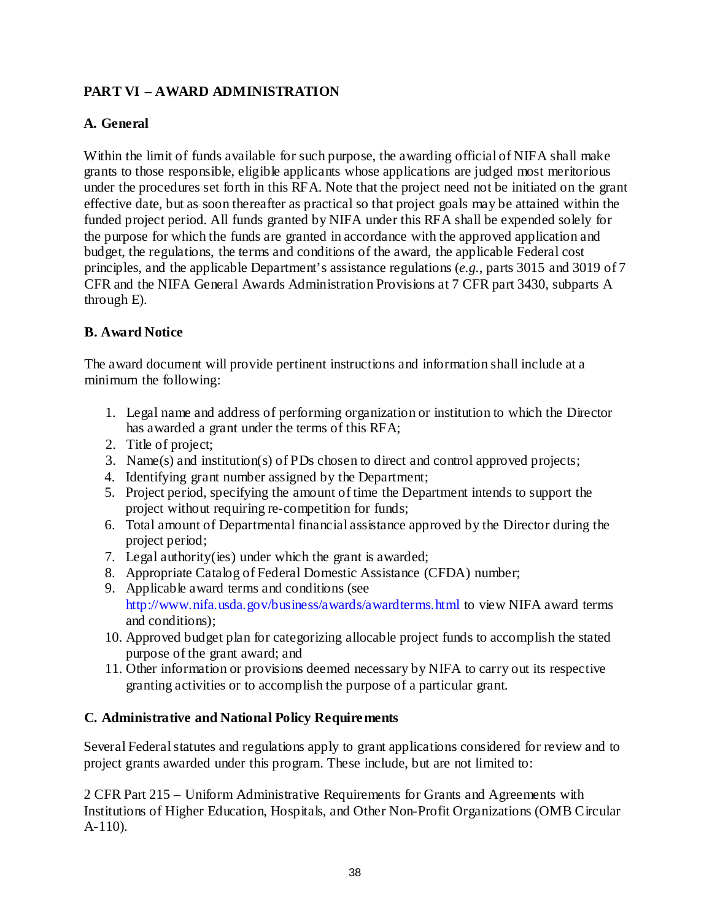## PART VI – AWARD ADMINISTRATION

### A. General

Within the limit of funds available for such purpose, the awarding official of NIFA shall make grants to those responsible, eligible applicants whose applications are judged most meritorious under the procedures set forth in this RFA. Note that the project need not be initiated on the grant effective date, but as soon thereafter as practical so that project goals may be attained within the funded project period. All funds granted by NIFA under this RFA shall be expended solely for the purpose for which the funds are granted in accordance with the approved application and budget, the regulations, the terms and conditions of the award, the applicable Federal cost principles, and the applicable Department's assistance regulations (*e.g.*, parts 3015 and 3019 of 7 CFR and the NIFA General Awards Administration Provisions at 7 CFR part 3430, subparts A through E).

### B. Award Notice

The award document will provide pertinent instructions and information shall include at a minimum the following:

1. Legal name and address of performing organization or institution to which the Director has awarded a grant under the terms of this RFA;
2. Title of project;
3. Name(s) and institution(s) of PDs chosen to direct and control approved projects;
4. Identifying grant number assigned by the Department;
5. Project period, specifying the amount of time the Department intends to support the project without requiring re-competition for funds;
6. Total amount of Departmental financial assistance approved by the Director during the project period;
7. Legal authority(ies) under which the grant is awarded;
8. Appropriate Catalog of Federal Domestic Assistance (CFDA) number;
9. Applicable award terms and conditions (see http://www.nifa.usda.gov/business/awards/awardterms.html to view NIFA award terms and conditions);
10. Approved budget plan for categorizing allocable project funds to accomplish the stated purpose of the grant award; and
11. Other information or provisions deemed necessary by NIFA to carry out its respective granting activities or to accomplish the purpose of a particular grant.

### C. Administrative and National Policy Requirements

Several Federal statutes and regulations apply to grant applications considered for review and to project grants awarded under this program. These include, but are not limited to:

2 CFR Part 215 – Uniform Administrative Requirements for Grants and Agreements with Institutions of Higher Education, Hospitals, and Other Non-Profit Organizations (OMB Circular A-110).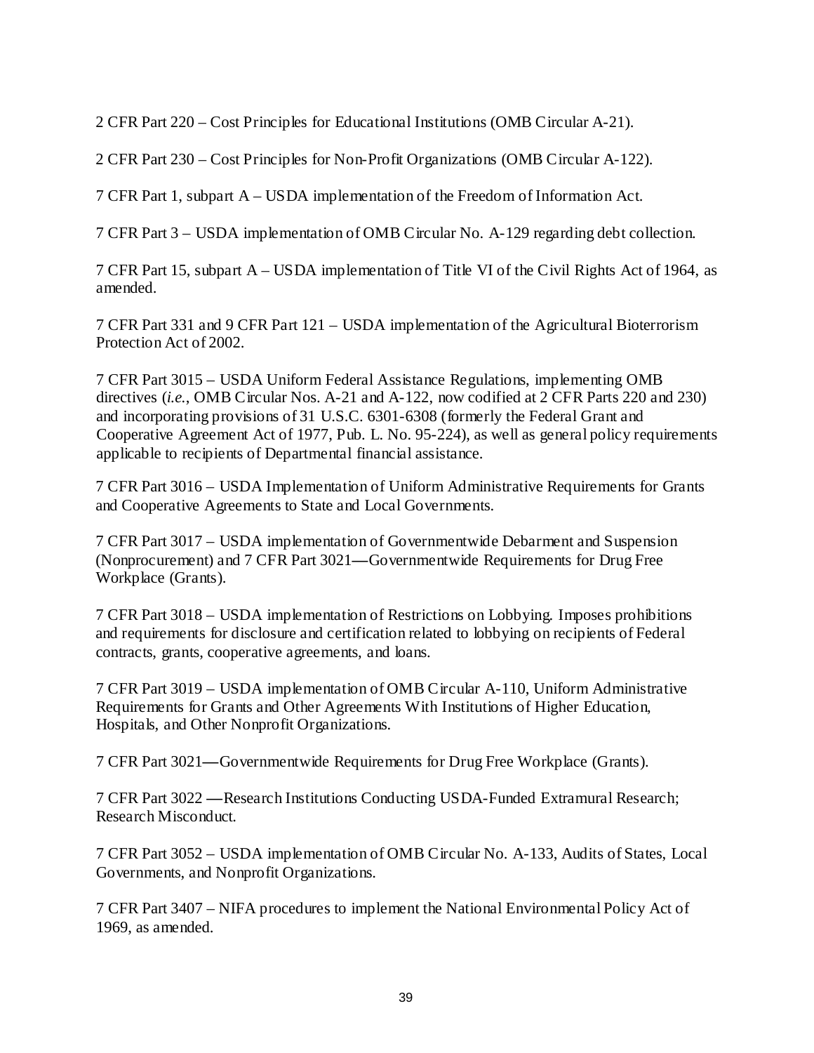2 CFR Part 220 – Cost Principles for Educational Institutions (OMB Circular A-21).

2 CFR Part 230 – Cost Principles for Non-Profit Organizations (OMB Circular A-122).

7 CFR Part 1, subpart A – USDA implementation of the Freedom of Information Act.

7 CFR Part 3 – USDA implementation of OMB Circular No. A-129 regarding debt collection.

7 CFR Part 15, subpart A – USDA implementation of Title VI of the Civil Rights Act of 1964, as amended.

7 CFR Part 331 and 9 CFR Part 121 – USDA implementation of the Agricultural Bioterrorism Protection Act of 2002.

7 CFR Part 3015 – USDA Uniform Federal Assistance Regulations, implementing OMB directives (*i.e.*, OMB Circular Nos. A-21 and A-122, now codified at 2 CFR Parts 220 and 230) and incorporating provisions of 31 U.S.C. 6301-6308 (formerly the Federal Grant and Cooperative Agreement Act of 1977, Pub. L. No. 95-224), as well as general policy requirements applicable to recipients of Departmental financial assistance.

7 CFR Part 3016 – USDA Implementation of Uniform Administrative Requirements for Grants and Cooperative Agreements to State and Local Governments.

7 CFR Part 3017 – USDA implementation of Governmentwide Debarment and Suspension (Nonprocurement) and 7 CFR Part 3021—Governmentwide Requirements for Drug Free Workplace (Grants).

7 CFR Part 3018 – USDA implementation of Restrictions on Lobbying. Imposes prohibitions and requirements for disclosure and certification related to lobbying on recipients of Federal contracts, grants, cooperative agreements, and loans.

7 CFR Part 3019 – USDA implementation of OMB Circular A-110, Uniform Administrative Requirements for Grants and Other Agreements With Institutions of Higher Education, Hospitals, and Other Nonprofit Organizations.

7 CFR Part 3021—Governmentwide Requirements for Drug Free Workplace (Grants).

7 CFR Part 3022 —Research Institutions Conducting USDA-Funded Extramural Research; Research Misconduct.

7 CFR Part 3052 – USDA implementation of OMB Circular No. A-133, Audits of States, Local Governments, and Nonprofit Organizations.

7 CFR Part 3407 – NIFA procedures to implement the National Environmental Policy Act of 1969, as amended.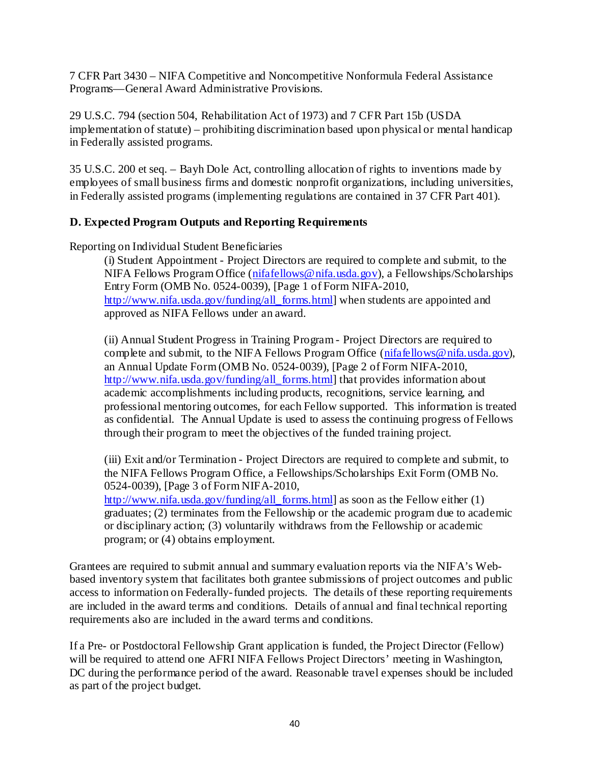7 CFR Part 3430 – NIFA Competitive and Noncompetitive Nonformula Federal Assistance Programs—General Award Administrative Provisions.

29 U.S.C. 794 (section 504, Rehabilitation Act of 1973) and 7 CFR Part 15b (USDA implementation of statute) – prohibiting discrimination based upon physical or mental handicap in Federally assisted programs.

35 U.S.C. 200 et seq. – Bayh Dole Act, controlling allocation of rights to inventions made by employees of small business firms and domestic nonprofit organizations, including universities, in Federally assisted programs (implementing regulations are contained in 37 CFR Part 401).

### D. Expected Program Outputs and Reporting Requirements

Reporting on Individual Student Beneficiaries

(i) Student Appointment - Project Directors are required to complete and submit, to the NIFA Fellows Program Office (nifafellows@nifa.usda.gov), a Fellowships/Scholarships Entry Form (OMB No. 0524-0039), [Page 1 of Form NIFA-2010, http://www.nifa.usda.gov/funding/all_forms.html] when students are appointed and approved as NIFA Fellows under an award.

(ii) Annual Student Progress in Training Program - Project Directors are required to complete and submit, to the NIFA Fellows Program Office (nifafellows@nifa.usda.gov), an Annual Update Form (OMB No. 0524-0039), [Page 2 of Form NIFA-2010, http://www.nifa.usda.gov/funding/all_forms.html] that provides information about academic accomplishments including products, recognitions, service learning, and professional mentoring outcomes, for each Fellow supported. This information is treated as confidential. The Annual Update is used to assess the continuing progress of Fellows through their program to meet the objectives of the funded training project.

(iii) Exit and/or Termination - Project Directors are required to complete and submit, to the NIFA Fellows Program Office, a Fellowships/Scholarships Exit Form (OMB No. 0524-0039), [Page 3 of Form NIFA-2010, http://www.nifa.usda.gov/funding/all_forms.html] as soon as the Fellow either (1) graduates; (2) terminates from the Fellowship or the academic program due to academic or disciplinary action; (3) voluntarily withdraws from the Fellowship or academic program; or (4) obtains employment.

Grantees are required to submit annual and summary evaluation reports via the NIFA's Web-based inventory system that facilitates both grantee submissions of project outcomes and public access to information on Federally-funded projects. The details of these reporting requirements are included in the award terms and conditions. Details of annual and final technical reporting requirements also are included in the award terms and conditions.

If a Pre- or Postdoctoral Fellowship Grant application is funded, the Project Director (Fellow) will be required to attend one AFRI NIFA Fellows Project Directors' meeting in Washington, DC during the performance period of the award. Reasonable travel expenses should be included as part of the project budget.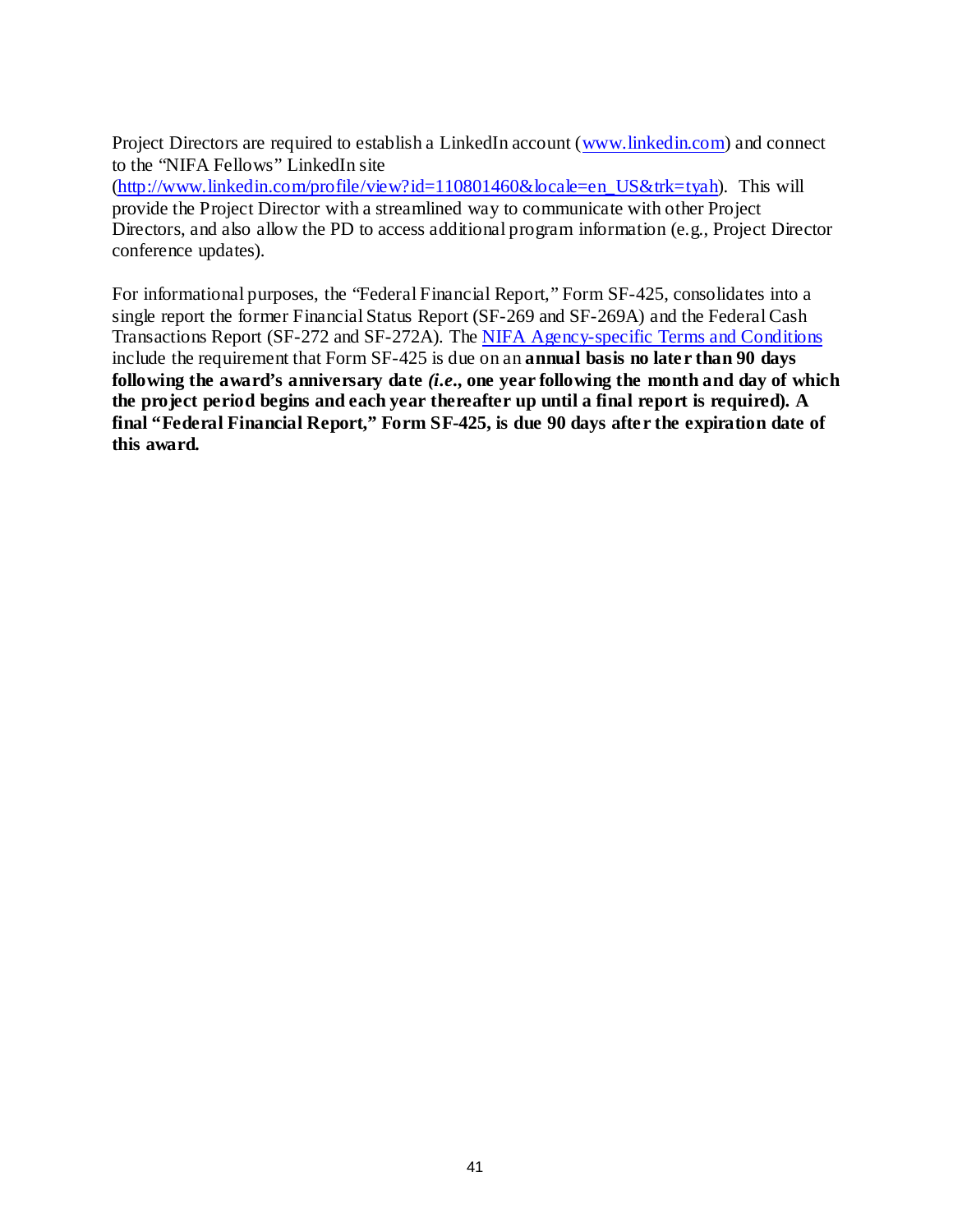Project Directors are required to establish a LinkedIn account ([www.linkedin.com](www.linkedin.com)) and connect to the "NIFA Fellows" LinkedIn site ([http://www.linkedin.com/profile/view?id=110801460&locale=en_US&trk=tyah](http://www.linkedin.com/profile/view?id=110801460&locale=en_US&trk=tyah)). This will provide the Project Director with a streamlined way to communicate with other Project Directors, and also allow the PD to access additional program information (e.g., Project Director conference updates).

For informational purposes, the "Federal Financial Report," Form SF-425, consolidates into a single report the former Financial Status Report (SF-269 and SF-269A) and the Federal Cash Transactions Report (SF-272 and SF-272A). The NIFA Agency-specific Terms and Conditions include the requirement that Form SF-425 is due on an **annual basis no later than 90 days following the award's anniversary date *(i.e.,* one year following the month and day of which the project period begins and each year thereafter up until a final report is required). A final "Federal Financial Report," Form SF-425, is due 90 days after the expiration date of this award.**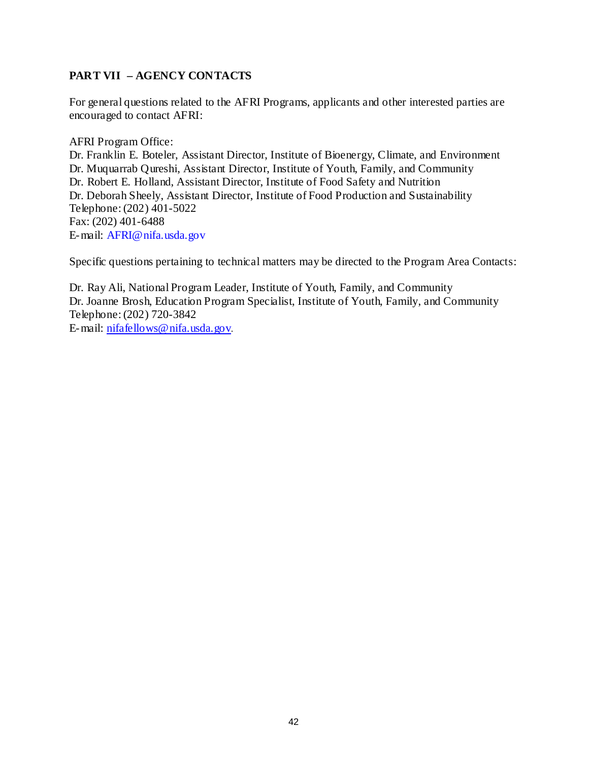## PART VII – AGENCY CONTACTS

For general questions related to the AFRI Programs, applicants and other interested parties are encouraged to contact AFRI:

AFRI Program Office:
Dr. Franklin E. Boteler, Assistant Director, Institute of Bioenergy, Climate, and Environment
Dr. Muquarrab Qureshi, Assistant Director, Institute of Youth, Family, and Community
Dr. Robert E. Holland, Assistant Director, Institute of Food Safety and Nutrition
Dr. Deborah Sheely, Assistant Director, Institute of Food Production and Sustainability
Telephone: (202) 401-5022
Fax: (202) 401-6488
E-mail: AFRI@nifa.usda.gov

Specific questions pertaining to technical matters may be directed to the Program Area Contacts:

Dr. Ray Ali, National Program Leader, Institute of Youth, Family, and Community
Dr. Joanne Brosh, Education Program Specialist, Institute of Youth, Family, and Community
Telephone: (202) 720-3842
E-mail: nifafellows@nifa.usda.gov.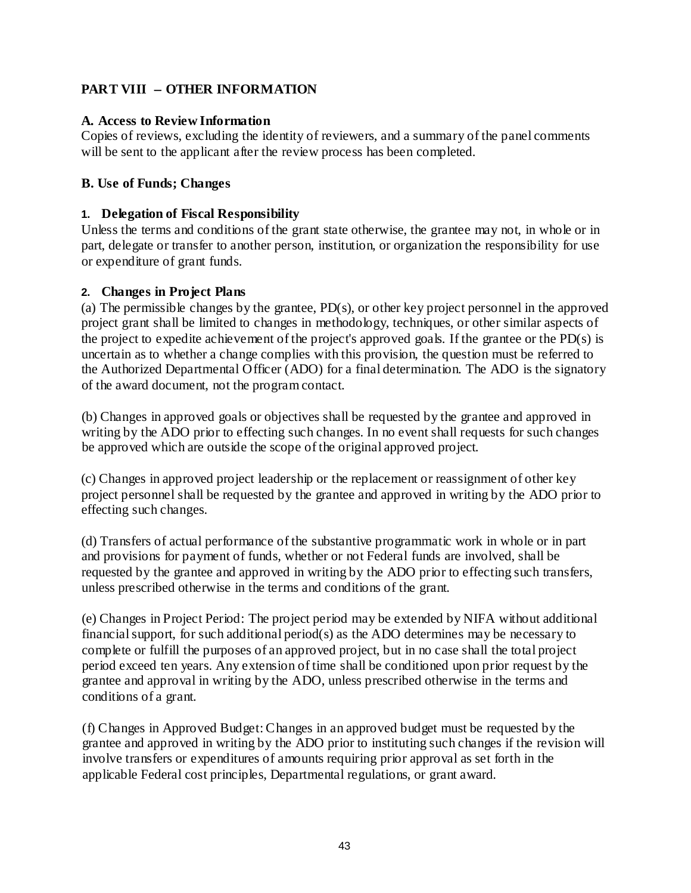## PART VIII – OTHER INFORMATION

### A. Access to Review Information

Copies of reviews, excluding the identity of reviewers, and a summary of the panel comments will be sent to the applicant after the review process has been completed.

### B. Use of Funds; Changes

#### 1. Delegation of Fiscal Responsibility

Unless the terms and conditions of the grant state otherwise, the grantee may not, in whole or in part, delegate or transfer to another person, institution, or organization the responsibility for use or expenditure of grant funds.

#### 2. Changes in Project Plans

(a) The permissible changes by the grantee, PD(s), or other key project personnel in the approved project grant shall be limited to changes in methodology, techniques, or other similar aspects of the project to expedite achievement of the project's approved goals. If the grantee or the PD(s) is uncertain as to whether a change complies with this provision, the question must be referred to the Authorized Departmental Officer (ADO) for a final determination. The ADO is the signatory of the award document, not the program contact.

(b) Changes in approved goals or objectives shall be requested by the grantee and approved in writing by the ADO prior to effecting such changes. In no event shall requests for such changes be approved which are outside the scope of the original approved project.

(c) Changes in approved project leadership or the replacement or reassignment of other key project personnel shall be requested by the grantee and approved in writing by the ADO prior to effecting such changes.

(d) Transfers of actual performance of the substantive programmatic work in whole or in part and provisions for payment of funds, whether or not Federal funds are involved, shall be requested by the grantee and approved in writing by the ADO prior to effecting such transfers, unless prescribed otherwise in the terms and conditions of the grant.

(e) Changes in Project Period: The project period may be extended by NIFA without additional financial support, for such additional period(s) as the ADO determines may be necessary to complete or fulfill the purposes of an approved project, but in no case shall the total project period exceed ten years. Any extension of time shall be conditioned upon prior request by the grantee and approval in writing by the ADO, unless prescribed otherwise in the terms and conditions of a grant.

(f) Changes in Approved Budget: Changes in an approved budget must be requested by the grantee and approved in writing by the ADO prior to instituting such changes if the revision will involve transfers or expenditures of amounts requiring prior approval as set forth in the applicable Federal cost principles, Departmental regulations, or grant award.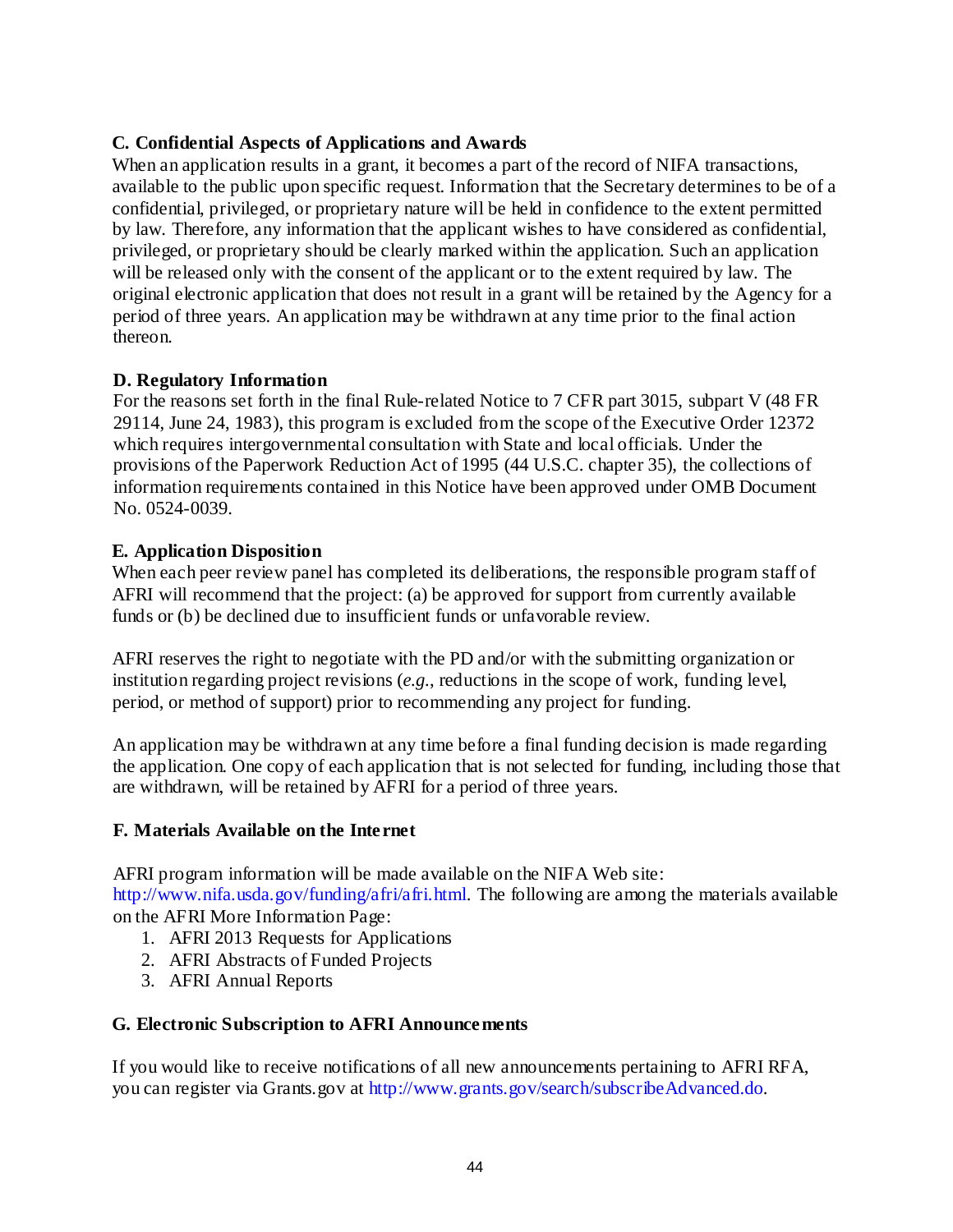### C. Confidential Aspects of Applications and Awards

When an application results in a grant, it becomes a part of the record of NIFA transactions, available to the public upon specific request. Information that the Secretary determines to be of a confidential, privileged, or proprietary nature will be held in confidence to the extent permitted by law. Therefore, any information that the applicant wishes to have considered as confidential, privileged, or proprietary should be clearly marked within the application. Such an application will be released only with the consent of the applicant or to the extent required by law. The original electronic application that does not result in a grant will be retained by the Agency for a period of three years. An application may be withdrawn at any time prior to the final action thereon.

### D. Regulatory Information

For the reasons set forth in the final Rule-related Notice to 7 CFR part 3015, subpart V (48 FR 29114, June 24, 1983), this program is excluded from the scope of the Executive Order 12372 which requires intergovernmental consultation with State and local officials. Under the provisions of the Paperwork Reduction Act of 1995 (44 U.S.C. chapter 35), the collections of information requirements contained in this Notice have been approved under OMB Document No. 0524-0039.

### E. Application Disposition

When each peer review panel has completed its deliberations, the responsible program staff of AFRI will recommend that the project: (a) be approved for support from currently available funds or (b) be declined due to insufficient funds or unfavorable review.

AFRI reserves the right to negotiate with the PD and/or with the submitting organization or institution regarding project revisions (*e.g.*, reductions in the scope of work, funding level, period, or method of support) prior to recommending any project for funding.

An application may be withdrawn at any time before a final funding decision is made regarding the application. One copy of each application that is not selected for funding, including those that are withdrawn, will be retained by AFRI for a period of three years.

### F. Materials Available on the Internet

AFRI program information will be made available on the NIFA Web site: http://www.nifa.usda.gov/funding/afri/afri.html. The following are among the materials available on the AFRI More Information Page:

1. AFRI 2013 Requests for Applications
2. AFRI Abstracts of Funded Projects
3. AFRI Annual Reports

### G. Electronic Subscription to AFRI Announcements

If you would like to receive notifications of all new announcements pertaining to AFRI RFA, you can register via Grants.gov at http://www.grants.gov/search/subscribeAdvanced.do.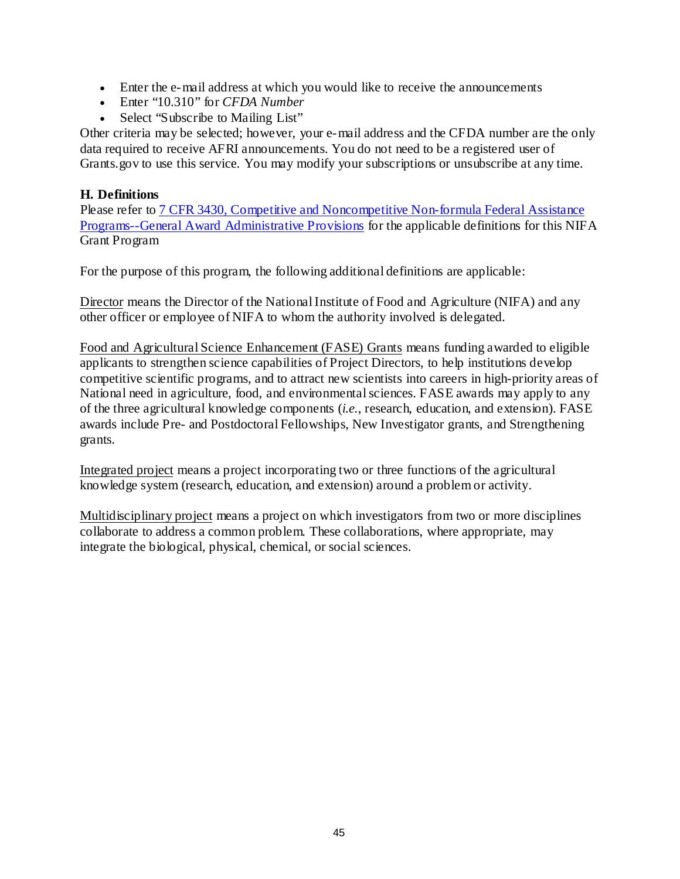- Enter the e-mail address at which you would like to receive the announcements
- Enter "10.310" for *CFDA Number*
- Select "Subscribe to Mailing List"

Other criteria may be selected; however, your e-mail address and the CFDA number are the only data required to receive AFRI announcements. You do not need to be a registered user of Grants.gov to use this service. You may modify your subscriptions or unsubscribe at any time.

**H. Definitions**

Please refer to 7 CFR 3430, Competitive and Noncompetitive Non-formula Federal Assistance Programs--General Award Administrative Provisions for the applicable definitions for this NIFA Grant Program

For the purpose of this program, the following additional definitions are applicable:

Director means the Director of the National Institute of Food and Agriculture (NIFA) and any other officer or employee of NIFA to whom the authority involved is delegated.

Food and Agricultural Science Enhancement (FASE) Grants means funding awarded to eligible applicants to strengthen science capabilities of Project Directors, to help institutions develop competitive scientific programs, and to attract new scientists into careers in high-priority areas of National need in agriculture, food, and environmental sciences. FASE awards may apply to any of the three agricultural knowledge components (*i.e.*, research, education, and extension). FASE awards include Pre- and Postdoctoral Fellowships, New Investigator grants, and Strengthening grants.

Integrated project means a project incorporating two or three functions of the agricultural knowledge system (research, education, and extension) around a problem or activity.

Multidisciplinary project means a project on which investigators from two or more disciplines collaborate to address a common problem. These collaborations, where appropriate, may integrate the biological, physical, chemical, or social sciences.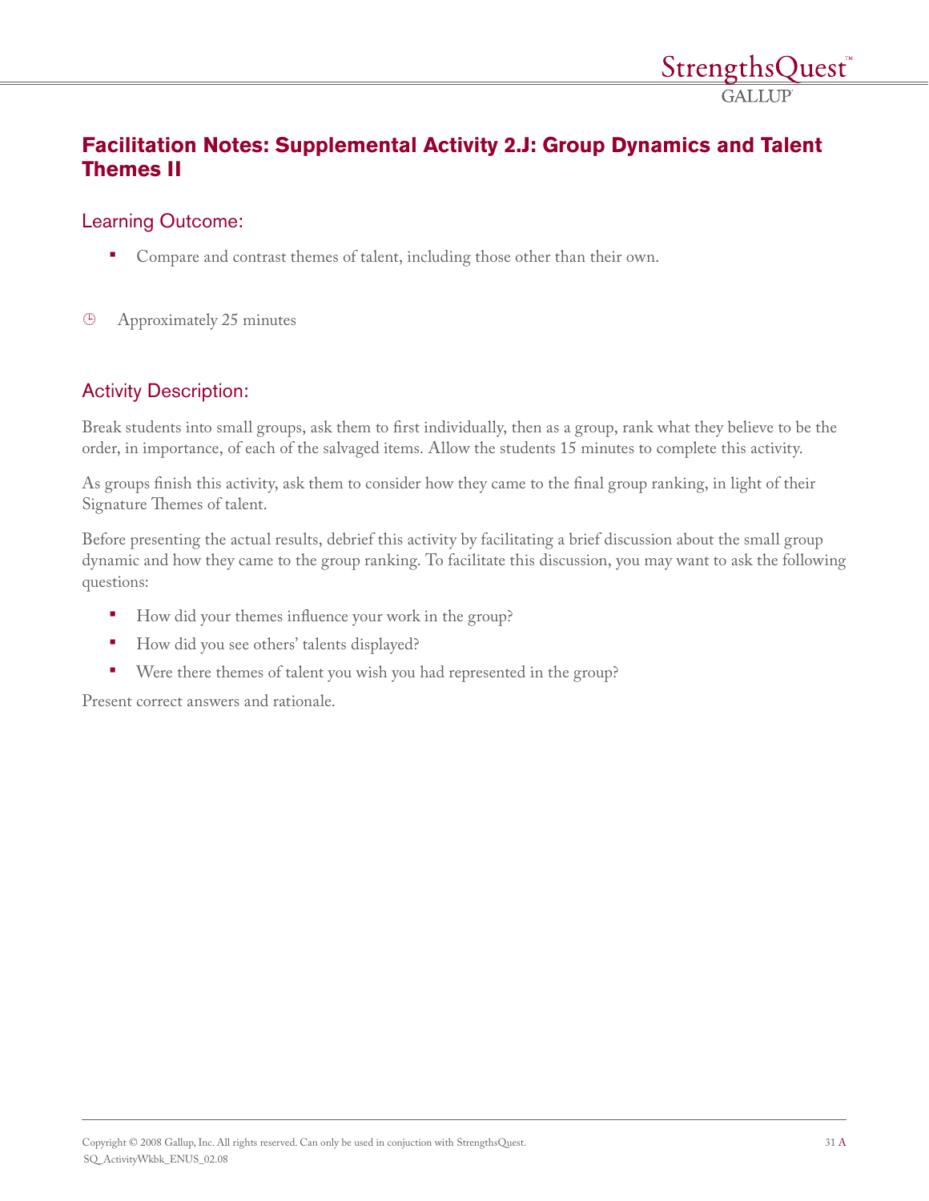## Facilitation Notes: Supplemental Activity 2.J: Group Dynamics and Talent Themes II

### Learning Outcome:

- Compare and contrast themes of talent, including those other than their own.

Approximately 25 minutes

### Activity Description:

Break students into small groups, ask them to first individually, then as a group, rank what they believe to be the order, in importance, of each of the salvaged items. Allow the students 15 minutes to complete this activity.

As groups finish this activity, ask them to consider how they came to the final group ranking, in light of their Signature Themes of talent.

Before presenting the actual results, debrief this activity by facilitating a brief discussion about the small group dynamic and how they came to the group ranking. To facilitate this discussion, you may want to ask the following questions:

- How did your themes influence your work in the group?
- How did you see others' talents displayed?
- Were there themes of talent you wish you had represented in the group?

Present correct answers and rationale.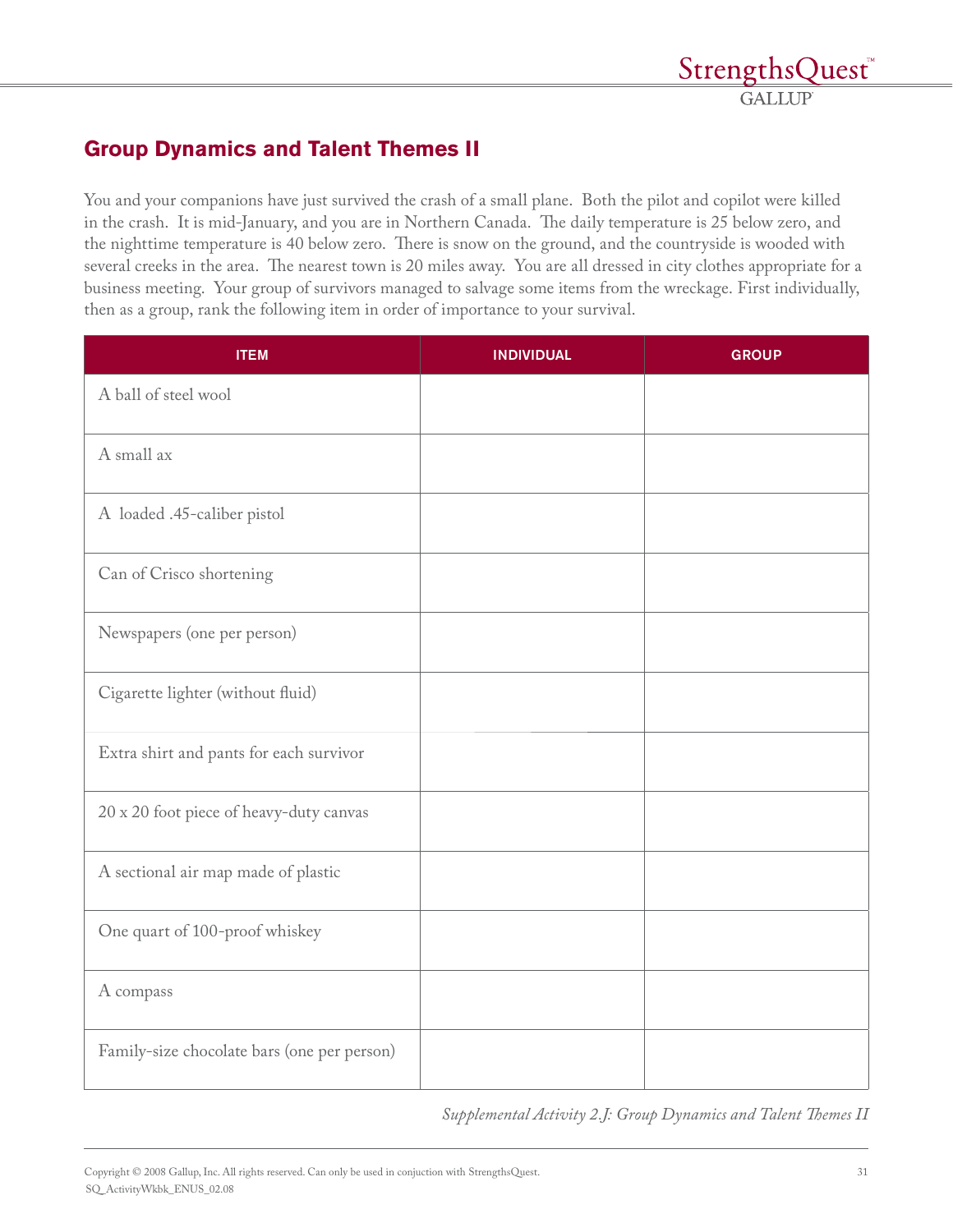## Group Dynamics and Talent Themes II

You and your companions have just survived the crash of a small plane. Both the pilot and copilot were killed in the crash. It is mid-January, and you are in Northern Canada. The daily temperature is 25 below zero, and the nighttime temperature is 40 below zero. There is snow on the ground, and the countryside is wooded with several creeks in the area. The nearest town is 20 miles away. You are all dressed in city clothes appropriate for a business meeting. Your group of survivors managed to salvage some items from the wreckage. First individually, then as a group, rank the following item in order of importance to your survival.

| ITEM | INDIVIDUAL | GROUP |
|---|---|---|
| A ball of steel wool | | |
| A small ax | | |
| A loaded .45-caliber pistol | | |
| Can of Crisco shortening | | |
| Newspapers (one per person) | | |
| Cigarette lighter (without fluid) | | |
| Extra shirt and pants for each survivor | | |
| 20 x 20 foot piece of heavy-duty canvas | | |
| A sectional air map made of plastic | | |
| One quart of 100-proof whiskey | | |
| A compass | | |
| Family-size chocolate bars (one per person) | | |

*Supplemental Activity 2.J: Group Dynamics and Talent Themes II*

Copyright © 2008 Gallup, Inc. All rights reserved. Can only be used in conjuction with StrengthsQuest.
SQ_ActivityWkbk_ENUS_02.08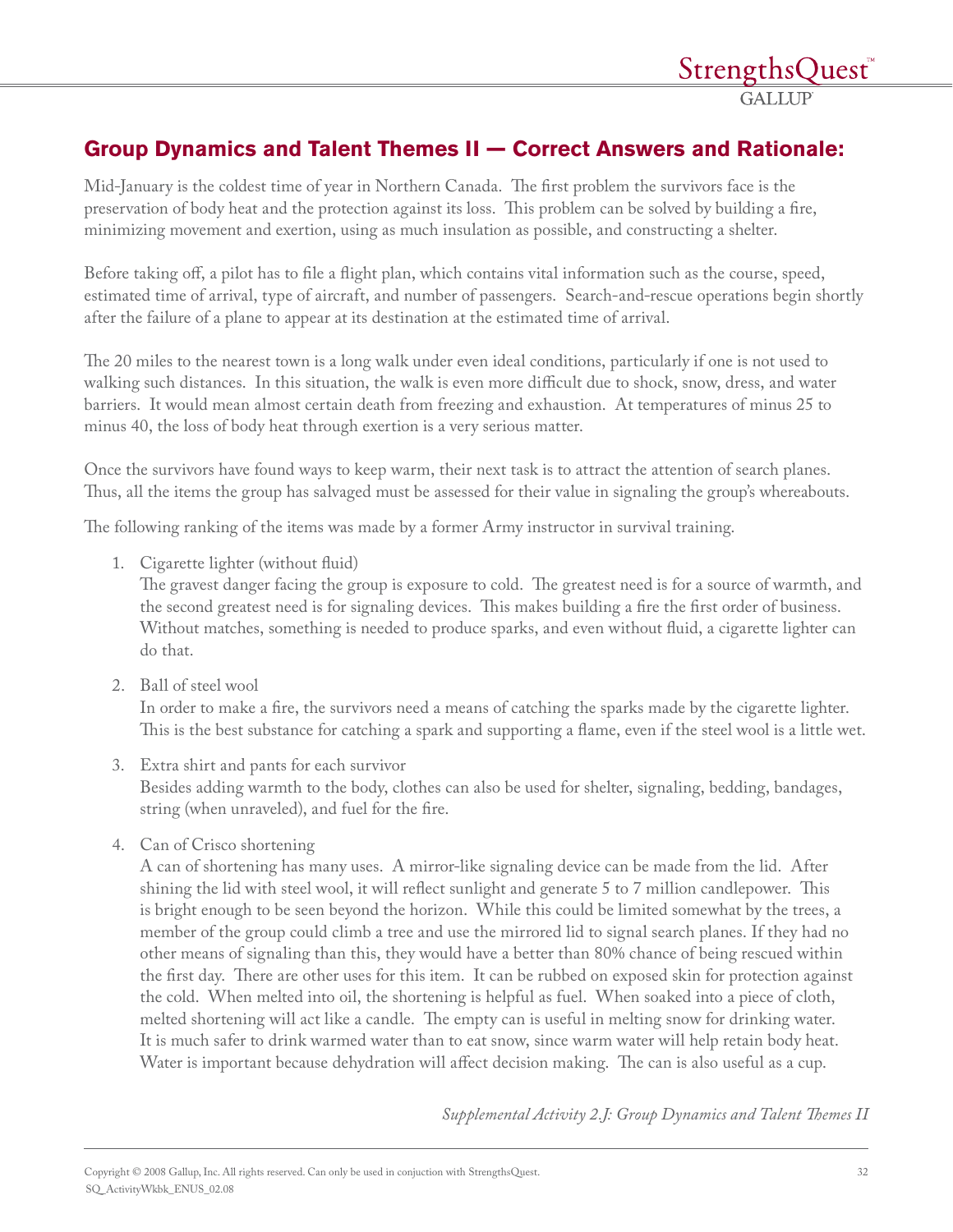## Group Dynamics and Talent Themes II — Correct Answers and Rationale:

Mid-January is the coldest time of year in Northern Canada. The first problem the survivors face is the preservation of body heat and the protection against its loss. This problem can be solved by building a fire, minimizing movement and exertion, using as much insulation as possible, and constructing a shelter.

Before taking off, a pilot has to file a flight plan, which contains vital information such as the course, speed, estimated time of arrival, type of aircraft, and number of passengers. Search-and-rescue operations begin shortly after the failure of a plane to appear at its destination at the estimated time of arrival.

The 20 miles to the nearest town is a long walk under even ideal conditions, particularly if one is not used to walking such distances. In this situation, the walk is even more difficult due to shock, snow, dress, and water barriers. It would mean almost certain death from freezing and exhaustion. At temperatures of minus 25 to minus 40, the loss of body heat through exertion is a very serious matter.

Once the survivors have found ways to keep warm, their next task is to attract the attention of search planes. Thus, all the items the group has salvaged must be assessed for their value in signaling the group's whereabouts.

The following ranking of the items was made by a former Army instructor in survival training.

1. Cigarette lighter (without fluid)
   The gravest danger facing the group is exposure to cold. The greatest need is for a source of warmth, and the second greatest need is for signaling devices. This makes building a fire the first order of business. Without matches, something is needed to produce sparks, and even without fluid, a cigarette lighter can do that.

2. Ball of steel wool
   In order to make a fire, the survivors need a means of catching the sparks made by the cigarette lighter. This is the best substance for catching a spark and supporting a flame, even if the steel wool is a little wet.

3. Extra shirt and pants for each survivor
   Besides adding warmth to the body, clothes can also be used for shelter, signaling, bedding, bandages, string (when unraveled), and fuel for the fire.

4. Can of Crisco shortening
   A can of shortening has many uses. A mirror-like signaling device can be made from the lid. After shining the lid with steel wool, it will reflect sunlight and generate 5 to 7 million candlepower. This is bright enough to be seen beyond the horizon. While this could be limited somewhat by the trees, a member of the group could climb a tree and use the mirrored lid to signal search planes. If they had no other means of signaling than this, they would have a better than 80% chance of being rescued within the first day. There are other uses for this item. It can be rubbed on exposed skin for protection against the cold. When melted into oil, the shortening is helpful as fuel. When soaked into a piece of cloth, melted shortening will act like a candle. The empty can is useful in melting snow for drinking water. It is much safer to drink warmed water than to eat snow, since warm water will help retain body heat. Water is important because dehydration will affect decision making. The can is also useful as a cup.

*Supplemental Activity 2.J: Group Dynamics and Talent Themes II*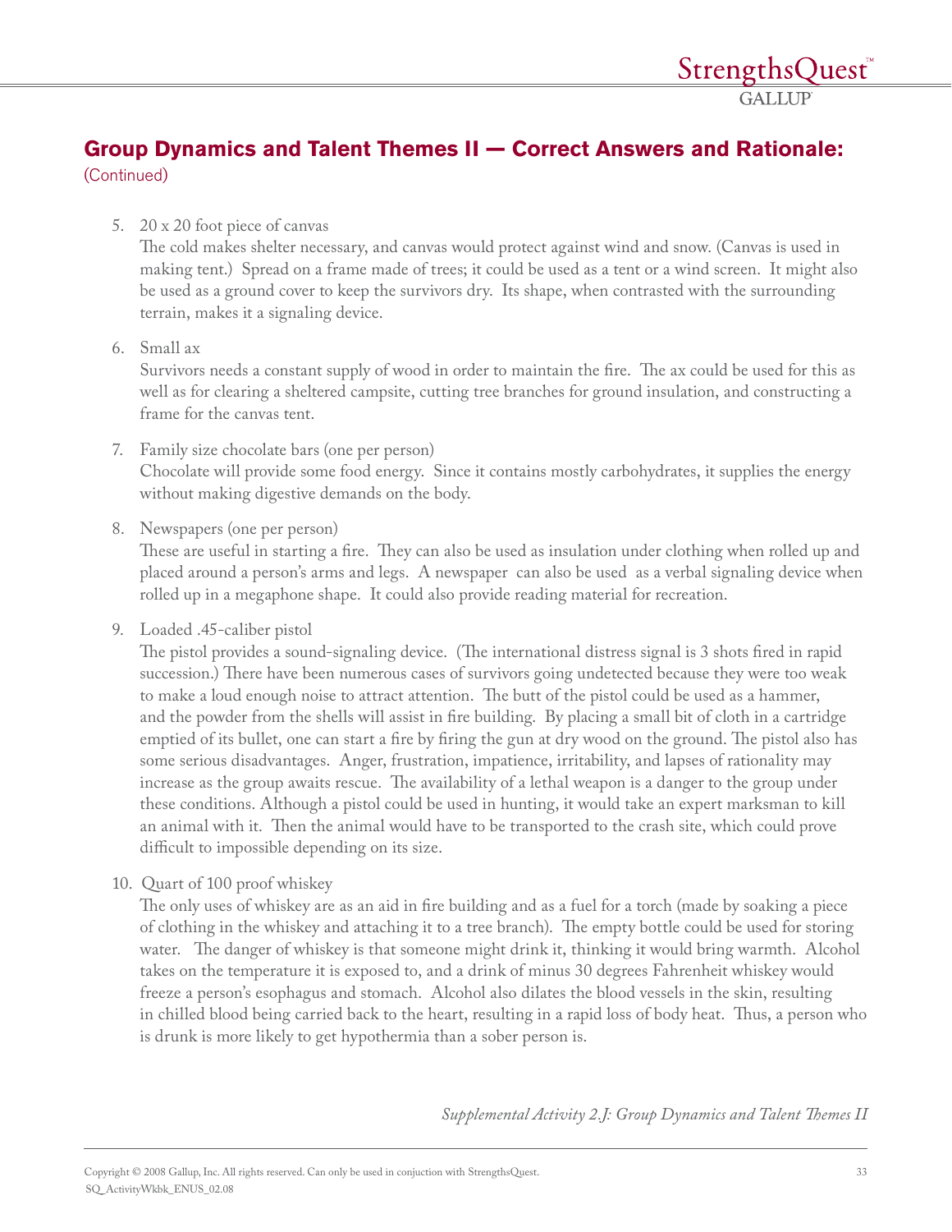## Group Dynamics and Talent Themes II — Correct Answers and Rationale:

(Continued)

5. 20 x 20 foot piece of canvas
   The cold makes shelter necessary, and canvas would protect against wind and snow. (Canvas is used in making tent.) Spread on a frame made of trees; it could be used as a tent or a wind screen. It might also be used as a ground cover to keep the survivors dry. Its shape, when contrasted with the surrounding terrain, makes it a signaling device.

6. Small ax
   Survivors needs a constant supply of wood in order to maintain the fire. The ax could be used for this as well as for clearing a sheltered campsite, cutting tree branches for ground insulation, and constructing a frame for the canvas tent.

7. Family size chocolate bars (one per person)
   Chocolate will provide some food energy. Since it contains mostly carbohydrates, it supplies the energy without making digestive demands on the body.

8. Newspapers (one per person)
   These are useful in starting a fire. They can also be used as insulation under clothing when rolled up and placed around a person's arms and legs. A newspaper can also be used as a verbal signaling device when rolled up in a megaphone shape. It could also provide reading material for recreation.

9. Loaded .45-caliber pistol
   The pistol provides a sound-signaling device. (The international distress signal is 3 shots fired in rapid succession.) There have been numerous cases of survivors going undetected because they were too weak to make a loud enough noise to attract attention. The butt of the pistol could be used as a hammer, and the powder from the shells will assist in fire building. By placing a small bit of cloth in a cartridge emptied of its bullet, one can start a fire by firing the gun at dry wood on the ground. The pistol also has some serious disadvantages. Anger, frustration, impatience, irritability, and lapses of rationality may increase as the group awaits rescue. The availability of a lethal weapon is a danger to the group under these conditions. Although a pistol could be used in hunting, it would take an expert marksman to kill an animal with it. Then the animal would have to be transported to the crash site, which could prove difficult to impossible depending on its size.

10. Quart of 100 proof whiskey
    The only uses of whiskey are as an aid in fire building and as a fuel for a torch (made by soaking a piece of clothing in the whiskey and attaching it to a tree branch). The empty bottle could be used for storing water. The danger of whiskey is that someone might drink it, thinking it would bring warmth. Alcohol takes on the temperature it is exposed to, and a drink of minus 30 degrees Fahrenheit whiskey would freeze a person's esophagus and stomach. Alcohol also dilates the blood vessels in the skin, resulting in chilled blood being carried back to the heart, resulting in a rapid loss of body heat. Thus, a person who is drunk is more likely to get hypothermia than a sober person is.

*Supplemental Activity 2.J: Group Dynamics and Talent Themes II*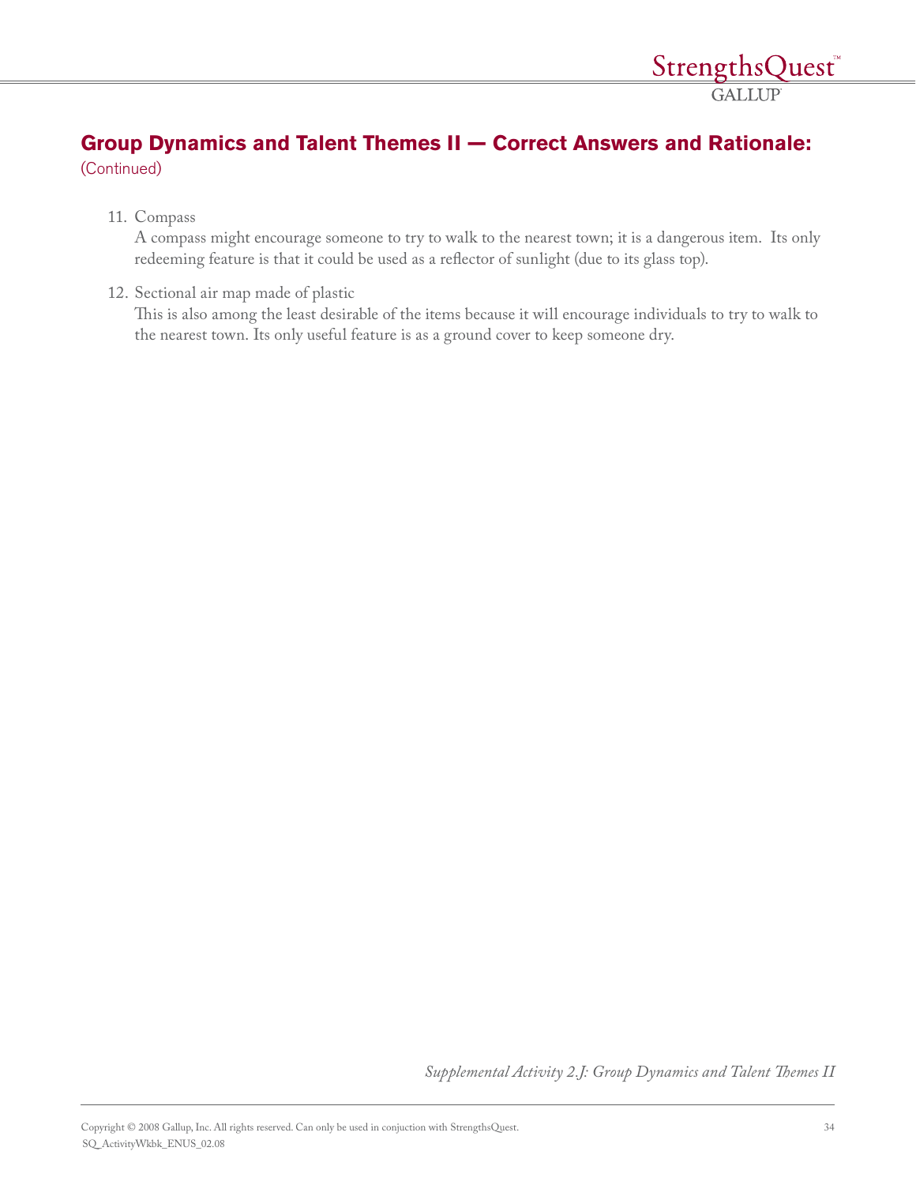## Group Dynamics and Talent Themes II — Correct Answers and Rationale:

(Continued)

11. Compass
    A compass might encourage someone to try to walk to the nearest town; it is a dangerous item. Its only redeeming feature is that it could be used as a reflector of sunlight (due to its glass top).

12. Sectional air map made of plastic
    This is also among the least desirable of the items because it will encourage individuals to try to walk to the nearest town. Its only useful feature is as a ground cover to keep someone dry.